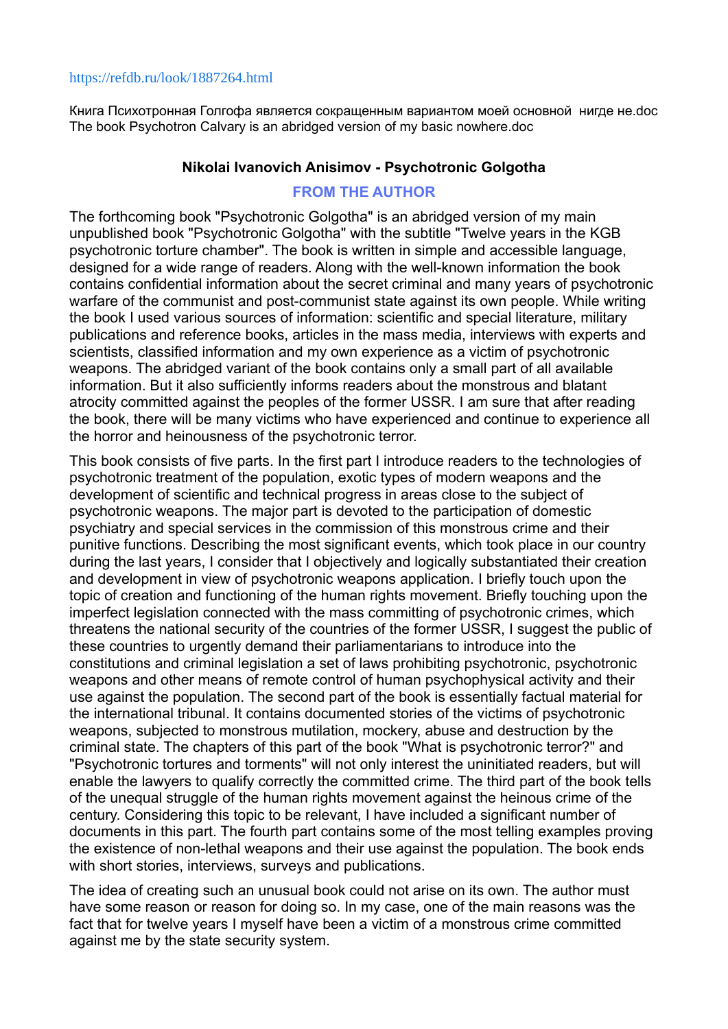https://refdb.ru/look/1887264.html

Книга Психотронная Голгофа является сокращенным вариантом моей основной нигде не.doc
The book Psychotron Calvary is an abridged version of my basic nowhere.doc

## Nikolai Ivanovich Anisimov - Psychotronic Golgotha

### FROM THE AUTHOR

The forthcoming book "Psychotronic Golgotha" is an abridged version of my main unpublished book "Psychotronic Golgotha" with the subtitle "Twelve years in the KGB psychotronic torture chamber". The book is written in simple and accessible language, designed for a wide range of readers. Along with the well-known information the book contains confidential information about the secret criminal and many years of psychotronic warfare of the communist and post-communist state against its own people. While writing the book I used various sources of information: scientific and special literature, military publications and reference books, articles in the mass media, interviews with experts and scientists, classified information and my own experience as a victim of psychotronic weapons. The abridged variant of the book contains only a small part of all available information. But it also sufficiently informs readers about the monstrous and blatant atrocity committed against the peoples of the former USSR. I am sure that after reading the book, there will be many victims who have experienced and continue to experience all the horror and heinousness of the psychotronic terror.

This book consists of five parts. In the first part I introduce readers to the technologies of psychotronic treatment of the population, exotic types of modern weapons and the development of scientific and technical progress in areas close to the subject of psychotronic weapons. The major part is devoted to the participation of domestic psychiatry and special services in the commission of this monstrous crime and their punitive functions. Describing the most significant events, which took place in our country during the last years, I consider that I objectively and logically substantiated their creation and development in view of psychotronic weapons application. I briefly touch upon the topic of creation and functioning of the human rights movement. Briefly touching upon the imperfect legislation connected with the mass committing of psychotronic crimes, which threatens the national security of the countries of the former USSR, I suggest the public of these countries to urgently demand their parliamentarians to introduce into the constitutions and criminal legislation a set of laws prohibiting psychotronic, psychotronic weapons and other means of remote control of human psychophysical activity and their use against the population. The second part of the book is essentially factual material for the international tribunal. It contains documented stories of the victims of psychotronic weapons, subjected to monstrous mutilation, mockery, abuse and destruction by the criminal state. The chapters of this part of the book "What is psychotronic terror?" and "Psychotronic tortures and torments" will not only interest the uninitiated readers, but will enable the lawyers to qualify correctly the committed crime. The third part of the book tells of the unequal struggle of the human rights movement against the heinous crime of the century. Considering this topic to be relevant, I have included a significant number of documents in this part. The fourth part contains some of the most telling examples proving the existence of non-lethal weapons and their use against the population. The book ends with short stories, interviews, surveys and publications.

The idea of creating such an unusual book could not arise on its own. The author must have some reason or reason for doing so. In my case, one of the main reasons was the fact that for twelve years I myself have been a victim of a monstrous crime committed against me by the state security system.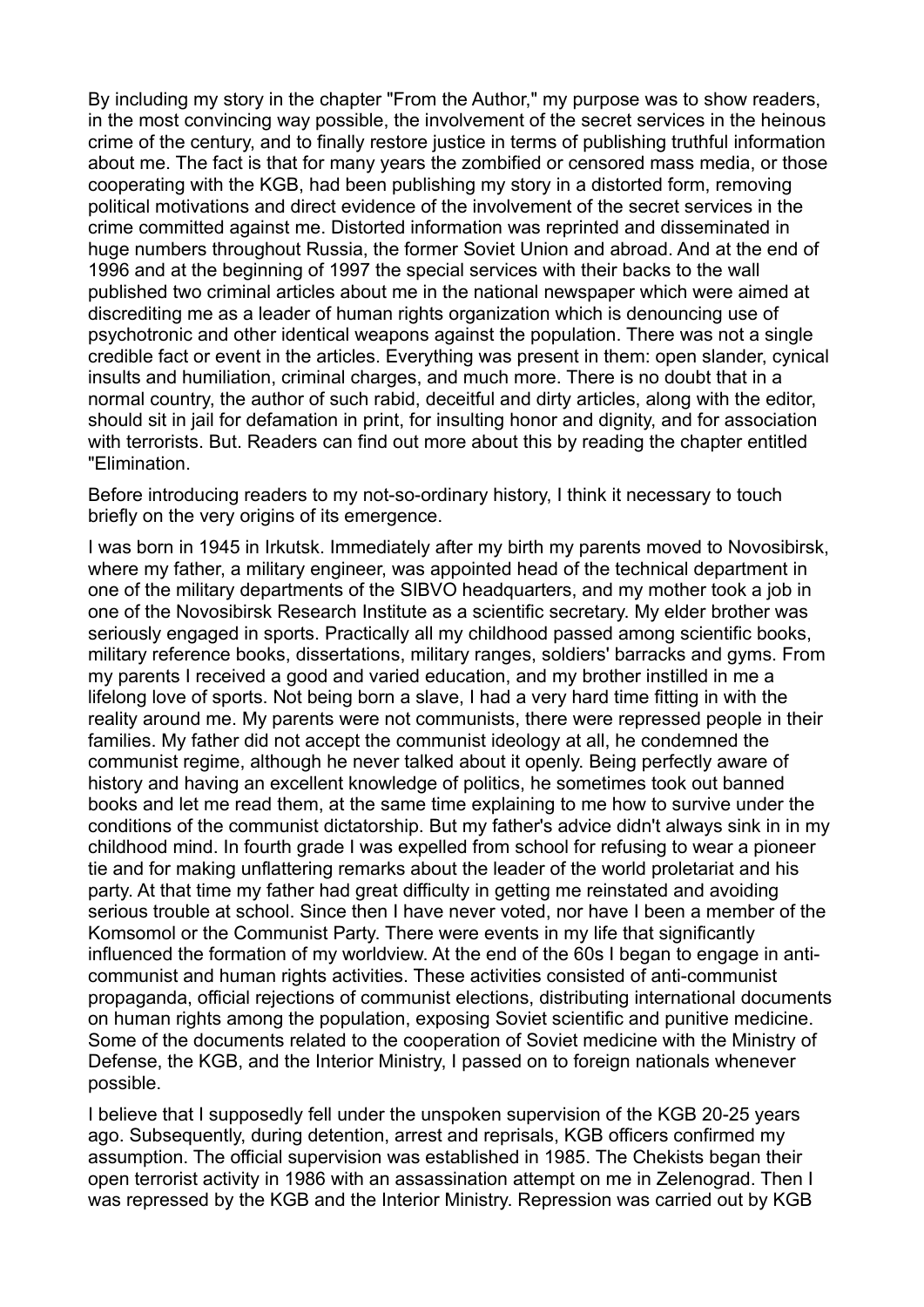By including my story in the chapter "From the Author," my purpose was to show readers, in the most convincing way possible, the involvement of the secret services in the heinous crime of the century, and to finally restore justice in terms of publishing truthful information about me. The fact is that for many years the zombified or censored mass media, or those cooperating with the KGB, had been publishing my story in a distorted form, removing political motivations and direct evidence of the involvement of the secret services in the crime committed against me. Distorted information was reprinted and disseminated in huge numbers throughout Russia, the former Soviet Union and abroad. And at the end of 1996 and at the beginning of 1997 the special services with their backs to the wall published two criminal articles about me in the national newspaper which were aimed at discrediting me as a leader of human rights organization which is denouncing use of psychotronic and other identical weapons against the population. There was not a single credible fact or event in the articles. Everything was present in them: open slander, cynical insults and humiliation, criminal charges, and much more. There is no doubt that in a normal country, the author of such rabid, deceitful and dirty articles, along with the editor, should sit in jail for defamation in print, for insulting honor and dignity, and for association with terrorists. But. Readers can find out more about this by reading the chapter entitled "Elimination.

Before introducing readers to my not-so-ordinary history, I think it necessary to touch briefly on the very origins of its emergence.

I was born in 1945 in Irkutsk. Immediately after my birth my parents moved to Novosibirsk, where my father, a military engineer, was appointed head of the technical department in one of the military departments of the SIBVO headquarters, and my mother took a job in one of the Novosibirsk Research Institute as a scientific secretary. My elder brother was seriously engaged in sports. Practically all my childhood passed among scientific books, military reference books, dissertations, military ranges, soldiers' barracks and gyms. From my parents I received a good and varied education, and my brother instilled in me a lifelong love of sports. Not being born a slave, I had a very hard time fitting in with the reality around me. My parents were not communists, there were repressed people in their families. My father did not accept the communist ideology at all, he condemned the communist regime, although he never talked about it openly. Being perfectly aware of history and having an excellent knowledge of politics, he sometimes took out banned books and let me read them, at the same time explaining to me how to survive under the conditions of the communist dictatorship. But my father's advice didn't always sink in in my childhood mind. In fourth grade I was expelled from school for refusing to wear a pioneer tie and for making unflattering remarks about the leader of the world proletariat and his party. At that time my father had great difficulty in getting me reinstated and avoiding serious trouble at school. Since then I have never voted, nor have I been a member of the Komsomol or the Communist Party. There were events in my life that significantly influenced the formation of my worldview. At the end of the 60s I began to engage in anti-communist and human rights activities. These activities consisted of anti-communist propaganda, official rejections of communist elections, distributing international documents on human rights among the population, exposing Soviet scientific and punitive medicine. Some of the documents related to the cooperation of Soviet medicine with the Ministry of Defense, the KGB, and the Interior Ministry, I passed on to foreign nationals whenever possible.

I believe that I supposedly fell under the unspoken supervision of the KGB 20-25 years ago. Subsequently, during detention, arrest and reprisals, KGB officers confirmed my assumption. The official supervision was established in 1985. The Chekists began their open terrorist activity in 1986 with an assassination attempt on me in Zelenograd. Then I was repressed by the KGB and the Interior Ministry. Repression was carried out by KGB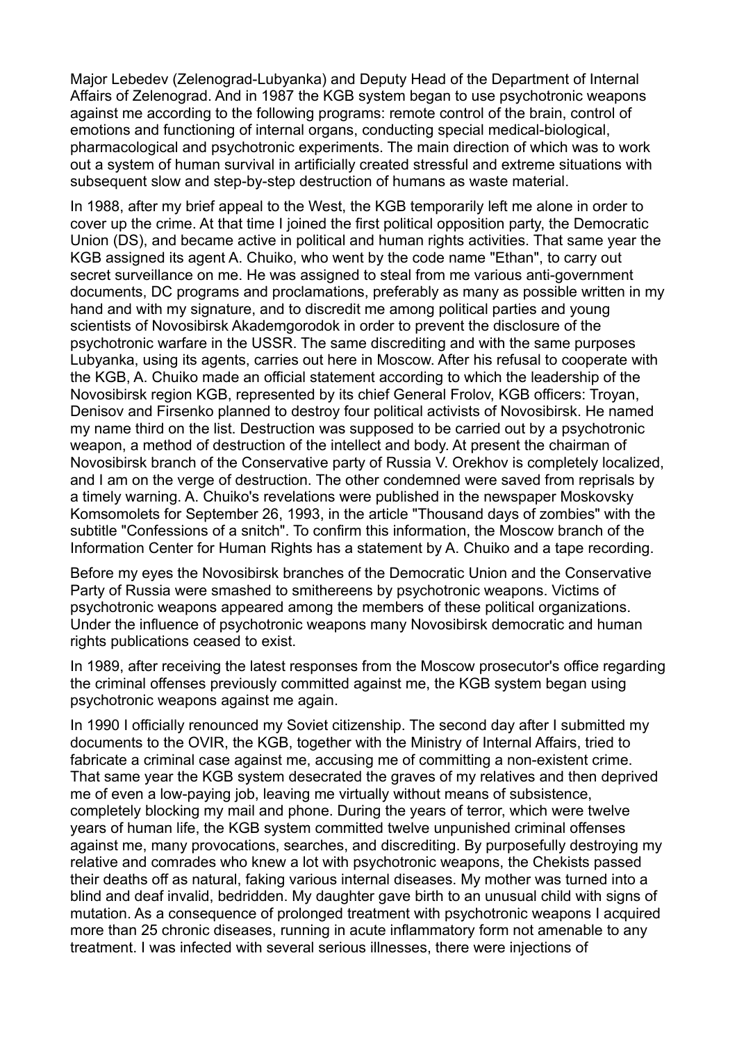Major Lebedev (Zelenograd-Lubyanka) and Deputy Head of the Department of Internal Affairs of Zelenograd. And in 1987 the KGB system began to use psychotronic weapons against me according to the following programs: remote control of the brain, control of emotions and functioning of internal organs, conducting special medical-biological, pharmacological and psychotronic experiments. The main direction of which was to work out a system of human survival in artificially created stressful and extreme situations with subsequent slow and step-by-step destruction of humans as waste material.

In 1988, after my brief appeal to the West, the KGB temporarily left me alone in order to cover up the crime. At that time I joined the first political opposition party, the Democratic Union (DS), and became active in political and human rights activities. That same year the KGB assigned its agent A. Chuiko, who went by the code name "Ethan", to carry out secret surveillance on me. He was assigned to steal from me various anti-government documents, DC programs and proclamations, preferably as many as possible written in my hand and with my signature, and to discredit me among political parties and young scientists of Novosibirsk Akademgorodok in order to prevent the disclosure of the psychotronic warfare in the USSR. The same discrediting and with the same purposes Lubyanka, using its agents, carries out here in Moscow. After his refusal to cooperate with the KGB, A. Chuiko made an official statement according to which the leadership of the Novosibirsk region KGB, represented by its chief General Frolov, KGB officers: Troyan, Denisov and Firsenko planned to destroy four political activists of Novosibirsk. He named my name third on the list. Destruction was supposed to be carried out by a psychotronic weapon, a method of destruction of the intellect and body. At present the chairman of Novosibirsk branch of the Conservative party of Russia V. Orekhov is completely localized, and I am on the verge of destruction. The other condemned were saved from reprisals by a timely warning. A. Chuiko's revelations were published in the newspaper Moskovsky Komsomolets for September 26, 1993, in the article "Thousand days of zombies" with the subtitle "Confessions of a snitch". To confirm this information, the Moscow branch of the Information Center for Human Rights has a statement by A. Chuiko and a tape recording.

Before my eyes the Novosibirsk branches of the Democratic Union and the Conservative Party of Russia were smashed to smithereens by psychotronic weapons. Victims of psychotronic weapons appeared among the members of these political organizations. Under the influence of psychotronic weapons many Novosibirsk democratic and human rights publications ceased to exist.

In 1989, after receiving the latest responses from the Moscow prosecutor's office regarding the criminal offenses previously committed against me, the KGB system began using psychotronic weapons against me again.

In 1990 I officially renounced my Soviet citizenship. The second day after I submitted my documents to the OVIR, the KGB, together with the Ministry of Internal Affairs, tried to fabricate a criminal case against me, accusing me of committing a non-existent crime. That same year the KGB system desecrated the graves of my relatives and then deprived me of even a low-paying job, leaving me virtually without means of subsistence, completely blocking my mail and phone. During the years of terror, which were twelve years of human life, the KGB system committed twelve unpunished criminal offenses against me, many provocations, searches, and discrediting. By purposefully destroying my relative and comrades who knew a lot with psychotronic weapons, the Chekists passed their deaths off as natural, faking various internal diseases. My mother was turned into a blind and deaf invalid, bedridden. My daughter gave birth to an unusual child with signs of mutation. As a consequence of prolonged treatment with psychotronic weapons I acquired more than 25 chronic diseases, running in acute inflammatory form not amenable to any treatment. I was infected with several serious illnesses, there were injections of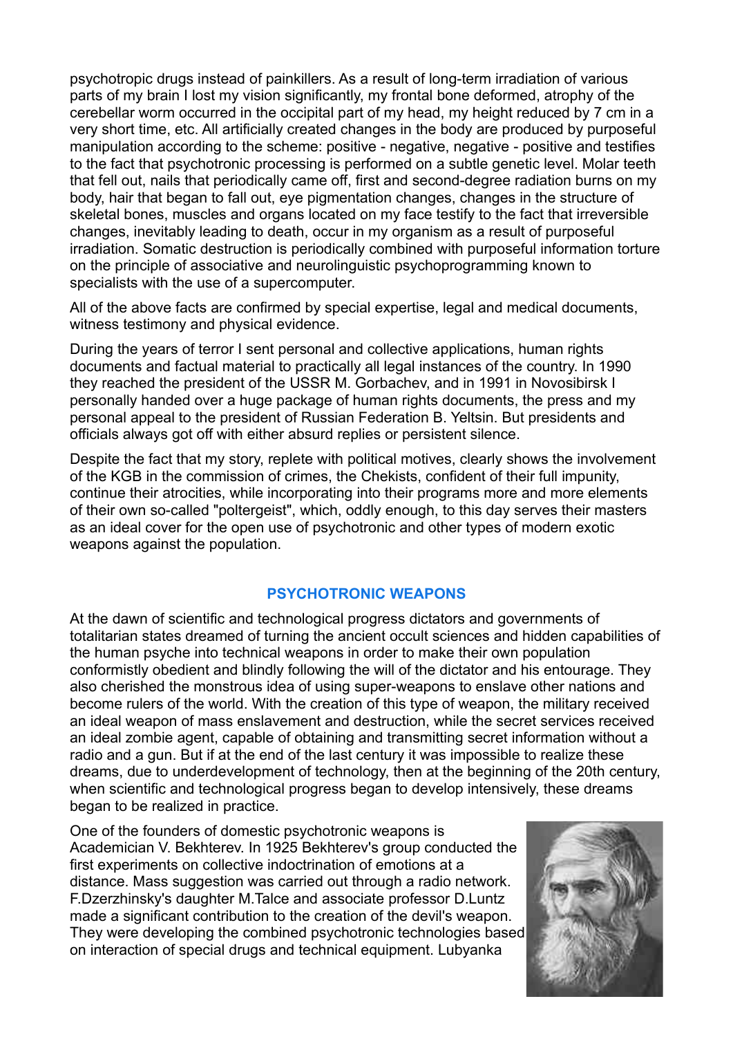psychotropic drugs instead of painkillers. As a result of long-term irradiation of various parts of my brain I lost my vision significantly, my frontal bone deformed, atrophy of the cerebellar worm occurred in the occipital part of my head, my height reduced by 7 cm in a very short time, etc. All artificially created changes in the body are produced by purposeful manipulation according to the scheme: positive - negative, negative - positive and testifies to the fact that psychotronic processing is performed on a subtle genetic level. Molar teeth that fell out, nails that periodically came off, first and second-degree radiation burns on my body, hair that began to fall out, eye pigmentation changes, changes in the structure of skeletal bones, muscles and organs located on my face testify to the fact that irreversible changes, inevitably leading to death, occur in my organism as a result of purposeful irradiation. Somatic destruction is periodically combined with purposeful information torture on the principle of associative and neurolinguistic psychoprogramming known to specialists with the use of a supercomputer.

All of the above facts are confirmed by special expertise, legal and medical documents, witness testimony and physical evidence.

During the years of terror I sent personal and collective applications, human rights documents and factual material to practically all legal instances of the country. In 1990 they reached the president of the USSR M. Gorbachev, and in 1991 in Novosibirsk I personally handed over a huge package of human rights documents, the press and my personal appeal to the president of Russian Federation B. Yeltsin. But presidents and officials always got off with either absurd replies or persistent silence.

Despite the fact that my story, replete with political motives, clearly shows the involvement of the KGB in the commission of crimes, the Chekists, confident of their full impunity, continue their atrocities, while incorporating into their programs more and more elements of their own so-called "poltergeist", which, oddly enough, to this day serves their masters as an ideal cover for the open use of psychotronic and other types of modern exotic weapons against the population.

## PSYCHOTRONIC WEAPONS

At the dawn of scientific and technological progress dictators and governments of totalitarian states dreamed of turning the ancient occult sciences and hidden capabilities of the human psyche into technical weapons in order to make their own population conformistly obedient and blindly following the will of the dictator and his entourage. They also cherished the monstrous idea of using super-weapons to enslave other nations and become rulers of the world. With the creation of this type of weapon, the military received an ideal weapon of mass enslavement and destruction, while the secret services received an ideal zombie agent, capable of obtaining and transmitting secret information without a radio and a gun. But if at the end of the last century it was impossible to realize these dreams, due to underdevelopment of technology, then at the beginning of the 20th century, when scientific and technological progress began to develop intensively, these dreams began to be realized in practice.

One of the founders of domestic psychotronic weapons is Academician V. Bekhterev. In 1925 Bekhterev's group conducted the first experiments on collective indoctrination of emotions at a distance. Mass suggestion was carried out through a radio network. F.Dzerzhinsky's daughter M.Talce and associate professor D.Luntz made a significant contribution to the creation of the devil's weapon. They were developing the combined psychotronic technologies based on interaction of special drugs and technical equipment. Lubyanka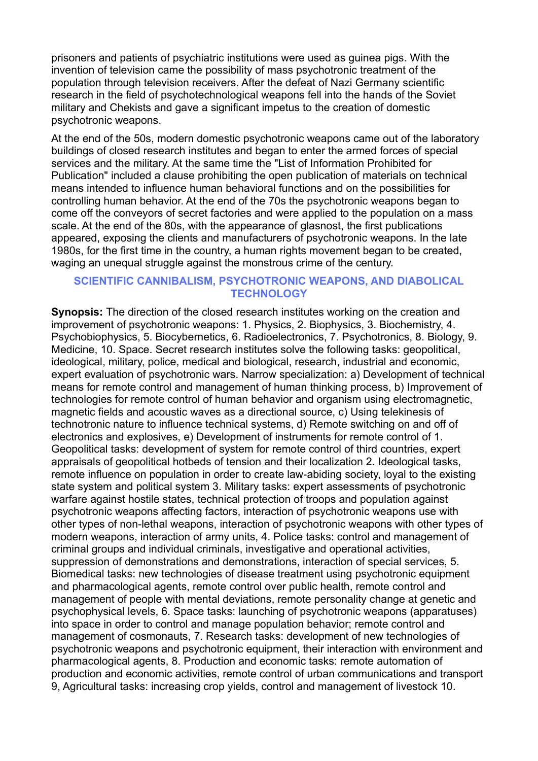prisoners and patients of psychiatric institutions were used as guinea pigs. With the invention of television came the possibility of mass psychotronic treatment of the population through television receivers. After the defeat of Nazi Germany scientific research in the field of psychotechnological weapons fell into the hands of the Soviet military and Chekists and gave a significant impetus to the creation of domestic psychotronic weapons.

At the end of the 50s, modern domestic psychotronic weapons came out of the laboratory buildings of closed research institutes and began to enter the armed forces of special services and the military. At the same time the "List of Information Prohibited for Publication" included a clause prohibiting the open publication of materials on technical means intended to influence human behavioral functions and on the possibilities for controlling human behavior. At the end of the 70s the psychotronic weapons began to come off the conveyors of secret factories and were applied to the population on a mass scale. At the end of the 80s, with the appearance of glasnost, the first publications appeared, exposing the clients and manufacturers of psychotronic weapons. In the late 1980s, for the first time in the country, a human rights movement began to be created, waging an unequal struggle against the monstrous crime of the century.

## SCIENTIFIC CANNIBALISM, PSYCHOTRONIC WEAPONS, AND DIABOLICAL TECHNOLOGY

**Synopsis:** The direction of the closed research institutes working on the creation and improvement of psychotronic weapons: 1. Physics, 2. Biophysics, 3. Biochemistry, 4. Psychobiophysics, 5. Biocybernetics, 6. Radioelectronics, 7. Psychotronics, 8. Biology, 9. Medicine, 10. Space. Secret research institutes solve the following tasks: geopolitical, ideological, military, police, medical and biological, research, industrial and economic, expert evaluation of psychotronic wars. Narrow specialization: a) Development of technical means for remote control and management of human thinking process, b) Improvement of technologies for remote control of human behavior and organism using electromagnetic, magnetic fields and acoustic waves as a directional source, c) Using telekinesis of technotronic nature to influence technical systems, d) Remote switching on and off of electronics and explosives, e) Development of instruments for remote control of 1. Geopolitical tasks: development of system for remote control of third countries, expert appraisals of geopolitical hotbeds of tension and their localization 2. Ideological tasks, remote influence on population in order to create law-abiding society, loyal to the existing state system and political system 3. Military tasks: expert assessments of psychotronic warfare against hostile states, technical protection of troops and population against psychotronic weapons affecting factors, interaction of psychotronic weapons use with other types of non-lethal weapons, interaction of psychotronic weapons with other types of modern weapons, interaction of army units, 4. Police tasks: control and management of criminal groups and individual criminals, investigative and operational activities, suppression of demonstrations and demonstrations, interaction of special services, 5. Biomedical tasks: new technologies of disease treatment using psychotronic equipment and pharmacological agents, remote control over public health, remote control and management of people with mental deviations, remote personality change at genetic and psychophysical levels, 6. Space tasks: launching of psychotronic weapons (apparatuses) into space in order to control and manage population behavior; remote control and management of cosmonauts, 7. Research tasks: development of new technologies of psychotronic weapons and psychotronic equipment, their interaction with environment and pharmacological agents, 8. Production and economic tasks: remote automation of production and economic activities, remote control of urban communications and transport 9, Agricultural tasks: increasing crop yields, control and management of livestock 10.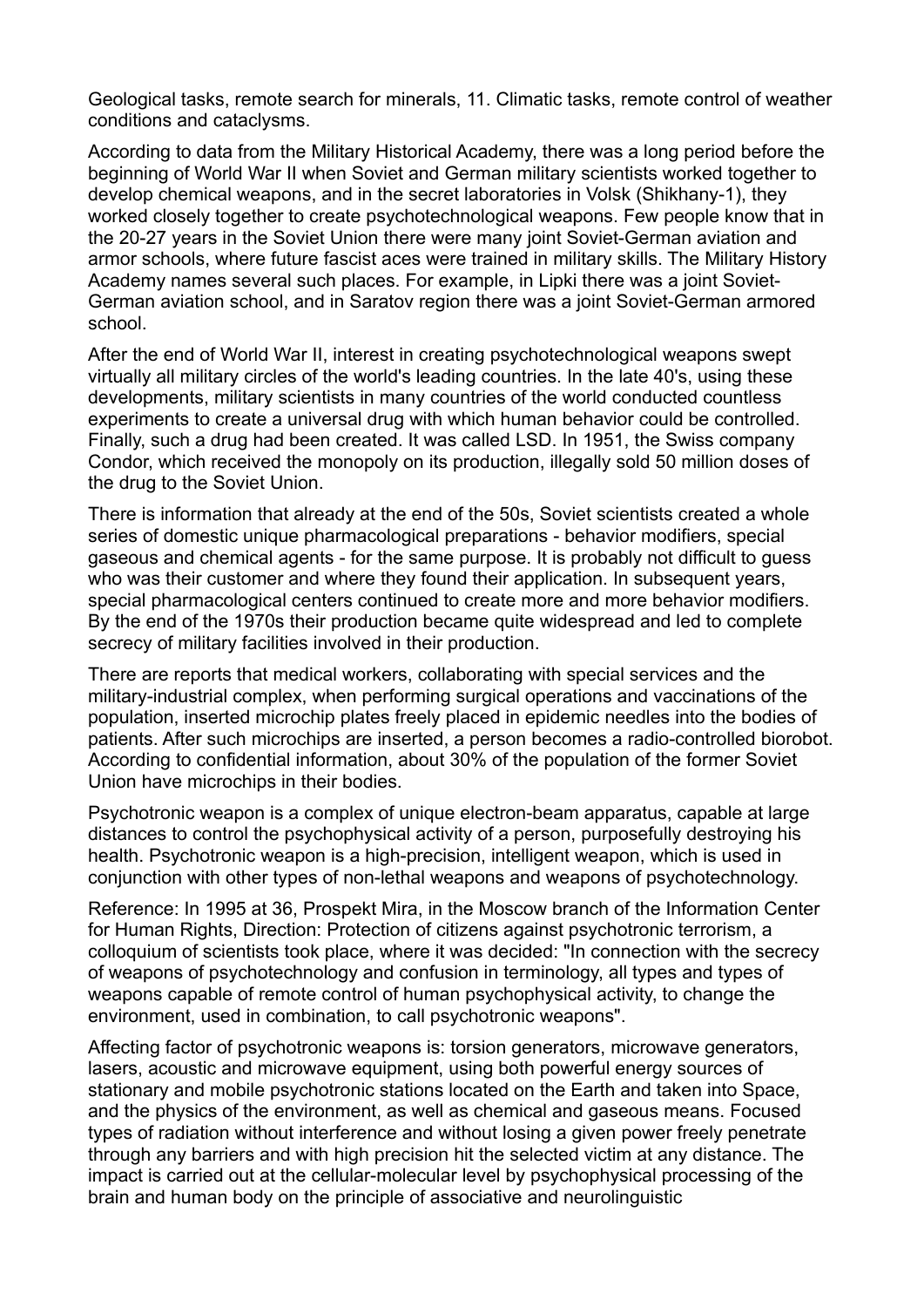Geological tasks, remote search for minerals, 11. Climatic tasks, remote control of weather conditions and cataclysms.

According to data from the Military Historical Academy, there was a long period before the beginning of World War II when Soviet and German military scientists worked together to develop chemical weapons, and in the secret laboratories in Volsk (Shikhany-1), they worked closely together to create psychotechnological weapons. Few people know that in the 20-27 years in the Soviet Union there were many joint Soviet-German aviation and armor schools, where future fascist aces were trained in military skills. The Military History Academy names several such places. For example, in Lipki there was a joint Soviet-German aviation school, and in Saratov region there was a joint Soviet-German armored school.

After the end of World War II, interest in creating psychotechnological weapons swept virtually all military circles of the world's leading countries. In the late 40's, using these developments, military scientists in many countries of the world conducted countless experiments to create a universal drug with which human behavior could be controlled. Finally, such a drug had been created. It was called LSD. In 1951, the Swiss company Condor, which received the monopoly on its production, illegally sold 50 million doses of the drug to the Soviet Union.

There is information that already at the end of the 50s, Soviet scientists created a whole series of domestic unique pharmacological preparations - behavior modifiers, special gaseous and chemical agents - for the same purpose. It is probably not difficult to guess who was their customer and where they found their application. In subsequent years, special pharmacological centers continued to create more and more behavior modifiers. By the end of the 1970s their production became quite widespread and led to complete secrecy of military facilities involved in their production.

There are reports that medical workers, collaborating with special services and the military-industrial complex, when performing surgical operations and vaccinations of the population, inserted microchip plates freely placed in epidemic needles into the bodies of patients. After such microchips are inserted, a person becomes a radio-controlled biorobot. According to confidential information, about 30% of the population of the former Soviet Union have microchips in their bodies.

Psychotronic weapon is a complex of unique electron-beam apparatus, capable at large distances to control the psychophysical activity of a person, purposefully destroying his health. Psychotronic weapon is a high-precision, intelligent weapon, which is used in conjunction with other types of non-lethal weapons and weapons of psychotechnology.

Reference: In 1995 at 36, Prospekt Mira, in the Moscow branch of the Information Center for Human Rights, Direction: Protection of citizens against psychotronic terrorism, a colloquium of scientists took place, where it was decided: "In connection with the secrecy of weapons of psychotechnology and confusion in terminology, all types and types of weapons capable of remote control of human psychophysical activity, to change the environment, used in combination, to call psychotronic weapons".

Affecting factor of psychotronic weapons is: torsion generators, microwave generators, lasers, acoustic and microwave equipment, using both powerful energy sources of stationary and mobile psychotronic stations located on the Earth and taken into Space, and the physics of the environment, as well as chemical and gaseous means. Focused types of radiation without interference and without losing a given power freely penetrate through any barriers and with high precision hit the selected victim at any distance. The impact is carried out at the cellular-molecular level by psychophysical processing of the brain and human body on the principle of associative and neurolinguistic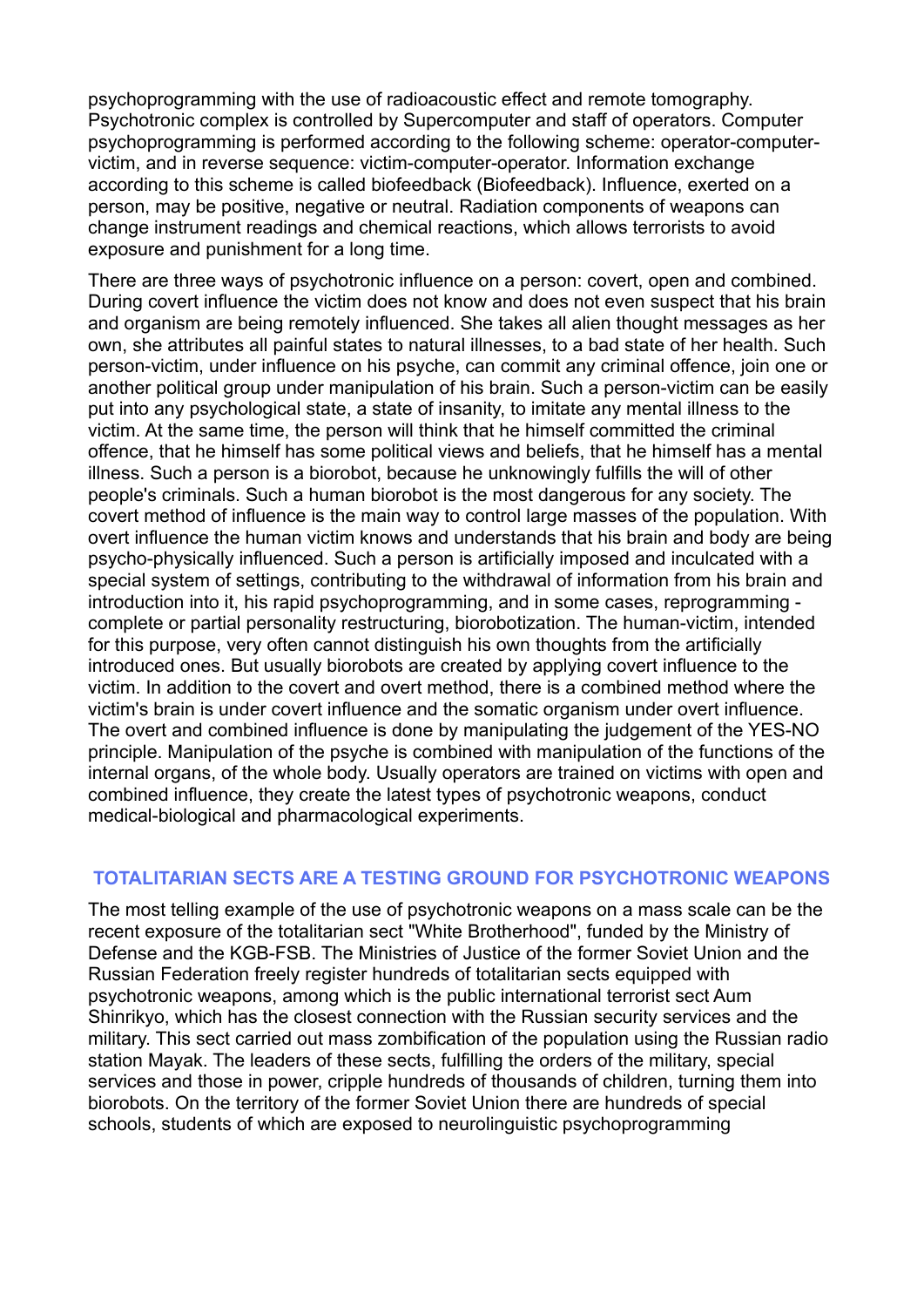psychoprogramming with the use of radioacoustic effect and remote tomography. Psychotronic complex is controlled by Supercomputer and staff of operators. Computer psychoprogramming is performed according to the following scheme: operator-computer-victim, and in reverse sequence: victim-computer-operator. Information exchange according to this scheme is called biofeedback (Biofeedback). Influence, exerted on a person, may be positive, negative or neutral. Radiation components of weapons can change instrument readings and chemical reactions, which allows terrorists to avoid exposure and punishment for a long time.

There are three ways of psychotronic influence on a person: covert, open and combined. During covert influence the victim does not know and does not even suspect that his brain and organism are being remotely influenced. She takes all alien thought messages as her own, she attributes all painful states to natural illnesses, to a bad state of her health. Such person-victim, under influence on his psyche, can commit any criminal offence, join one or another political group under manipulation of his brain. Such a person-victim can be easily put into any psychological state, a state of insanity, to imitate any mental illness to the victim. At the same time, the person will think that he himself committed the criminal offence, that he himself has some political views and beliefs, that he himself has a mental illness. Such a person is a biorobot, because he unknowingly fulfills the will of other people's criminals. Such a human biorobot is the most dangerous for any society. The covert method of influence is the main way to control large masses of the population. With overt influence the human victim knows and understands that his brain and body are being psycho-physically influenced. Such a person is artificially imposed and inculcated with a special system of settings, contributing to the withdrawal of information from his brain and introduction into it, his rapid psychoprogramming, and in some cases, reprogramming - complete or partial personality restructuring, biorobotization. The human-victim, intended for this purpose, very often cannot distinguish his own thoughts from the artificially introduced ones. But usually biorobots are created by applying covert influence to the victim. In addition to the covert and overt method, there is a combined method where the victim's brain is under covert influence and the somatic organism under overt influence. The overt and combined influence is done by manipulating the judgement of the YES-NO principle. Manipulation of the psyche is combined with manipulation of the functions of the internal organs, of the whole body. Usually operators are trained on victims with open and combined influence, they create the latest types of psychotronic weapons, conduct medical-biological and pharmacological experiments.

## TOTALITARIAN SECTS ARE A TESTING GROUND FOR PSYCHOTRONIC WEAPONS

The most telling example of the use of psychotronic weapons on a mass scale can be the recent exposure of the totalitarian sect "White Brotherhood", funded by the Ministry of Defense and the KGB-FSB. The Ministries of Justice of the former Soviet Union and the Russian Federation freely register hundreds of totalitarian sects equipped with psychotronic weapons, among which is the public international terrorist sect Aum Shinrikyo, which has the closest connection with the Russian security services and the military. This sect carried out mass zombification of the population using the Russian radio station Mayak. The leaders of these sects, fulfilling the orders of the military, special services and those in power, cripple hundreds of thousands of children, turning them into biorobots. On the territory of the former Soviet Union there are hundreds of special schools, students of which are exposed to neurolinguistic psychoprogramming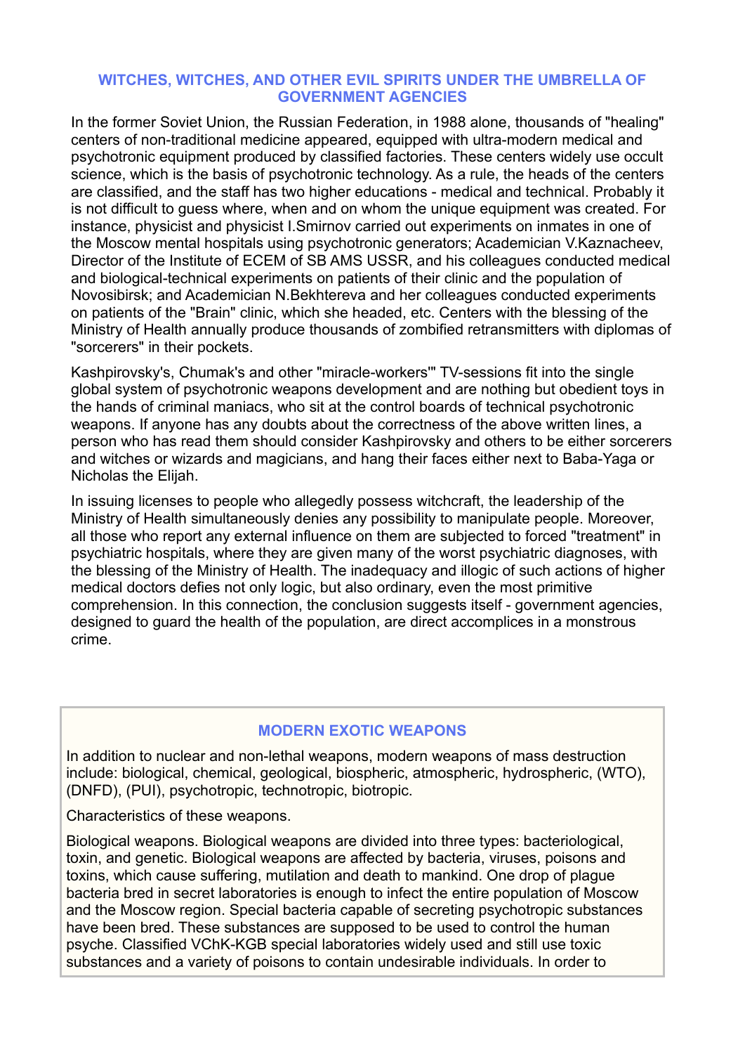## WITCHES, WITCHES, AND OTHER EVIL SPIRITS UNDER THE UMBRELLA OF GOVERNMENT AGENCIES

In the former Soviet Union, the Russian Federation, in 1988 alone, thousands of "healing" centers of non-traditional medicine appeared, equipped with ultra-modern medical and psychotronic equipment produced by classified factories. These centers widely use occult science, which is the basis of psychotronic technology. As a rule, the heads of the centers are classified, and the staff has two higher educations - medical and technical. Probably it is not difficult to guess where, when and on whom the unique equipment was created. For instance, physicist and physicist I.Smirnov carried out experiments on inmates in one of the Moscow mental hospitals using psychotronic generators; Academician V.Kaznacheev, Director of the Institute of ECEM of SB AMS USSR, and his colleagues conducted medical and biological-technical experiments on patients of their clinic and the population of Novosibirsk; and Academician N.Bekhtereva and her colleagues conducted experiments on patients of the "Brain" clinic, which she headed, etc. Centers with the blessing of the Ministry of Health annually produce thousands of zombified retransmitters with diplomas of "sorcerers" in their pockets.

Kashpirovsky's, Chumak's and other "miracle-workers'" TV-sessions fit into the single global system of psychotronic weapons development and are nothing but obedient toys in the hands of criminal maniacs, who sit at the control boards of technical psychotronic weapons. If anyone has any doubts about the correctness of the above written lines, a person who has read them should consider Kashpirovsky and others to be either sorcerers and witches or wizards and magicians, and hang their faces either next to Baba-Yaga or Nicholas the Elijah.

In issuing licenses to people who allegedly possess witchcraft, the leadership of the Ministry of Health simultaneously denies any possibility to manipulate people. Moreover, all those who report any external influence on them are subjected to forced "treatment" in psychiatric hospitals, where they are given many of the worst psychiatric diagnoses, with the blessing of the Ministry of Health. The inadequacy and illogic of such actions of higher medical doctors defies not only logic, but also ordinary, even the most primitive comprehension. In this connection, the conclusion suggests itself - government agencies, designed to guard the health of the population, are direct accomplices in a monstrous crime.

## MODERN EXOTIC WEAPONS

In addition to nuclear and non-lethal weapons, modern weapons of mass destruction include: biological, chemical, geological, biospheric, atmospheric, hydrospheric, (WTO), (DNFD), (PUI), psychotropic, technotropic, biotropic.

Characteristics of these weapons.

Biological weapons. Biological weapons are divided into three types: bacteriological, toxin, and genetic. Biological weapons are affected by bacteria, viruses, poisons and toxins, which cause suffering, mutilation and death to mankind. One drop of plague bacteria bred in secret laboratories is enough to infect the entire population of Moscow and the Moscow region. Special bacteria capable of secreting psychotropic substances have been bred. These substances are supposed to be used to control the human psyche. Classified VChK-KGB special laboratories widely used and still use toxic substances and a variety of poisons to contain undesirable individuals. In order to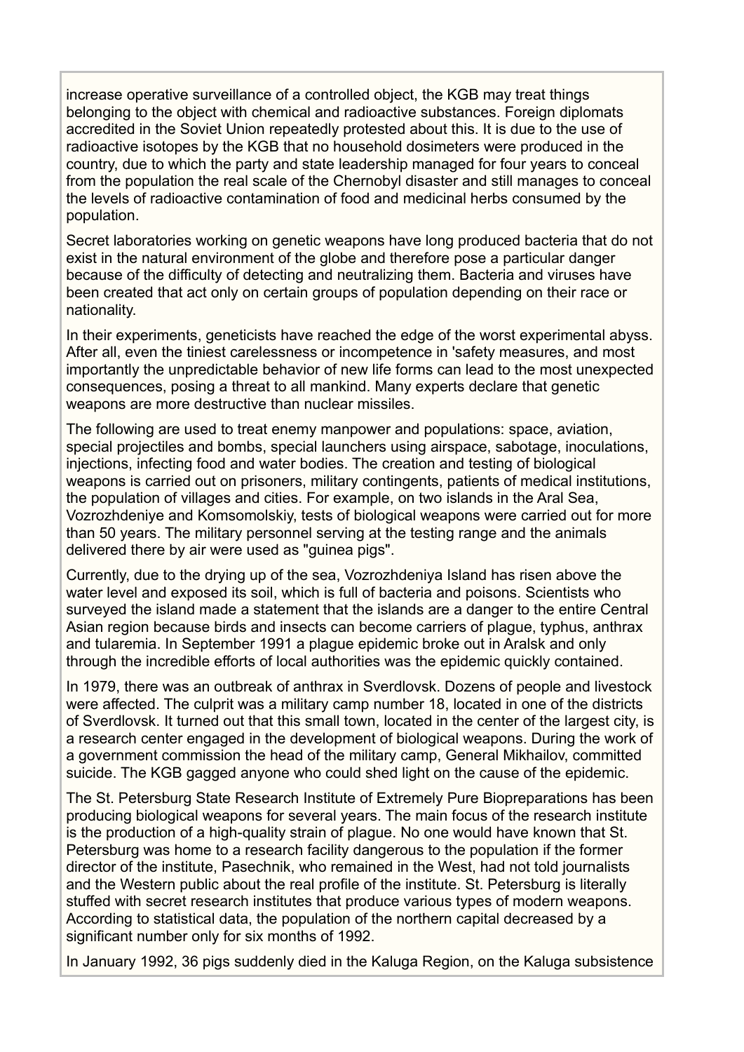increase operative surveillance of a controlled object, the KGB may treat things belonging to the object with chemical and radioactive substances. Foreign diplomats accredited in the Soviet Union repeatedly protested about this. It is due to the use of radioactive isotopes by the KGB that no household dosimeters were produced in the country, due to which the party and state leadership managed for four years to conceal from the population the real scale of the Chernobyl disaster and still manages to conceal the levels of radioactive contamination of food and medicinal herbs consumed by the population.

Secret laboratories working on genetic weapons have long produced bacteria that do not exist in the natural environment of the globe and therefore pose a particular danger because of the difficulty of detecting and neutralizing them. Bacteria and viruses have been created that act only on certain groups of population depending on their race or nationality.

In their experiments, geneticists have reached the edge of the worst experimental abyss. After all, even the tiniest carelessness or incompetence in 'safety measures, and most importantly the unpredictable behavior of new life forms can lead to the most unexpected consequences, posing a threat to all mankind. Many experts declare that genetic weapons are more destructive than nuclear missiles.

The following are used to treat enemy manpower and populations: space, aviation, special projectiles and bombs, special launchers using airspace, sabotage, inoculations, injections, infecting food and water bodies. The creation and testing of biological weapons is carried out on prisoners, military contingents, patients of medical institutions, the population of villages and cities. For example, on two islands in the Aral Sea, Vozrozhdeniye and Komsomolskiy, tests of biological weapons were carried out for more than 50 years. The military personnel serving at the testing range and the animals delivered there by air were used as "guinea pigs".

Currently, due to the drying up of the sea, Vozrozhdeniya Island has risen above the water level and exposed its soil, which is full of bacteria and poisons. Scientists who surveyed the island made a statement that the islands are a danger to the entire Central Asian region because birds and insects can become carriers of plague, typhus, anthrax and tularemia. In September 1991 a plague epidemic broke out in Aralsk and only through the incredible efforts of local authorities was the epidemic quickly contained.

In 1979, there was an outbreak of anthrax in Sverdlovsk. Dozens of people and livestock were affected. The culprit was a military camp number 18, located in one of the districts of Sverdlovsk. It turned out that this small town, located in the center of the largest city, is a research center engaged in the development of biological weapons. During the work of a government commission the head of the military camp, General Mikhailov, committed suicide. The KGB gagged anyone who could shed light on the cause of the epidemic.

The St. Petersburg State Research Institute of Extremely Pure Biopreparations has been producing biological weapons for several years. The main focus of the research institute is the production of a high-quality strain of plague. No one would have known that St. Petersburg was home to a research facility dangerous to the population if the former director of the institute, Pasechnik, who remained in the West, had not told journalists and the Western public about the real profile of the institute. St. Petersburg is literally stuffed with secret research institutes that produce various types of modern weapons. According to statistical data, the population of the northern capital decreased by a significant number only for six months of 1992.

In January 1992, 36 pigs suddenly died in the Kaluga Region, on the Kaluga subsistence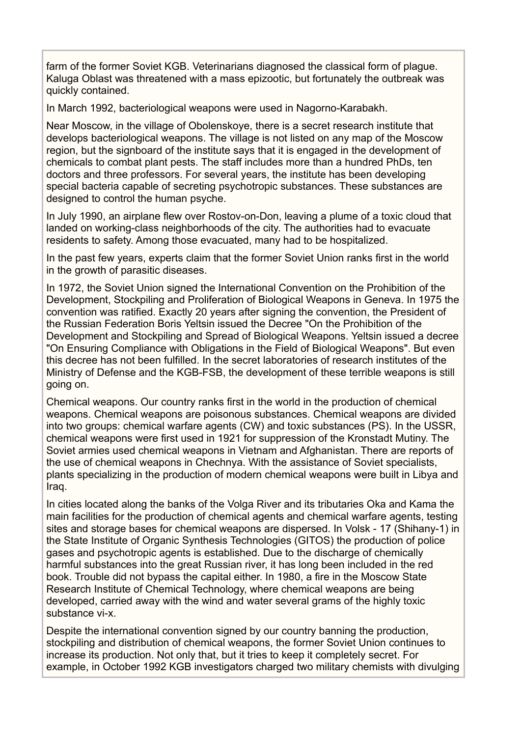farm of the former Soviet KGB. Veterinarians diagnosed the classical form of plague. Kaluga Oblast was threatened with a mass epizootic, but fortunately the outbreak was quickly contained.

In March 1992, bacteriological weapons were used in Nagorno-Karabakh.

Near Moscow, in the village of Obolenskoye, there is a secret research institute that develops bacteriological weapons. The village is not listed on any map of the Moscow region, but the signboard of the institute says that it is engaged in the development of chemicals to combat plant pests. The staff includes more than a hundred PhDs, ten doctors and three professors. For several years, the institute has been developing special bacteria capable of secreting psychotropic substances. These substances are designed to control the human psyche.

In July 1990, an airplane flew over Rostov-on-Don, leaving a plume of a toxic cloud that landed on working-class neighborhoods of the city. The authorities had to evacuate residents to safety. Among those evacuated, many had to be hospitalized.

In the past few years, experts claim that the former Soviet Union ranks first in the world in the growth of parasitic diseases.

In 1972, the Soviet Union signed the International Convention on the Prohibition of the Development, Stockpiling and Proliferation of Biological Weapons in Geneva. In 1975 the convention was ratified. Exactly 20 years after signing the convention, the President of the Russian Federation Boris Yeltsin issued the Decree "On the Prohibition of the Development and Stockpiling and Spread of Biological Weapons. Yeltsin issued a decree "On Ensuring Compliance with Obligations in the Field of Biological Weapons". But even this decree has not been fulfilled. In the secret laboratories of research institutes of the Ministry of Defense and the KGB-FSB, the development of these terrible weapons is still going on.

Chemical weapons. Our country ranks first in the world in the production of chemical weapons. Chemical weapons are poisonous substances. Chemical weapons are divided into two groups: chemical warfare agents (CW) and toxic substances (PS). In the USSR, chemical weapons were first used in 1921 for suppression of the Kronstadt Mutiny. The Soviet armies used chemical weapons in Vietnam and Afghanistan. There are reports of the use of chemical weapons in Chechnya. With the assistance of Soviet specialists, plants specializing in the production of modern chemical weapons were built in Libya and Iraq.

In cities located along the banks of the Volga River and its tributaries Oka and Kama the main facilities for the production of chemical agents and chemical warfare agents, testing sites and storage bases for chemical weapons are dispersed. In Volsk - 17 (Shihany-1) in the State Institute of Organic Synthesis Technologies (GITOS) the production of police gases and psychotropic agents is established. Due to the discharge of chemically harmful substances into the great Russian river, it has long been included in the red book. Trouble did not bypass the capital either. In 1980, a fire in the Moscow State Research Institute of Chemical Technology, where chemical weapons are being developed, carried away with the wind and water several grams of the highly toxic substance vi-x.

Despite the international convention signed by our country banning the production, stockpiling and distribution of chemical weapons, the former Soviet Union continues to increase its production. Not only that, but it tries to keep it completely secret. For example, in October 1992 KGB investigators charged two military chemists with divulging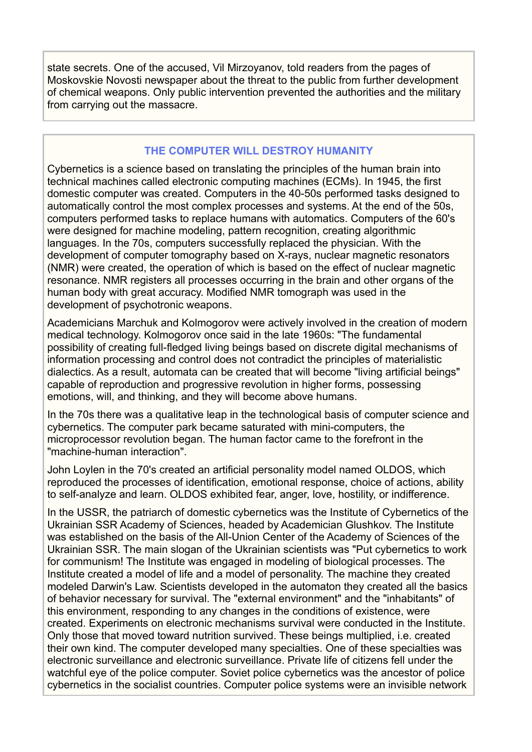state secrets. One of the accused, Vil Mirzoyanov, told readers from the pages of Moskovskie Novosti newspaper about the threat to the public from further development of chemical weapons. Only public intervention prevented the authorities and the military from carrying out the massacre.

## THE COMPUTER WILL DESTROY HUMANITY

Cybernetics is a science based on translating the principles of the human brain into technical machines called electronic computing machines (ECMs). In 1945, the first domestic computer was created. Computers in the 40-50s performed tasks designed to automatically control the most complex processes and systems. At the end of the 50s, computers performed tasks to replace humans with automatics. Computers of the 60's were designed for machine modeling, pattern recognition, creating algorithmic languages. In the 70s, computers successfully replaced the physician. With the development of computer tomography based on X-rays, nuclear magnetic resonators (NMR) were created, the operation of which is based on the effect of nuclear magnetic resonance. NMR registers all processes occurring in the brain and other organs of the human body with great accuracy. Modified NMR tomograph was used in the development of psychotronic weapons.

Academicians Marchuk and Kolmogorov were actively involved in the creation of modern medical technology. Kolmogorov once said in the late 1960s: "The fundamental possibility of creating full-fledged living beings based on discrete digital mechanisms of information processing and control does not contradict the principles of materialistic dialectics. As a result, automata can be created that will become "living artificial beings" capable of reproduction and progressive revolution in higher forms, possessing emotions, will, and thinking, and they will become above humans.

In the 70s there was a qualitative leap in the technological basis of computer science and cybernetics. The computer park became saturated with mini-computers, the microprocessor revolution began. The human factor came to the forefront in the "machine-human interaction".

John Loylen in the 70's created an artificial personality model named OLDOS, which reproduced the processes of identification, emotional response, choice of actions, ability to self-analyze and learn. OLDOS exhibited fear, anger, love, hostility, or indifference.

In the USSR, the patriarch of domestic cybernetics was the Institute of Cybernetics of the Ukrainian SSR Academy of Sciences, headed by Academician Glushkov. The Institute was established on the basis of the All-Union Center of the Academy of Sciences of the Ukrainian SSR. The main slogan of the Ukrainian scientists was "Put cybernetics to work for communism! The Institute was engaged in modeling of biological processes. The Institute created a model of life and a model of personality. The machine they created modeled Darwin's Law. Scientists developed in the automaton they created all the basics of behavior necessary for survival. The "external environment" and the "inhabitants" of this environment, responding to any changes in the conditions of existence, were created. Experiments on electronic mechanisms survival were conducted in the Institute. Only those that moved toward nutrition survived. These beings multiplied, i.e. created their own kind. The computer developed many specialties. One of these specialties was electronic surveillance and electronic surveillance. Private life of citizens fell under the watchful eye of the police computer. Soviet police cybernetics was the ancestor of police cybernetics in the socialist countries. Computer police systems were an invisible network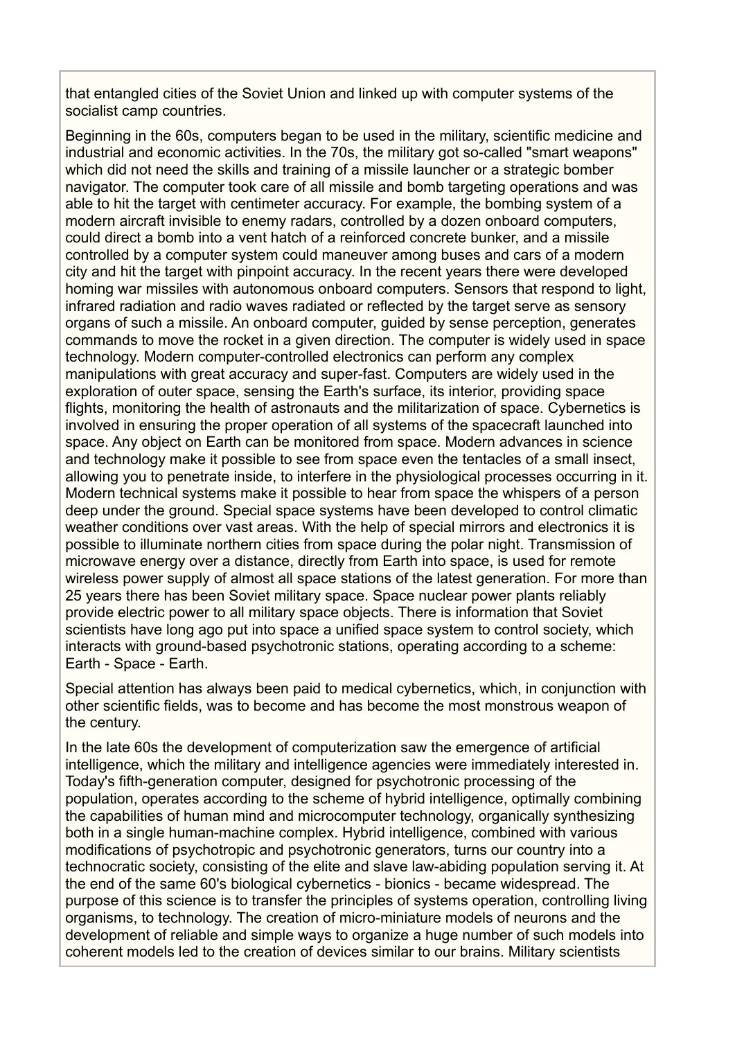that entangled cities of the Soviet Union and linked up with computer systems of the socialist camp countries.

Beginning in the 60s, computers began to be used in the military, scientific medicine and industrial and economic activities. In the 70s, the military got so-called "smart weapons" which did not need the skills and training of a missile launcher or a strategic bomber navigator. The computer took care of all missile and bomb targeting operations and was able to hit the target with centimeter accuracy. For example, the bombing system of a modern aircraft invisible to enemy radars, controlled by a dozen onboard computers, could direct a bomb into a vent hatch of a reinforced concrete bunker, and a missile controlled by a computer system could maneuver among buses and cars of a modern city and hit the target with pinpoint accuracy. In the recent years there were developed homing war missiles with autonomous onboard computers. Sensors that respond to light, infrared radiation and radio waves radiated or reflected by the target serve as sensory organs of such a missile. An onboard computer, guided by sense perception, generates commands to move the rocket in a given direction. The computer is widely used in space technology. Modern computer-controlled electronics can perform any complex manipulations with great accuracy and super-fast. Computers are widely used in the exploration of outer space, sensing the Earth's surface, its interior, providing space flights, monitoring the health of astronauts and the militarization of space. Cybernetics is involved in ensuring the proper operation of all systems of the spacecraft launched into space. Any object on Earth can be monitored from space. Modern advances in science and technology make it possible to see from space even the tentacles of a small insect, allowing you to penetrate inside, to interfere in the physiological processes occurring in it. Modern technical systems make it possible to hear from space the whispers of a person deep under the ground. Special space systems have been developed to control climatic weather conditions over vast areas. With the help of special mirrors and electronics it is possible to illuminate northern cities from space during the polar night. Transmission of microwave energy over a distance, directly from Earth into space, is used for remote wireless power supply of almost all space stations of the latest generation. For more than 25 years there has been Soviet military space. Space nuclear power plants reliably provide electric power to all military space objects. There is information that Soviet scientists have long ago put into space a unified space system to control society, which interacts with ground-based psychotronic stations, operating according to a scheme: Earth - Space - Earth.

Special attention has always been paid to medical cybernetics, which, in conjunction with other scientific fields, was to become and has become the most monstrous weapon of the century.

In the late 60s the development of computerization saw the emergence of artificial intelligence, which the military and intelligence agencies were immediately interested in. Today's fifth-generation computer, designed for psychotronic processing of the population, operates according to the scheme of hybrid intelligence, optimally combining the capabilities of human mind and microcomputer technology, organically synthesizing both in a single human-machine complex. Hybrid intelligence, combined with various modifications of psychotropic and psychotronic generators, turns our country into a technocratic society, consisting of the elite and slave law-abiding population serving it. At the end of the same 60's biological cybernetics - bionics - became widespread. The purpose of this science is to transfer the principles of systems operation, controlling living organisms, to technology. The creation of micro-miniature models of neurons and the development of reliable and simple ways to organize a huge number of such models into coherent models led to the creation of devices similar to our brains. Military scientists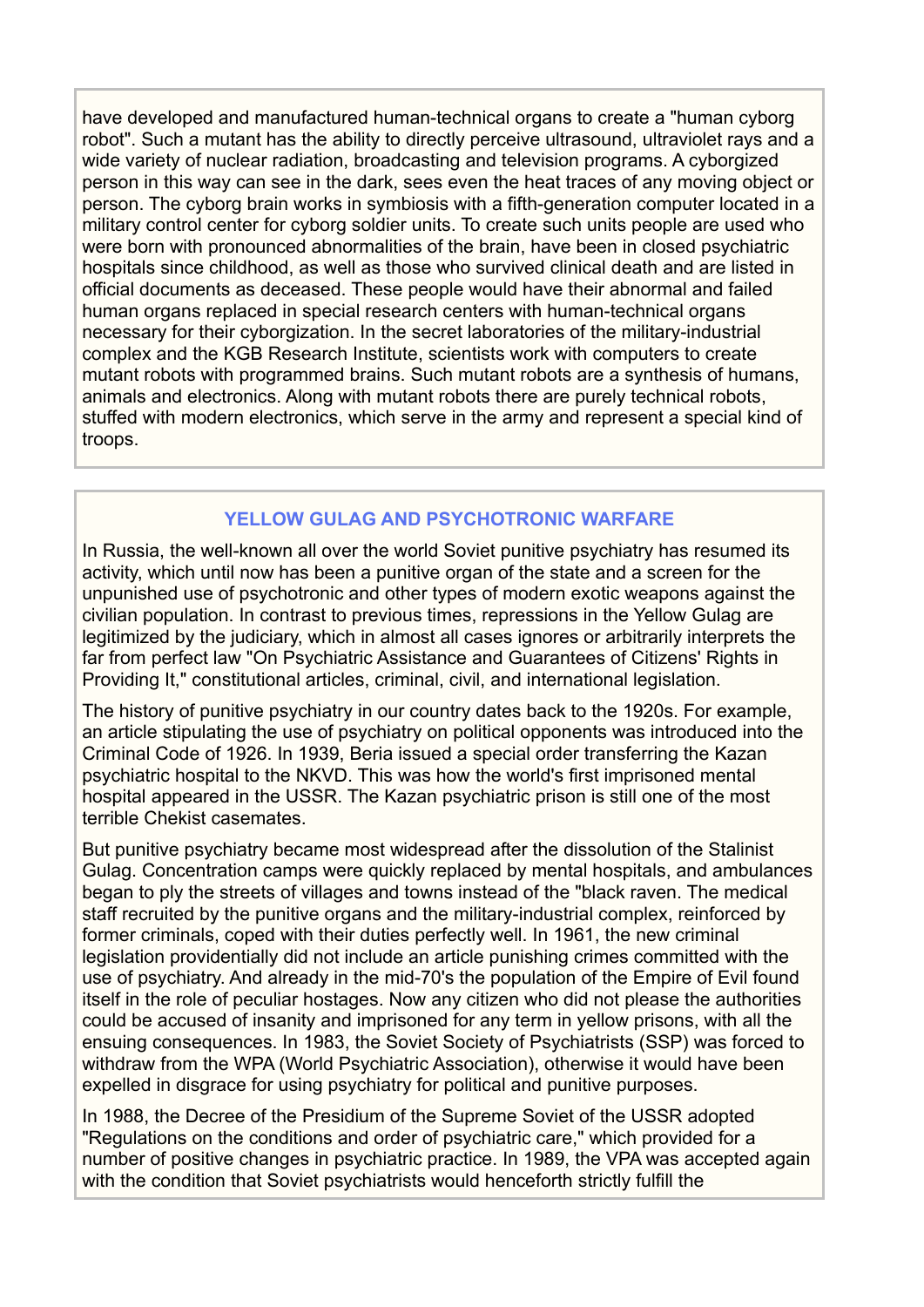have developed and manufactured human-technical organs to create a "human cyborg robot". Such a mutant has the ability to directly perceive ultrasound, ultraviolet rays and a wide variety of nuclear radiation, broadcasting and television programs. A cyborgized person in this way can see in the dark, sees even the heat traces of any moving object or person. The cyborg brain works in symbiosis with a fifth-generation computer located in a military control center for cyborg soldier units. To create such units people are used who were born with pronounced abnormalities of the brain, have been in closed psychiatric hospitals since childhood, as well as those who survived clinical death and are listed in official documents as deceased. These people would have their abnormal and failed human organs replaced in special research centers with human-technical organs necessary for their cyborgization. In the secret laboratories of the military-industrial complex and the KGB Research Institute, scientists work with computers to create mutant robots with programmed brains. Such mutant robots are a synthesis of humans, animals and electronics. Along with mutant robots there are purely technical robots, stuffed with modern electronics, which serve in the army and represent a special kind of troops.

## YELLOW GULAG AND PSYCHOTRONIC WARFARE

In Russia, the well-known all over the world Soviet punitive psychiatry has resumed its activity, which until now has been a punitive organ of the state and a screen for the unpunished use of psychotronic and other types of modern exotic weapons against the civilian population. In contrast to previous times, repressions in the Yellow Gulag are legitimized by the judiciary, which in almost all cases ignores or arbitrarily interprets the far from perfect law "On Psychiatric Assistance and Guarantees of Citizens' Rights in Providing It," constitutional articles, criminal, civil, and international legislation.

The history of punitive psychiatry in our country dates back to the 1920s. For example, an article stipulating the use of psychiatry on political opponents was introduced into the Criminal Code of 1926. In 1939, Beria issued a special order transferring the Kazan psychiatric hospital to the NKVD. This was how the world's first imprisoned mental hospital appeared in the USSR. The Kazan psychiatric prison is still one of the most terrible Chekist casemates.

But punitive psychiatry became most widespread after the dissolution of the Stalinist Gulag. Concentration camps were quickly replaced by mental hospitals, and ambulances began to ply the streets of villages and towns instead of the "black raven. The medical staff recruited by the punitive organs and the military-industrial complex, reinforced by former criminals, coped with their duties perfectly well. In 1961, the new criminal legislation providentially did not include an article punishing crimes committed with the use of psychiatry. And already in the mid-70's the population of the Empire of Evil found itself in the role of peculiar hostages. Now any citizen who did not please the authorities could be accused of insanity and imprisoned for any term in yellow prisons, with all the ensuing consequences. In 1983, the Soviet Society of Psychiatrists (SSP) was forced to withdraw from the WPA (World Psychiatric Association), otherwise it would have been expelled in disgrace for using psychiatry for political and punitive purposes.

In 1988, the Decree of the Presidium of the Supreme Soviet of the USSR adopted "Regulations on the conditions and order of psychiatric care," which provided for a number of positive changes in psychiatric practice. In 1989, the VPA was accepted again with the condition that Soviet psychiatrists would henceforth strictly fulfill the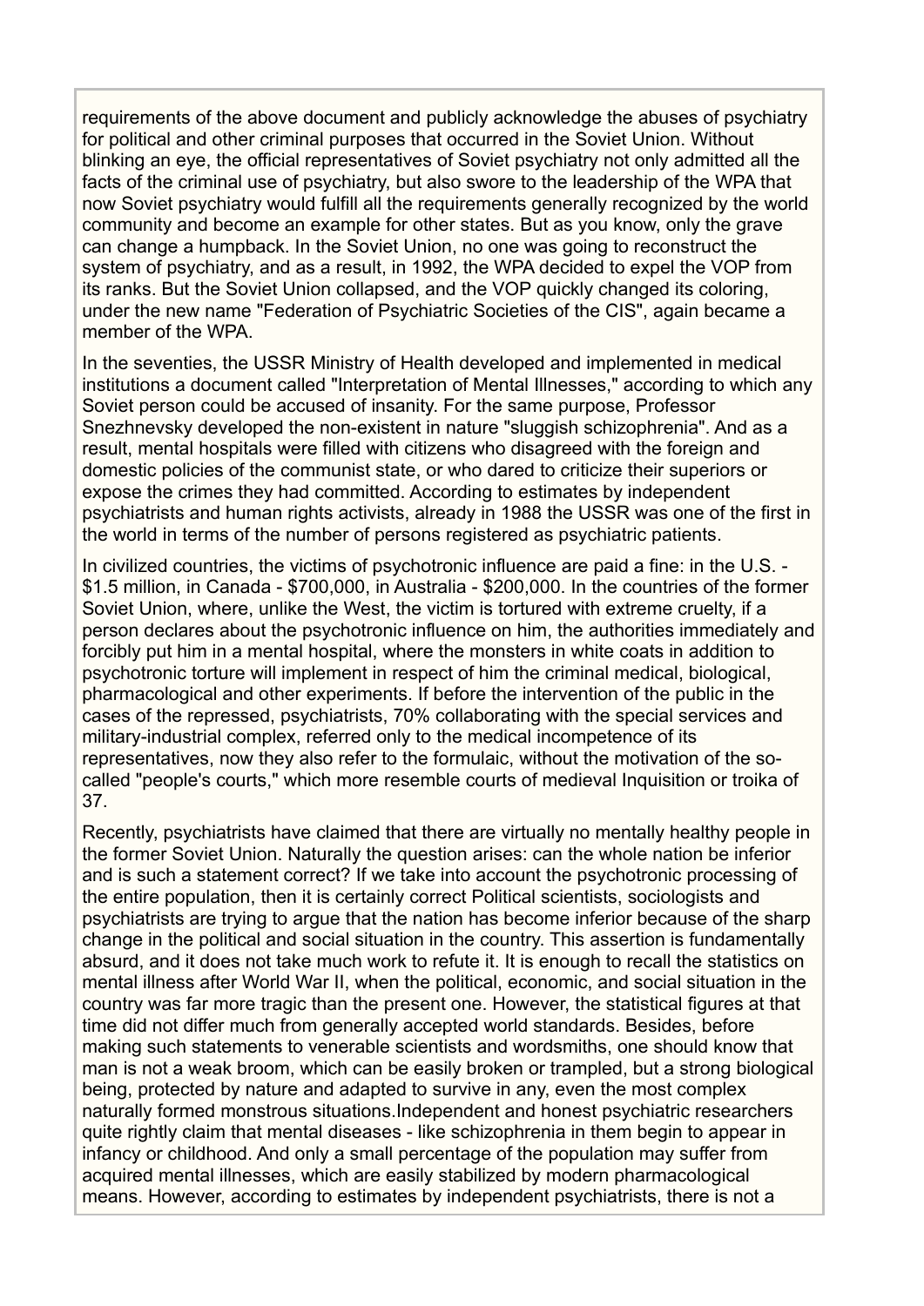requirements of the above document and publicly acknowledge the abuses of psychiatry for political and other criminal purposes that occurred in the Soviet Union. Without blinking an eye, the official representatives of Soviet psychiatry not only admitted all the facts of the criminal use of psychiatry, but also swore to the leadership of the WPA that now Soviet psychiatry would fulfill all the requirements generally recognized by the world community and become an example for other states. But as you know, only the grave can change a humpback. In the Soviet Union, no one was going to reconstruct the system of psychiatry, and as a result, in 1992, the WPA decided to expel the VOP from its ranks. But the Soviet Union collapsed, and the VOP quickly changed its coloring, under the new name "Federation of Psychiatric Societies of the CIS", again became a member of the WPA.

In the seventies, the USSR Ministry of Health developed and implemented in medical institutions a document called "Interpretation of Mental Illnesses," according to which any Soviet person could be accused of insanity. For the same purpose, Professor Snezhnevsky developed the non-existent in nature "sluggish schizophrenia". And as a result, mental hospitals were filled with citizens who disagreed with the foreign and domestic policies of the communist state, or who dared to criticize their superiors or expose the crimes they had committed. According to estimates by independent psychiatrists and human rights activists, already in 1988 the USSR was one of the first in the world in terms of the number of persons registered as psychiatric patients.

In civilized countries, the victims of psychotronic influence are paid a fine: in the U.S. - $1.5 million, in Canada - $700,000, in Australia - $200,000. In the countries of the former Soviet Union, where, unlike the West, the victim is tortured with extreme cruelty, if a person declares about the psychotronic influence on him, the authorities immediately and forcibly put him in a mental hospital, where the monsters in white coats in addition to psychotronic torture will implement in respect of him the criminal medical, biological, pharmacological and other experiments. If before the intervention of the public in the cases of the repressed, psychiatrists, 70% collaborating with the special services and military-industrial complex, referred only to the medical incompetence of its representatives, now they also refer to the formulaic, without the motivation of the so-called "people's courts," which more resemble courts of medieval Inquisition or troika of 37.

Recently, psychiatrists have claimed that there are virtually no mentally healthy people in the former Soviet Union. Naturally the question arises: can the whole nation be inferior and is such a statement correct? If we take into account the psychotronic processing of the entire population, then it is certainly correct Political scientists, sociologists and psychiatrists are trying to argue that the nation has become inferior because of the sharp change in the political and social situation in the country. This assertion is fundamentally absurd, and it does not take much work to refute it. It is enough to recall the statistics on mental illness after World War II, when the political, economic, and social situation in the country was far more tragic than the present one. However, the statistical figures at that time did not differ much from generally accepted world standards. Besides, before making such statements to venerable scientists and wordsmiths, one should know that man is not a weak broom, which can be easily broken or trampled, but a strong biological being, protected by nature and adapted to survive in any, even the most complex naturally formed monstrous situations.Independent and honest psychiatric researchers quite rightly claim that mental diseases - like schizophrenia in them begin to appear in infancy or childhood. And only a small percentage of the population may suffer from acquired mental illnesses, which are easily stabilized by modern pharmacological means. However, according to estimates by independent psychiatrists, there is not a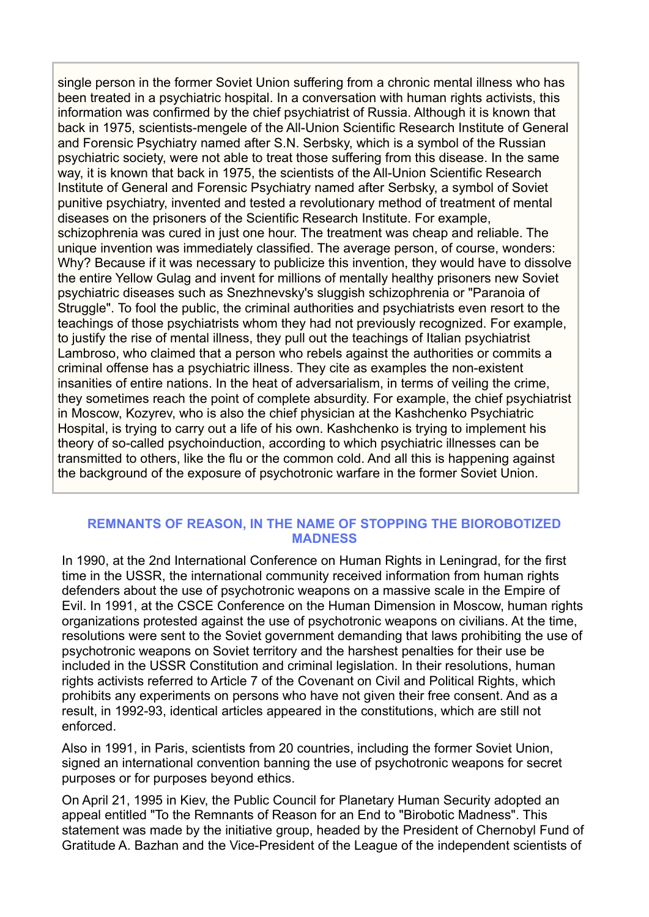single person in the former Soviet Union suffering from a chronic mental illness who has been treated in a psychiatric hospital. In a conversation with human rights activists, this information was confirmed by the chief psychiatrist of Russia. Although it is known that back in 1975, scientists-mengele of the All-Union Scientific Research Institute of General and Forensic Psychiatry named after S.N. Serbsky, which is a symbol of the Russian psychiatric society, were not able to treat those suffering from this disease. In the same way, it is known that back in 1975, the scientists of the All-Union Scientific Research Institute of General and Forensic Psychiatry named after Serbsky, a symbol of Soviet punitive psychiatry, invented and tested a revolutionary method of treatment of mental diseases on the prisoners of the Scientific Research Institute. For example, schizophrenia was cured in just one hour. The treatment was cheap and reliable. The unique invention was immediately classified. The average person, of course, wonders: Why? Because if it was necessary to publicize this invention, they would have to dissolve the entire Yellow Gulag and invent for millions of mentally healthy prisoners new Soviet psychiatric diseases such as Snezhnevsky's sluggish schizophrenia or "Paranoia of Struggle". To fool the public, the criminal authorities and psychiatrists even resort to the teachings of those psychiatrists whom they had not previously recognized. For example, to justify the rise of mental illness, they pull out the teachings of Italian psychiatrist Lambroso, who claimed that a person who rebels against the authorities or commits a criminal offense has a psychiatric illness. They cite as examples the non-existent insanities of entire nations. In the heat of adversarialism, in terms of veiling the crime, they sometimes reach the point of complete absurdity. For example, the chief psychiatrist in Moscow, Kozyrev, who is also the chief physician at the Kashchenko Psychiatric Hospital, is trying to carry out a life of his own. Kashchenko is trying to implement his theory of so-called psychoinduction, according to which psychiatric illnesses can be transmitted to others, like the flu or the common cold. And all this is happening against the background of the exposure of psychotronic warfare in the former Soviet Union.

## REMNANTS OF REASON, IN THE NAME OF STOPPING THE BIOROBOTIZED MADNESS

In 1990, at the 2nd International Conference on Human Rights in Leningrad, for the first time in the USSR, the international community received information from human rights defenders about the use of psychotronic weapons on a massive scale in the Empire of Evil. In 1991, at the CSCE Conference on the Human Dimension in Moscow, human rights organizations protested against the use of psychotronic weapons on civilians. At the time, resolutions were sent to the Soviet government demanding that laws prohibiting the use of psychotronic weapons on Soviet territory and the harshest penalties for their use be included in the USSR Constitution and criminal legislation. In their resolutions, human rights activists referred to Article 7 of the Covenant on Civil and Political Rights, which prohibits any experiments on persons who have not given their free consent. And as a result, in 1992-93, identical articles appeared in the constitutions, which are still not enforced.

Also in 1991, in Paris, scientists from 20 countries, including the former Soviet Union, signed an international convention banning the use of psychotronic weapons for secret purposes or for purposes beyond ethics.

On April 21, 1995 in Kiev, the Public Council for Planetary Human Security adopted an appeal entitled "To the Remnants of Reason for an End to "Birobotic Madness". This statement was made by the initiative group, headed by the President of Chernobyl Fund of Gratitude A. Bazhan and the Vice-President of the League of the independent scientists of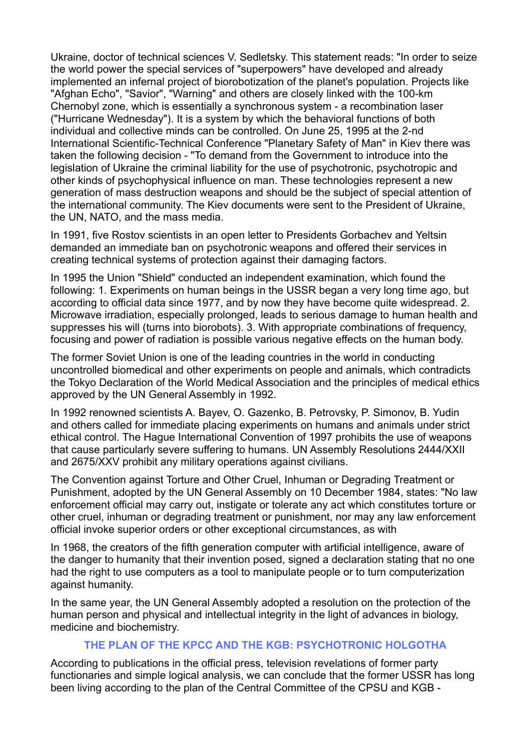Ukraine, doctor of technical sciences V. Sedletsky. This statement reads: "In order to seize the world power the special services of "superpowers" have developed and already implemented an infernal project of biorobotization of the planet's population. Projects like "Afghan Echo", "Savior", "Warning" and others are closely linked with the 100-km Chernobyl zone, which is essentially a synchronous system - a recombination laser ("Hurricane Wednesday"). It is a system by which the behavioral functions of both individual and collective minds can be controlled. On June 25, 1995 at the 2-nd International Scientific-Technical Conference "Planetary Safety of Man" in Kiev there was taken the following decision - "To demand from the Government to introduce into the legislation of Ukraine the criminal liability for the use of psychotronic, psychotropic and other kinds of psychophysical influence on man. These technologies represent a new generation of mass destruction weapons and should be the subject of special attention of the international community. The Kiev documents were sent to the President of Ukraine, the UN, NATO, and the mass media.

In 1991, five Rostov scientists in an open letter to Presidents Gorbachev and Yeltsin demanded an immediate ban on psychotronic weapons and offered their services in creating technical systems of protection against their damaging factors.

In 1995 the Union "Shield" conducted an independent examination, which found the following: 1. Experiments on human beings in the USSR began a very long time ago, but according to official data since 1977, and by now they have become quite widespread. 2. Microwave irradiation, especially prolonged, leads to serious damage to human health and suppresses his will (turns into biorobots). 3. With appropriate combinations of frequency, focusing and power of radiation is possible various negative effects on the human body.

The former Soviet Union is one of the leading countries in the world in conducting uncontrolled biomedical and other experiments on people and animals, which contradicts the Tokyo Declaration of the World Medical Association and the principles of medical ethics approved by the UN General Assembly in 1992.

In 1992 renowned scientists A. Bayev, O. Gazenko, B. Petrovsky, P. Simonov, B. Yudin and others called for immediate placing experiments on humans and animals under strict ethical control. The Hague International Convention of 1997 prohibits the use of weapons that cause particularly severe suffering to humans. UN Assembly Resolutions 2444/XXII and 2675/XXV prohibit any military operations against civilians.

The Convention against Torture and Other Cruel, Inhuman or Degrading Treatment or Punishment, adopted by the UN General Assembly on 10 December 1984, states: "No law enforcement official may carry out, instigate or tolerate any act which constitutes torture or other cruel, inhuman or degrading treatment or punishment, nor may any law enforcement official invoke superior orders or other exceptional circumstances, as with

In 1968, the creators of the fifth generation computer with artificial intelligence, aware of the danger to humanity that their invention posed, signed a declaration stating that no one had the right to use computers as a tool to manipulate people or to turn computerization against humanity.

In the same year, the UN General Assembly adopted a resolution on the protection of the human person and physical and intellectual integrity in the light of advances in biology, medicine and biochemistry.

## THE PLAN OF THE KPCC AND THE KGB: PSYCHOTRONIC HOLGOTHA

According to publications in the official press, television revelations of former party functionaries and simple logical analysis, we can conclude that the former USSR has long been living according to the plan of the Central Committee of the CPSU and KGB -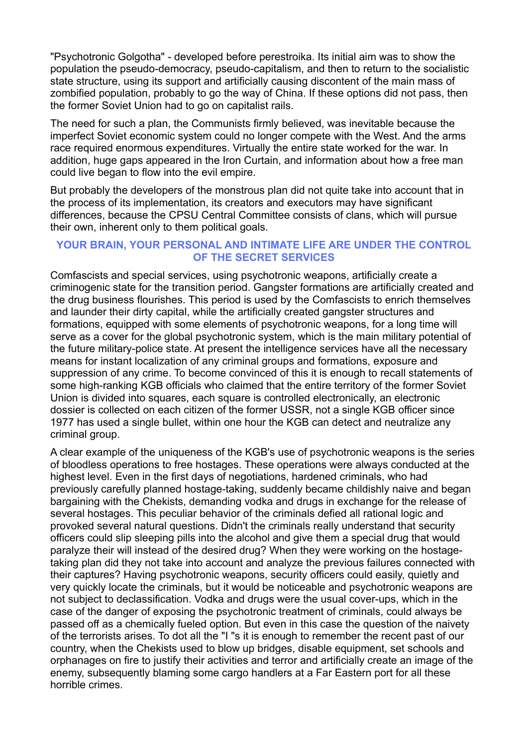"Psychotronic Golgotha" - developed before perestroika. Its initial aim was to show the population the pseudo-democracy, pseudo-capitalism, and then to return to the socialistic state structure, using its support and artificially causing discontent of the main mass of zombified population, probably to go the way of China. If these options did not pass, then the former Soviet Union had to go on capitalist rails.

The need for such a plan, the Communists firmly believed, was inevitable because the imperfect Soviet economic system could no longer compete with the West. And the arms race required enormous expenditures. Virtually the entire state worked for the war. In addition, huge gaps appeared in the Iron Curtain, and information about how a free man could live began to flow into the evil empire.

But probably the developers of the monstrous plan did not quite take into account that in the process of its implementation, its creators and executors may have significant differences, because the CPSU Central Committee consists of clans, which will pursue their own, inherent only to them political goals.

## YOUR BRAIN, YOUR PERSONAL AND INTIMATE LIFE ARE UNDER THE CONTROL OF THE SECRET SERVICES

Comfascists and special services, using psychotronic weapons, artificially create a criminogenic state for the transition period. Gangster formations are artificially created and the drug business flourishes. This period is used by the Comfascists to enrich themselves and launder their dirty capital, while the artificially created gangster structures and formations, equipped with some elements of psychotronic weapons, for a long time will serve as a cover for the global psychotronic system, which is the main military potential of the future military-police state. At present the intelligence services have all the necessary means for instant localization of any criminal groups and formations, exposure and suppression of any crime. To become convinced of this it is enough to recall statements of some high-ranking KGB officials who claimed that the entire territory of the former Soviet Union is divided into squares, each square is controlled electronically, an electronic dossier is collected on each citizen of the former USSR, not a single KGB officer since 1977 has used a single bullet, within one hour the KGB can detect and neutralize any criminal group.

A clear example of the uniqueness of the KGB's use of psychotronic weapons is the series of bloodless operations to free hostages. These operations were always conducted at the highest level. Even in the first days of negotiations, hardened criminals, who had previously carefully planned hostage-taking, suddenly became childishly naive and began bargaining with the Chekists, demanding vodka and drugs in exchange for the release of several hostages. This peculiar behavior of the criminals defied all rational logic and provoked several natural questions. Didn't the criminals really understand that security officers could slip sleeping pills into the alcohol and give them a special drug that would paralyze their will instead of the desired drug? When they were working on the hostage-taking plan did they not take into account and analyze the previous failures connected with their captures? Having psychotronic weapons, security officers could easily, quietly and very quickly locate the criminals, but it would be noticeable and psychotronic weapons are not subject to declassification. Vodka and drugs were the usual cover-ups, which in the case of the danger of exposing the psychotronic treatment of criminals, could always be passed off as a chemically fueled option. But even in this case the question of the naivety of the terrorists arises. To dot all the "I "s it is enough to remember the recent past of our country, when the Chekists used to blow up bridges, disable equipment, set schools and orphanages on fire to justify their activities and terror and artificially create an image of the enemy, subsequently blaming some cargo handlers at a Far Eastern port for all these horrible crimes.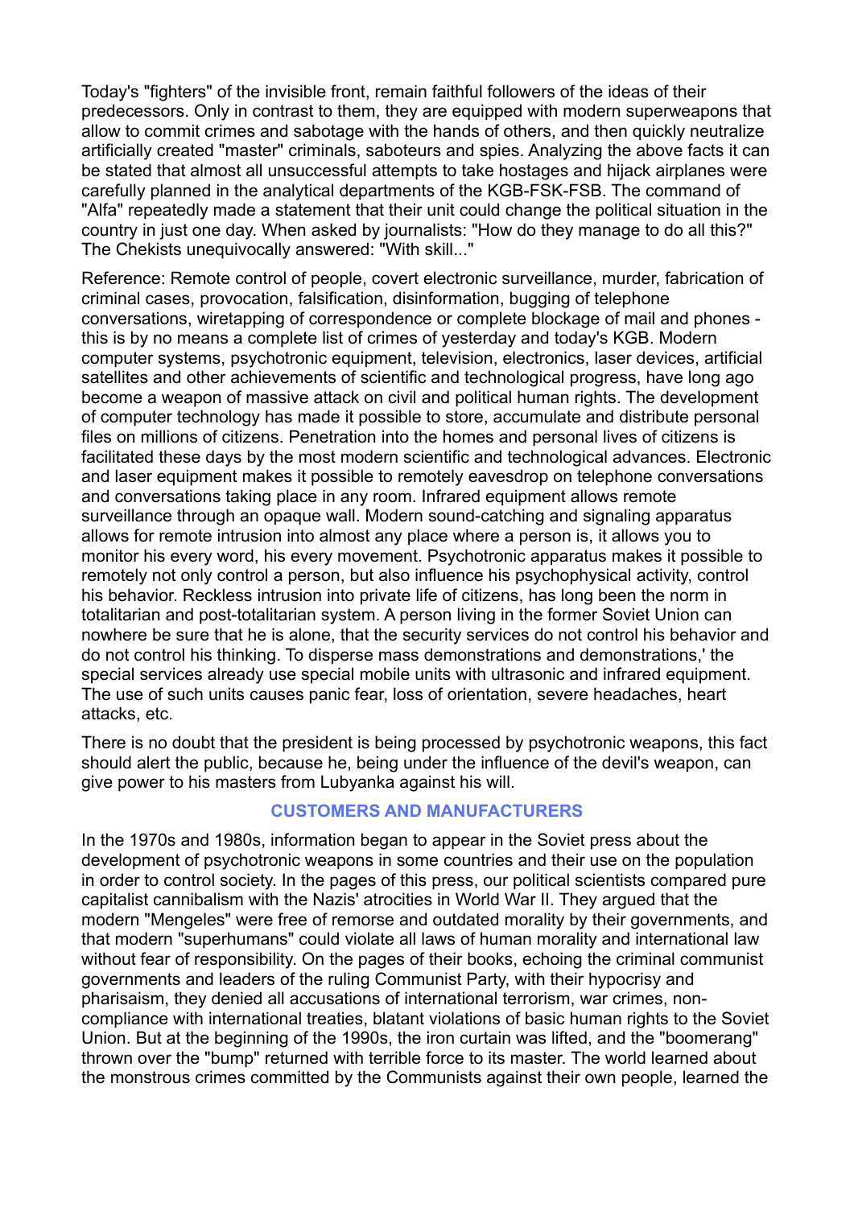Today's "fighters" of the invisible front, remain faithful followers of the ideas of their predecessors. Only in contrast to them, they are equipped with modern superweapons that allow to commit crimes and sabotage with the hands of others, and then quickly neutralize artificially created "master" criminals, saboteurs and spies. Analyzing the above facts it can be stated that almost all unsuccessful attempts to take hostages and hijack airplanes were carefully planned in the analytical departments of the KGB-FSK-FSB. The command of "Alfa" repeatedly made a statement that their unit could change the political situation in the country in just one day. When asked by journalists: "How do they manage to do all this?" The Chekists unequivocally answered: "With skill..."

Reference: Remote control of people, covert electronic surveillance, murder, fabrication of criminal cases, provocation, falsification, disinformation, bugging of telephone conversations, wiretapping of correspondence or complete blockage of mail and phones - this is by no means a complete list of crimes of yesterday and today's KGB. Modern computer systems, psychotronic equipment, television, electronics, laser devices, artificial satellites and other achievements of scientific and technological progress, have long ago become a weapon of massive attack on civil and political human rights. The development of computer technology has made it possible to store, accumulate and distribute personal files on millions of citizens. Penetration into the homes and personal lives of citizens is facilitated these days by the most modern scientific and technological advances. Electronic and laser equipment makes it possible to remotely eavesdrop on telephone conversations and conversations taking place in any room. Infrared equipment allows remote surveillance through an opaque wall. Modern sound-catching and signaling apparatus allows for remote intrusion into almost any place where a person is, it allows you to monitor his every word, his every movement. Psychotronic apparatus makes it possible to remotely not only control a person, but also influence his psychophysical activity, control his behavior. Reckless intrusion into private life of citizens, has long been the norm in totalitarian and post-totalitarian system. A person living in the former Soviet Union can nowhere be sure that he is alone, that the security services do not control his behavior and do not control his thinking. To disperse mass demonstrations and demonstrations,' the special services already use special mobile units with ultrasonic and infrared equipment. The use of such units causes panic fear, loss of orientation, severe headaches, heart attacks, etc.

There is no doubt that the president is being processed by psychotronic weapons, this fact should alert the public, because he, being under the influence of the devil's weapon, can give power to his masters from Lubyanka against his will.

## CUSTOMERS AND MANUFACTURERS

In the 1970s and 1980s, information began to appear in the Soviet press about the development of psychotronic weapons in some countries and their use on the population in order to control society. In the pages of this press, our political scientists compared pure capitalist cannibalism with the Nazis' atrocities in World War II. They argued that the modern "Mengeles" were free of remorse and outdated morality by their governments, and that modern "superhumans" could violate all laws of human morality and international law without fear of responsibility. On the pages of their books, echoing the criminal communist governments and leaders of the ruling Communist Party, with their hypocrisy and pharisaism, they denied all accusations of international terrorism, war crimes, non-compliance with international treaties, blatant violations of basic human rights to the Soviet Union. But at the beginning of the 1990s, the iron curtain was lifted, and the "boomerang" thrown over the "bump" returned with terrible force to its master. The world learned about the monstrous crimes committed by the Communists against their own people, learned the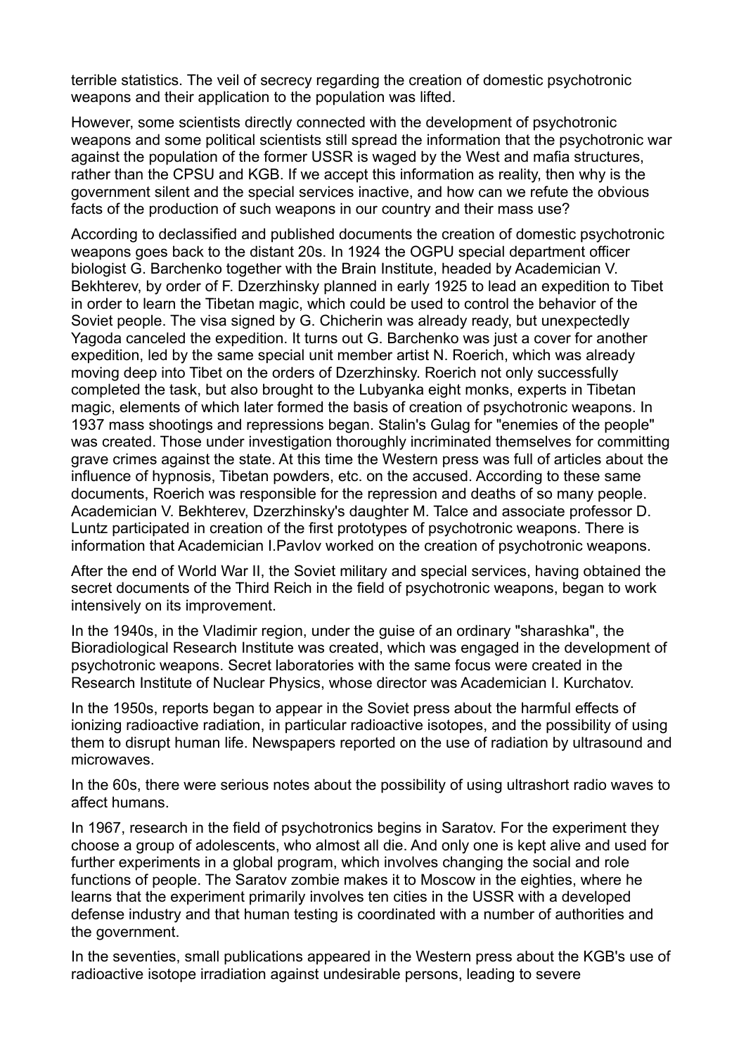terrible statistics. The veil of secrecy regarding the creation of domestic psychotronic weapons and their application to the population was lifted.

However, some scientists directly connected with the development of psychotronic weapons and some political scientists still spread the information that the psychotronic war against the population of the former USSR is waged by the West and mafia structures, rather than the CPSU and KGB. If we accept this information as reality, then why is the government silent and the special services inactive, and how can we refute the obvious facts of the production of such weapons in our country and their mass use?

According to declassified and published documents the creation of domestic psychotronic weapons goes back to the distant 20s. In 1924 the OGPU special department officer biologist G. Barchenko together with the Brain Institute, headed by Academician V. Bekhterev, by order of F. Dzerzhinsky planned in early 1925 to lead an expedition to Tibet in order to learn the Tibetan magic, which could be used to control the behavior of the Soviet people. The visa signed by G. Chicherin was already ready, but unexpectedly Yagoda canceled the expedition. It turns out G. Barchenko was just a cover for another expedition, led by the same special unit member artist N. Roerich, which was already moving deep into Tibet on the orders of Dzerzhinsky. Roerich not only successfully completed the task, but also brought to the Lubyanka eight monks, experts in Tibetan magic, elements of which later formed the basis of creation of psychotronic weapons. In 1937 mass shootings and repressions began. Stalin's Gulag for "enemies of the people" was created. Those under investigation thoroughly incriminated themselves for committing grave crimes against the state. At this time the Western press was full of articles about the influence of hypnosis, Tibetan powders, etc. on the accused. According to these same documents, Roerich was responsible for the repression and deaths of so many people. Academician V. Bekhterev, Dzerzhinsky's daughter M. Talce and associate professor D. Luntz participated in creation of the first prototypes of psychotronic weapons. There is information that Academician I.Pavlov worked on the creation of psychotronic weapons.

After the end of World War II, the Soviet military and special services, having obtained the secret documents of the Third Reich in the field of psychotronic weapons, began to work intensively on its improvement.

In the 1940s, in the Vladimir region, under the guise of an ordinary "sharashka", the Bioradiological Research Institute was created, which was engaged in the development of psychotronic weapons. Secret laboratories with the same focus were created in the Research Institute of Nuclear Physics, whose director was Academician I. Kurchatov.

In the 1950s, reports began to appear in the Soviet press about the harmful effects of ionizing radioactive radiation, in particular radioactive isotopes, and the possibility of using them to disrupt human life. Newspapers reported on the use of radiation by ultrasound and microwaves.

In the 60s, there were serious notes about the possibility of using ultrashort radio waves to affect humans.

In 1967, research in the field of psychotronics begins in Saratov. For the experiment they choose a group of adolescents, who almost all die. And only one is kept alive and used for further experiments in a global program, which involves changing the social and role functions of people. The Saratov zombie makes it to Moscow in the eighties, where he learns that the experiment primarily involves ten cities in the USSR with a developed defense industry and that human testing is coordinated with a number of authorities and the government.

In the seventies, small publications appeared in the Western press about the KGB's use of radioactive isotope irradiation against undesirable persons, leading to severe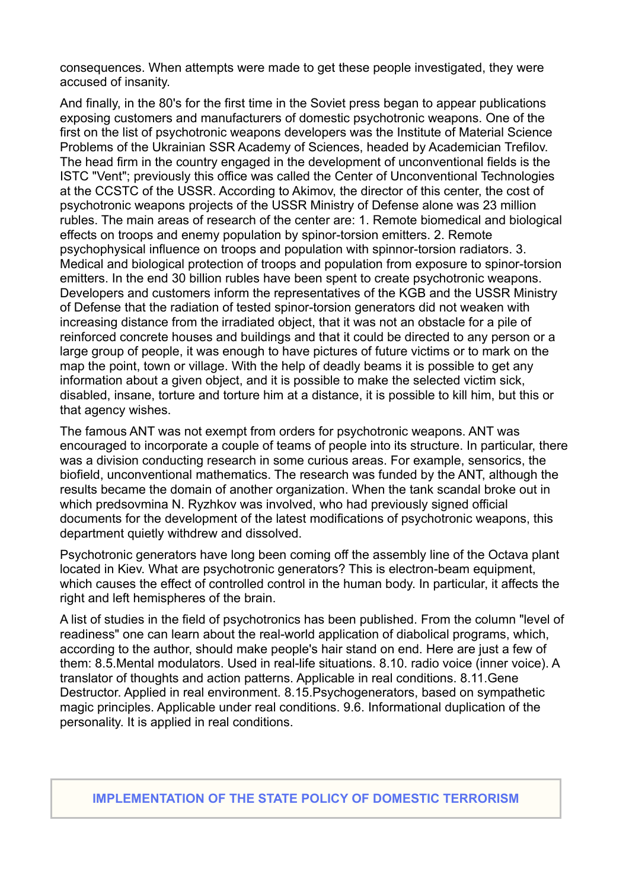consequences. When attempts were made to get these people investigated, they were accused of insanity.

And finally, in the 80's for the first time in the Soviet press began to appear publications exposing customers and manufacturers of domestic psychotronic weapons. One of the first on the list of psychotronic weapons developers was the Institute of Material Science Problems of the Ukrainian SSR Academy of Sciences, headed by Academician Trefilov. The head firm in the country engaged in the development of unconventional fields is the ISTC "Vent"; previously this office was called the Center of Unconventional Technologies at the CCSTC of the USSR. According to Akimov, the director of this center, the cost of psychotronic weapons projects of the USSR Ministry of Defense alone was 23 million rubles. The main areas of research of the center are: 1. Remote biomedical and biological effects on troops and enemy population by spinor-torsion emitters. 2. Remote psychophysical influence on troops and population with spinnor-torsion radiators. 3. Medical and biological protection of troops and population from exposure to spinor-torsion emitters. In the end 30 billion rubles have been spent to create psychotronic weapons. Developers and customers inform the representatives of the KGB and the USSR Ministry of Defense that the radiation of tested spinor-torsion generators did not weaken with increasing distance from the irradiated object, that it was not an obstacle for a pile of reinforced concrete houses and buildings and that it could be directed to any person or a large group of people, it was enough to have pictures of future victims or to mark on the map the point, town or village. With the help of deadly beams it is possible to get any information about a given object, and it is possible to make the selected victim sick, disabled, insane, torture and torture him at a distance, it is possible to kill him, but this or that agency wishes.

The famous ANT was not exempt from orders for psychotronic weapons. ANT was encouraged to incorporate a couple of teams of people into its structure. In particular, there was a division conducting research in some curious areas. For example, sensorics, the biofield, unconventional mathematics. The research was funded by the ANT, although the results became the domain of another organization. When the tank scandal broke out in which predsovmina N. Ryzhkov was involved, who had previously signed official documents for the development of the latest modifications of psychotronic weapons, this department quietly withdrew and dissolved.

Psychotronic generators have long been coming off the assembly line of the Octava plant located in Kiev. What are psychotronic generators? This is electron-beam equipment, which causes the effect of controlled control in the human body. In particular, it affects the right and left hemispheres of the brain.

A list of studies in the field of psychotronics has been published. From the column "level of readiness" one can learn about the real-world application of diabolical programs, which, according to the author, should make people's hair stand on end. Here are just a few of them: 8.5.Mental modulators. Used in real-life situations. 8.10. radio voice (inner voice). A translator of thoughts and action patterns. Applicable in real conditions. 8.11.Gene Destructor. Applied in real environment. 8.15.Psychogenerators, based on sympathetic magic principles. Applicable under real conditions. 9.6. Informational duplication of the personality. It is applied in real conditions.

## IMPLEMENTATION OF THE STATE POLICY OF DOMESTIC TERRORISM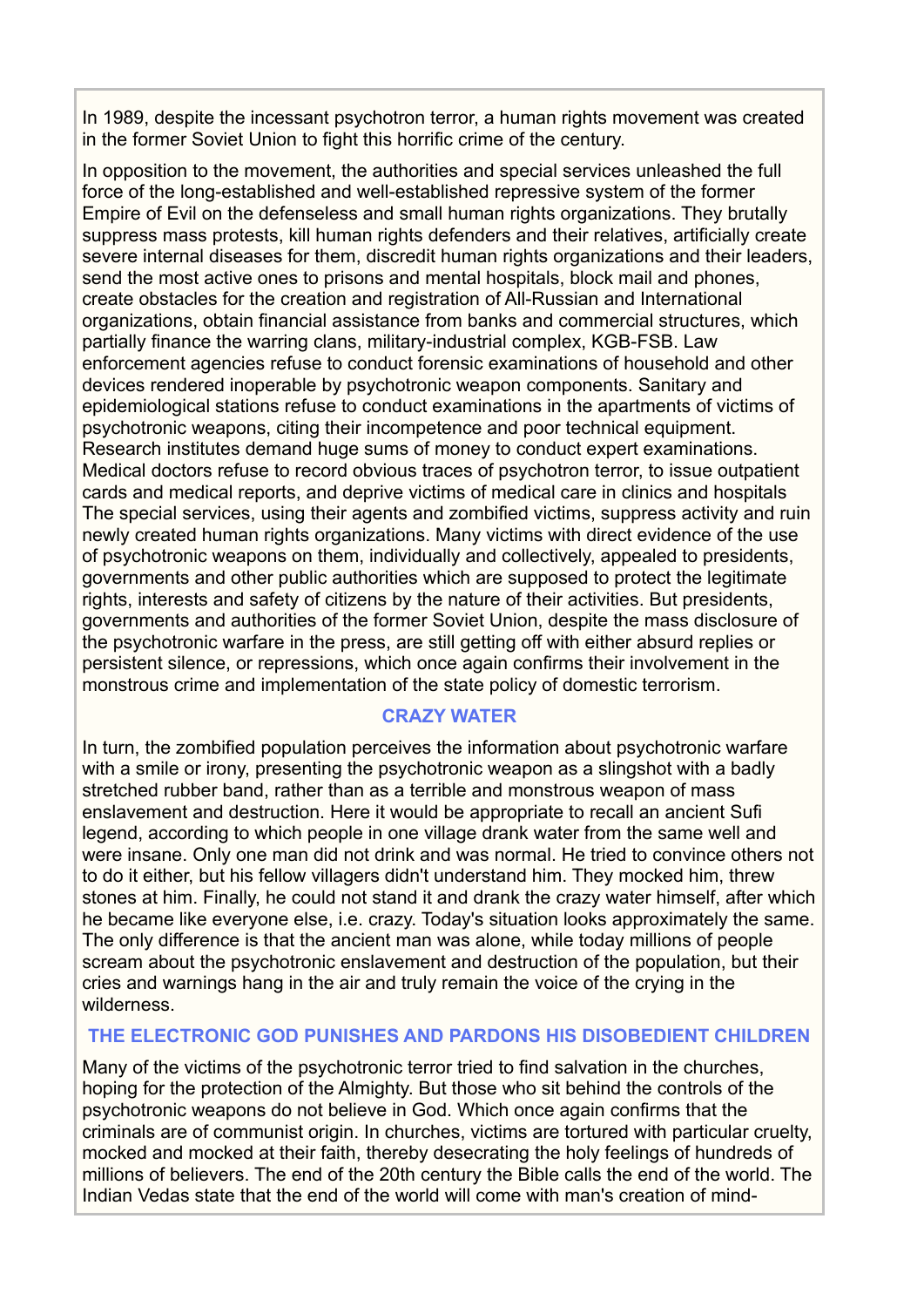In 1989, despite the incessant psychotron terror, a human rights movement was created in the former Soviet Union to fight this horrific crime of the century.

In opposition to the movement, the authorities and special services unleashed the full force of the long-established and well-established repressive system of the former Empire of Evil on the defenseless and small human rights organizations. They brutally suppress mass protests, kill human rights defenders and their relatives, artificially create severe internal diseases for them, discredit human rights organizations and their leaders, send the most active ones to prisons and mental hospitals, block mail and phones, create obstacles for the creation and registration of All-Russian and International organizations, obtain financial assistance from banks and commercial structures, which partially finance the warring clans, military-industrial complex, KGB-FSB. Law enforcement agencies refuse to conduct forensic examinations of household and other devices rendered inoperable by psychotronic weapon components. Sanitary and epidemiological stations refuse to conduct examinations in the apartments of victims of psychotronic weapons, citing their incompetence and poor technical equipment. Research institutes demand huge sums of money to conduct expert examinations. Medical doctors refuse to record obvious traces of psychotron terror, to issue outpatient cards and medical reports, and deprive victims of medical care in clinics and hospitals The special services, using their agents and zombified victims, suppress activity and ruin newly created human rights organizations. Many victims with direct evidence of the use of psychotronic weapons on them, individually and collectively, appealed to presidents, governments and other public authorities which are supposed to protect the legitimate rights, interests and safety of citizens by the nature of their activities. But presidents, governments and authorities of the former Soviet Union, despite the mass disclosure of the psychotronic warfare in the press, are still getting off with either absurd replies or persistent silence, or repressions, which once again confirms their involvement in the monstrous crime and implementation of the state policy of domestic terrorism.

## CRAZY WATER

In turn, the zombified population perceives the information about psychotronic warfare with a smile or irony, presenting the psychotronic weapon as a slingshot with a badly stretched rubber band, rather than as a terrible and monstrous weapon of mass enslavement and destruction. Here it would be appropriate to recall an ancient Sufi legend, according to which people in one village drank water from the same well and were insane. Only one man did not drink and was normal. He tried to convince others not to do it either, but his fellow villagers didn't understand him. They mocked him, threw stones at him. Finally, he could not stand it and drank the crazy water himself, after which he became like everyone else, i.e. crazy. Today's situation looks approximately the same. The only difference is that the ancient man was alone, while today millions of people scream about the psychotronic enslavement and destruction of the population, but their cries and warnings hang in the air and truly remain the voice of the crying in the wilderness.

## THE ELECTRONIC GOD PUNISHES AND PARDONS HIS DISOBEDIENT CHILDREN

Many of the victims of the psychotronic terror tried to find salvation in the churches, hoping for the protection of the Almighty. But those who sit behind the controls of the psychotronic weapons do not believe in God. Which once again confirms that the criminals are of communist origin. In churches, victims are tortured with particular cruelty, mocked and mocked at their faith, thereby desecrating the holy feelings of hundreds of millions of believers. The end of the 20th century the Bible calls the end of the world. The Indian Vedas state that the end of the world will come with man's creation of mind-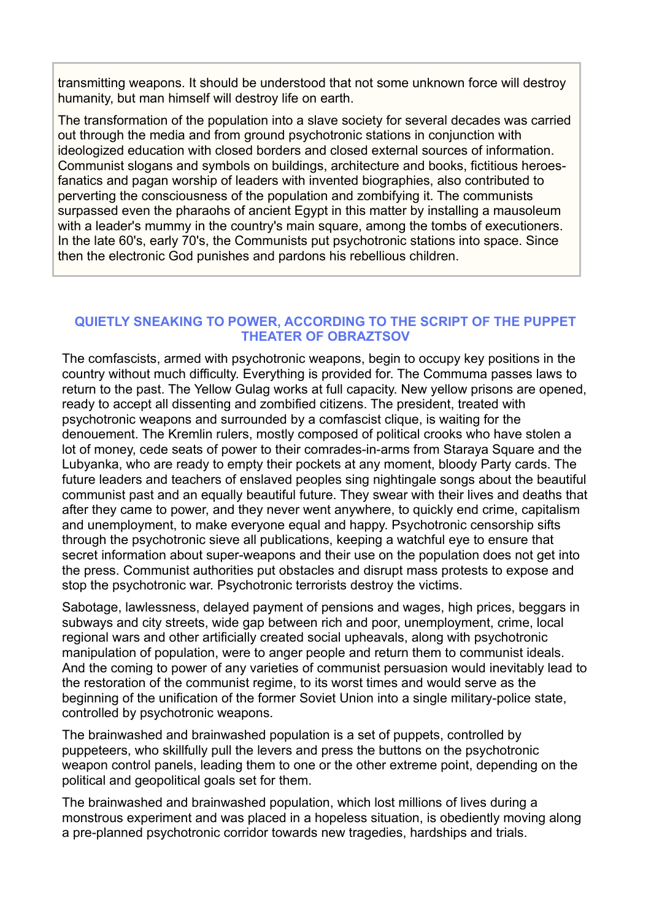transmitting weapons. It should be understood that not some unknown force will destroy humanity, but man himself will destroy life on earth.

The transformation of the population into a slave society for several decades was carried out through the media and from ground psychotronic stations in conjunction with ideologized education with closed borders and closed external sources of information. Communist slogans and symbols on buildings, architecture and books, fictitious heroes-fanatics and pagan worship of leaders with invented biographies, also contributed to perverting the consciousness of the population and zombifying it. The communists surpassed even the pharaohs of ancient Egypt in this matter by installing a mausoleum with a leader's mummy in the country's main square, among the tombs of executioners. In the late 60's, early 70's, the Communists put psychotronic stations into space. Since then the electronic God punishes and pardons his rebellious children.

## QUIETLY SNEAKING TO POWER, ACCORDING TO THE SCRIPT OF THE PUPPET THEATER OF OBRAZTSOV

The comfascists, armed with psychotronic weapons, begin to occupy key positions in the country without much difficulty. Everything is provided for. The Commuma passes laws to return to the past. The Yellow Gulag works at full capacity. New yellow prisons are opened, ready to accept all dissenting and zombified citizens. The president, treated with psychotronic weapons and surrounded by a comfascist clique, is waiting for the denouement. The Kremlin rulers, mostly composed of political crooks who have stolen a lot of money, cede seats of power to their comrades-in-arms from Staraya Square and the Lubyanka, who are ready to empty their pockets at any moment, bloody Party cards. The future leaders and teachers of enslaved peoples sing nightingale songs about the beautiful communist past and an equally beautiful future. They swear with their lives and deaths that after they came to power, and they never went anywhere, to quickly end crime, capitalism and unemployment, to make everyone equal and happy. Psychotronic censorship sifts through the psychotronic sieve all publications, keeping a watchful eye to ensure that secret information about super-weapons and their use on the population does not get into the press. Communist authorities put obstacles and disrupt mass protests to expose and stop the psychotronic war. Psychotronic terrorists destroy the victims.

Sabotage, lawlessness, delayed payment of pensions and wages, high prices, beggars in subways and city streets, wide gap between rich and poor, unemployment, crime, local regional wars and other artificially created social upheavals, along with psychotronic manipulation of population, were to anger people and return them to communist ideals. And the coming to power of any varieties of communist persuasion would inevitably lead to the restoration of the communist regime, to its worst times and would serve as the beginning of the unification of the former Soviet Union into a single military-police state, controlled by psychotronic weapons.

The brainwashed and brainwashed population is a set of puppets, controlled by puppeteers, who skillfully pull the levers and press the buttons on the psychotronic weapon control panels, leading them to one or the other extreme point, depending on the political and geopolitical goals set for them.

The brainwashed and brainwashed population, which lost millions of lives during a monstrous experiment and was placed in a hopeless situation, is obediently moving along a pre-planned psychotronic corridor towards new tragedies, hardships and trials.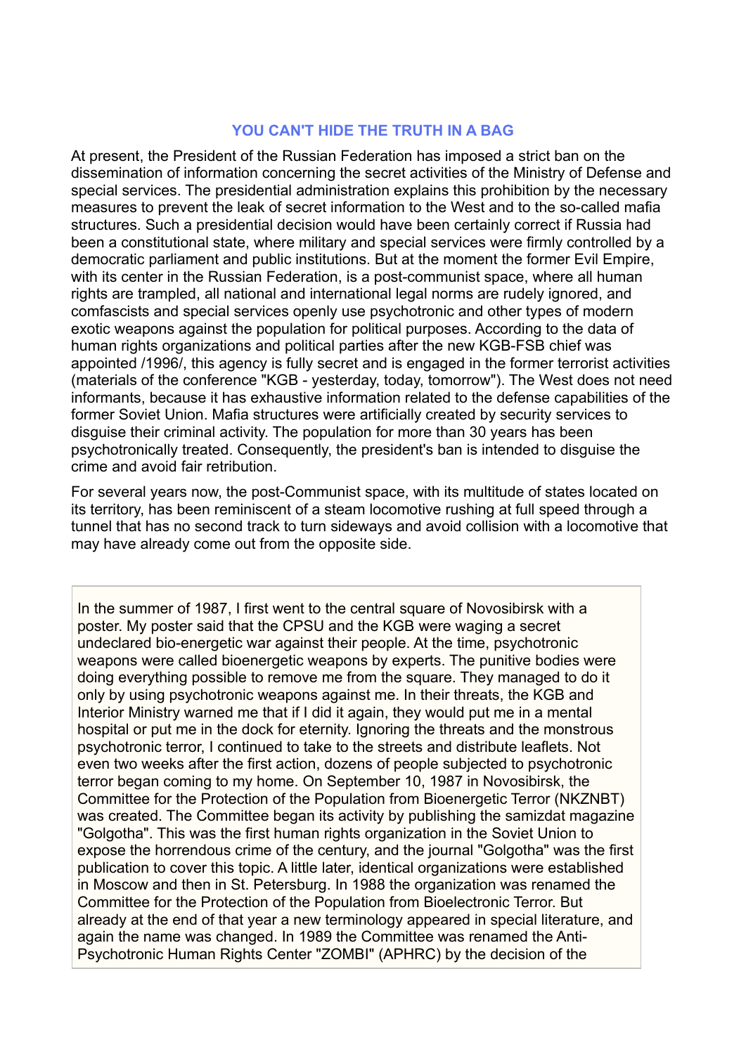## YOU CAN'T HIDE THE TRUTH IN A BAG

At present, the President of the Russian Federation has imposed a strict ban on the dissemination of information concerning the secret activities of the Ministry of Defense and special services. The presidential administration explains this prohibition by the necessary measures to prevent the leak of secret information to the West and to the so-called mafia structures. Such a presidential decision would have been certainly correct if Russia had been a constitutional state, where military and special services were firmly controlled by a democratic parliament and public institutions. But at the moment the former Evil Empire, with its center in the Russian Federation, is a post-communist space, where all human rights are trampled, all national and international legal norms are rudely ignored, and comfascists and special services openly use psychotronic and other types of modern exotic weapons against the population for political purposes. According to the data of human rights organizations and political parties after the new KGB-FSB chief was appointed /1996/, this agency is fully secret and is engaged in the former terrorist activities (materials of the conference "KGB - yesterday, today, tomorrow"). The West does not need informants, because it has exhaustive information related to the defense capabilities of the former Soviet Union. Mafia structures were artificially created by security services to disguise their criminal activity. The population for more than 30 years has been psychotronically treated. Consequently, the president's ban is intended to disguise the crime and avoid fair retribution.

For several years now, the post-Communist space, with its multitude of states located on its territory, has been reminiscent of a steam locomotive rushing at full speed through a tunnel that has no second track to turn sideways and avoid collision with a locomotive that may have already come out from the opposite side.

In the summer of 1987, I first went to the central square of Novosibirsk with a poster. My poster said that the CPSU and the KGB were waging a secret undeclared bio-energetic war against their people. At the time, psychotronic weapons were called bioenergetic weapons by experts. The punitive bodies were doing everything possible to remove me from the square. They managed to do it only by using psychotronic weapons against me. In their threats, the KGB and Interior Ministry warned me that if I did it again, they would put me in a mental hospital or put me in the dock for eternity. Ignoring the threats and the monstrous psychotronic terror, I continued to take to the streets and distribute leaflets. Not even two weeks after the first action, dozens of people subjected to psychotronic terror began coming to my home. On September 10, 1987 in Novosibirsk, the Committee for the Protection of the Population from Bioenergetic Terror (NKZNBT) was created. The Committee began its activity by publishing the samizdat magazine "Golgotha". This was the first human rights organization in the Soviet Union to expose the horrendous crime of the century, and the journal "Golgotha" was the first publication to cover this topic. A little later, identical organizations were established in Moscow and then in St. Petersburg. In 1988 the organization was renamed the Committee for the Protection of the Population from Bioelectronic Terror. But already at the end of that year a new terminology appeared in special literature, and again the name was changed. In 1989 the Committee was renamed the Anti-Psychotronic Human Rights Center "ZOMBI" (APHRC) by the decision of the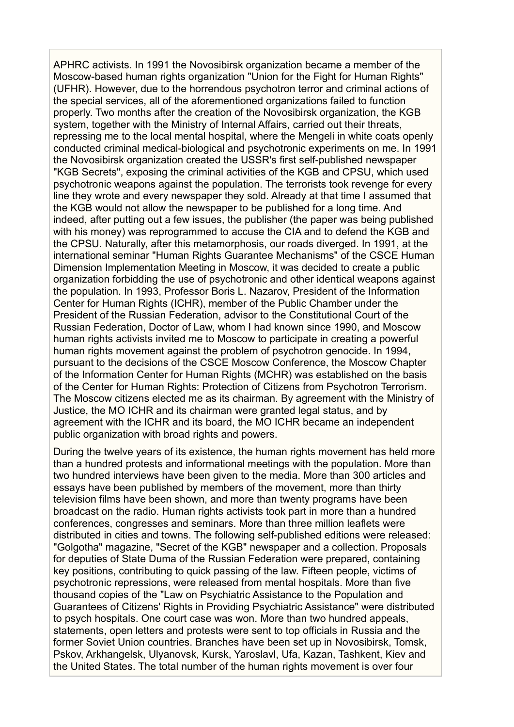APHRC activists. In 1991 the Novosibirsk organization became a member of the Moscow-based human rights organization "Union for the Fight for Human Rights" (UFHR). However, due to the horrendous psychotron terror and criminal actions of the special services, all of the aforementioned organizations failed to function properly. Two months after the creation of the Novosibirsk organization, the KGB system, together with the Ministry of Internal Affairs, carried out their threats, repressing me to the local mental hospital, where the Mengeli in white coats openly conducted criminal medical-biological and psychotronic experiments on me. In 1991 the Novosibirsk organization created the USSR's first self-published newspaper "KGB Secrets", exposing the criminal activities of the KGB and CPSU, which used psychotronic weapons against the population. The terrorists took revenge for every line they wrote and every newspaper they sold. Already at that time I assumed that the KGB would not allow the newspaper to be published for a long time. And indeed, after putting out a few issues, the publisher (the paper was being published with his money) was reprogrammed to accuse the CIA and to defend the KGB and the CPSU. Naturally, after this metamorphosis, our roads diverged. In 1991, at the international seminar "Human Rights Guarantee Mechanisms" of the CSCE Human Dimension Implementation Meeting in Moscow, it was decided to create a public organization forbidding the use of psychotronic and other identical weapons against the population. In 1993, Professor Boris L. Nazarov, President of the Information Center for Human Rights (ICHR), member of the Public Chamber under the President of the Russian Federation, advisor to the Constitutional Court of the Russian Federation, Doctor of Law, whom I had known since 1990, and Moscow human rights activists invited me to Moscow to participate in creating a powerful human rights movement against the problem of psychotron genocide. In 1994, pursuant to the decisions of the CSCE Moscow Conference, the Moscow Chapter of the Information Center for Human Rights (MCHR) was established on the basis of the Center for Human Rights: Protection of Citizens from Psychotron Terrorism. The Moscow citizens elected me as its chairman. By agreement with the Ministry of Justice, the MO ICHR and its chairman were granted legal status, and by agreement with the ICHR and its board, the MO ICHR became an independent public organization with broad rights and powers.

During the twelve years of its existence, the human rights movement has held more than a hundred protests and informational meetings with the population. More than two hundred interviews have been given to the media. More than 300 articles and essays have been published by members of the movement, more than thirty television films have been shown, and more than twenty programs have been broadcast on the radio. Human rights activists took part in more than a hundred conferences, congresses and seminars. More than three million leaflets were distributed in cities and towns. The following self-published editions were released: "Golgotha" magazine, "Secret of the KGB" newspaper and a collection. Proposals for deputies of State Duma of the Russian Federation were prepared, containing key positions, contributing to quick passing of the law. Fifteen people, victims of psychotronic repressions, were released from mental hospitals. More than five thousand copies of the "Law on Psychiatric Assistance to the Population and Guarantees of Citizens' Rights in Providing Psychiatric Assistance" were distributed to psych hospitals. One court case was won. More than two hundred appeals, statements, open letters and protests were sent to top officials in Russia and the former Soviet Union countries. Branches have been set up in Novosibirsk, Tomsk, Pskov, Arkhangelsk, Ulyanovsk, Kursk, Yaroslavl, Ufa, Kazan, Tashkent, Kiev and the United States. The total number of the human rights movement is over four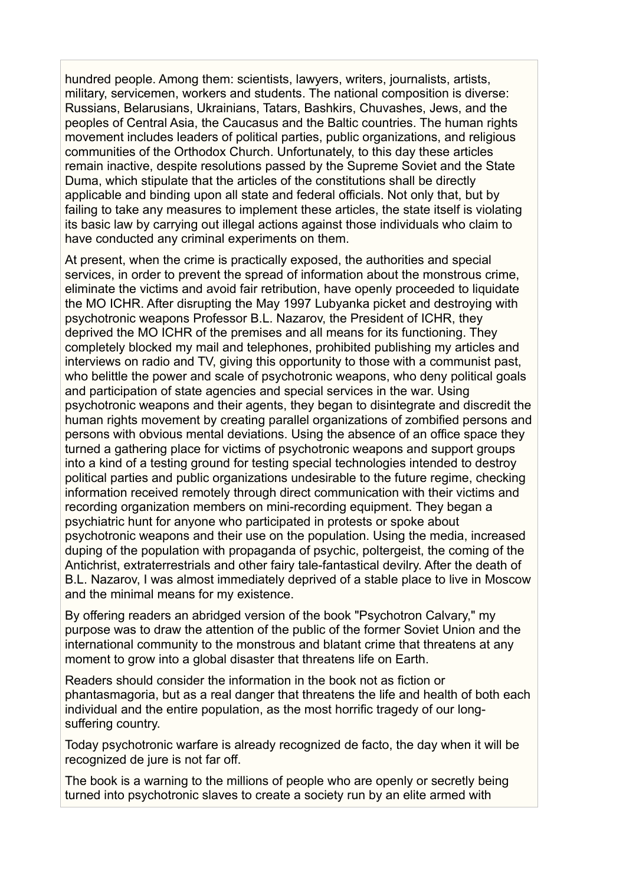hundred people. Among them: scientists, lawyers, writers, journalists, artists, military, servicemen, workers and students. The national composition is diverse: Russians, Belarusians, Ukrainians, Tatars, Bashkirs, Chuvashes, Jews, and the peoples of Central Asia, the Caucasus and the Baltic countries. The human rights movement includes leaders of political parties, public organizations, and religious communities of the Orthodox Church. Unfortunately, to this day these articles remain inactive, despite resolutions passed by the Supreme Soviet and the State Duma, which stipulate that the articles of the constitutions shall be directly applicable and binding upon all state and federal officials. Not only that, but by failing to take any measures to implement these articles, the state itself is violating its basic law by carrying out illegal actions against those individuals who claim to have conducted any criminal experiments on them.

At present, when the crime is practically exposed, the authorities and special services, in order to prevent the spread of information about the monstrous crime, eliminate the victims and avoid fair retribution, have openly proceeded to liquidate the MO ICHR. After disrupting the May 1997 Lubyanka picket and destroying with psychotronic weapons Professor B.L. Nazarov, the President of ICHR, they deprived the MO ICHR of the premises and all means for its functioning. They completely blocked my mail and telephones, prohibited publishing my articles and interviews on radio and TV, giving this opportunity to those with a communist past, who belittle the power and scale of psychotronic weapons, who deny political goals and participation of state agencies and special services in the war. Using psychotronic weapons and their agents, they began to disintegrate and discredit the human rights movement by creating parallel organizations of zombified persons and persons with obvious mental deviations. Using the absence of an office space they turned a gathering place for victims of psychotronic weapons and support groups into a kind of a testing ground for testing special technologies intended to destroy political parties and public organizations undesirable to the future regime, checking information received remotely through direct communication with their victims and recording organization members on mini-recording equipment. They began a psychiatric hunt for anyone who participated in protests or spoke about psychotronic weapons and their use on the population. Using the media, increased duping of the population with propaganda of psychic, poltergeist, the coming of the Antichrist, extraterrestrials and other fairy tale-fantastical devilry. After the death of B.L. Nazarov, I was almost immediately deprived of a stable place to live in Moscow and the minimal means for my existence.

By offering readers an abridged version of the book "Psychotron Calvary," my purpose was to draw the attention of the public of the former Soviet Union and the international community to the monstrous and blatant crime that threatens at any moment to grow into a global disaster that threatens life on Earth.

Readers should consider the information in the book not as fiction or phantasmagoria, but as a real danger that threatens the life and health of both each individual and the entire population, as the most horrific tragedy of our long-suffering country.

Today psychotronic warfare is already recognized de facto, the day when it will be recognized de jure is not far off.

The book is a warning to the millions of people who are openly or secretly being turned into psychotronic slaves to create a society run by an elite armed with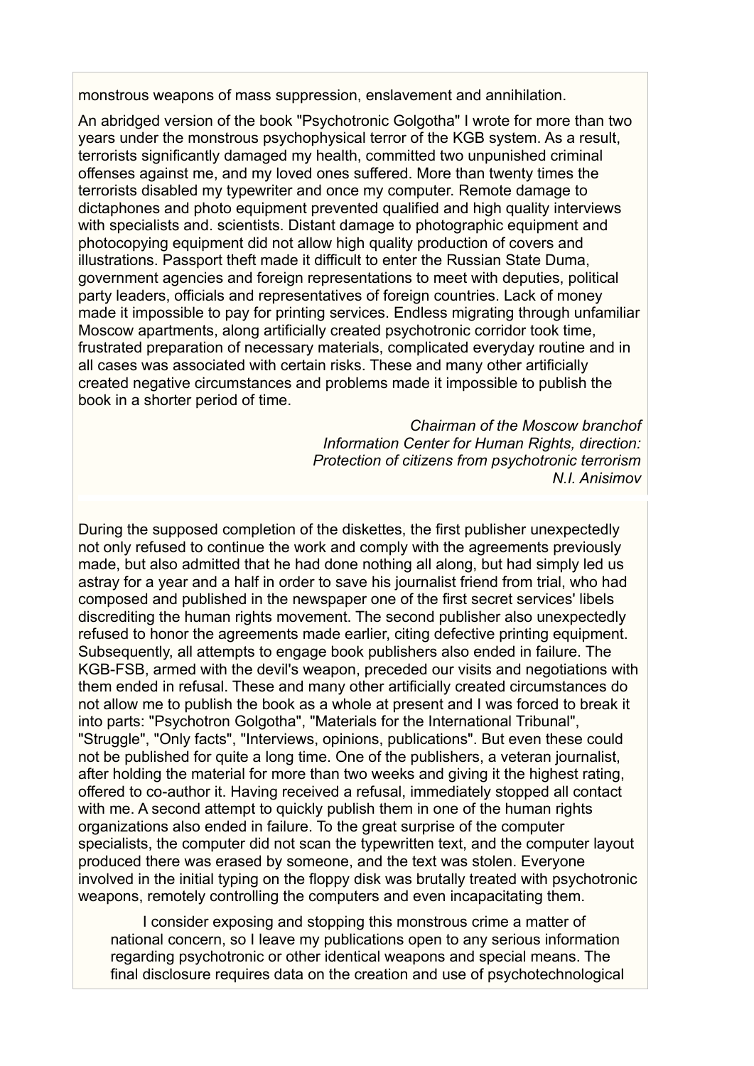monstrous weapons of mass suppression, enslavement and annihilation.

An abridged version of the book "Psychotronic Golgotha" I wrote for more than two years under the monstrous psychophysical terror of the KGB system. As a result, terrorists significantly damaged my health, committed two unpunished criminal offenses against me, and my loved ones suffered. More than twenty times the terrorists disabled my typewriter and once my computer. Remote damage to dictaphones and photo equipment prevented qualified and high quality interviews with specialists and. scientists. Distant damage to photographic equipment and photocopying equipment did not allow high quality production of covers and illustrations. Passport theft made it difficult to enter the Russian State Duma, government agencies and foreign representations to meet with deputies, political party leaders, officials and representatives of foreign countries. Lack of money made it impossible to pay for printing services. Endless migrating through unfamiliar Moscow apartments, along artificially created psychotronic corridor took time, frustrated preparation of necessary materials, complicated everyday routine and in all cases was associated with certain risks. These and many other artificially created negative circumstances and problems made it impossible to publish the book in a shorter period of time.

*Chairman of the Moscow branchof*
*Information Center for Human Rights, direction:*
*Protection of citizens from psychotronic terrorism*
*N.I. Anisimov*

During the supposed completion of the diskettes, the first publisher unexpectedly not only refused to continue the work and comply with the agreements previously made, but also admitted that he had done nothing all along, but had simply led us astray for a year and a half in order to save his journalist friend from trial, who had composed and published in the newspaper one of the first secret services' libels discrediting the human rights movement. The second publisher also unexpectedly refused to honor the agreements made earlier, citing defective printing equipment. Subsequently, all attempts to engage book publishers also ended in failure. The KGB-FSB, armed with the devil's weapon, preceded our visits and negotiations with them ended in refusal. These and many other artificially created circumstances do not allow me to publish the book as a whole at present and I was forced to break it into parts: "Psychotron Golgotha", "Materials for the International Tribunal", "Struggle", "Only facts", "Interviews, opinions, publications". But even these could not be published for quite a long time. One of the publishers, a veteran journalist, after holding the material for more than two weeks and giving it the highest rating, offered to co-author it. Having received a refusal, immediately stopped all contact with me. A second attempt to quickly publish them in one of the human rights organizations also ended in failure. To the great surprise of the computer specialists, the computer did not scan the typewritten text, and the computer layout produced there was erased by someone, and the text was stolen. Everyone involved in the initial typing on the floppy disk was brutally treated with psychotronic weapons, remotely controlling the computers and even incapacitating them.

I consider exposing and stopping this monstrous crime a matter of national concern, so I leave my publications open to any serious information regarding psychotronic or other identical weapons and special means. The final disclosure requires data on the creation and use of psychotechnological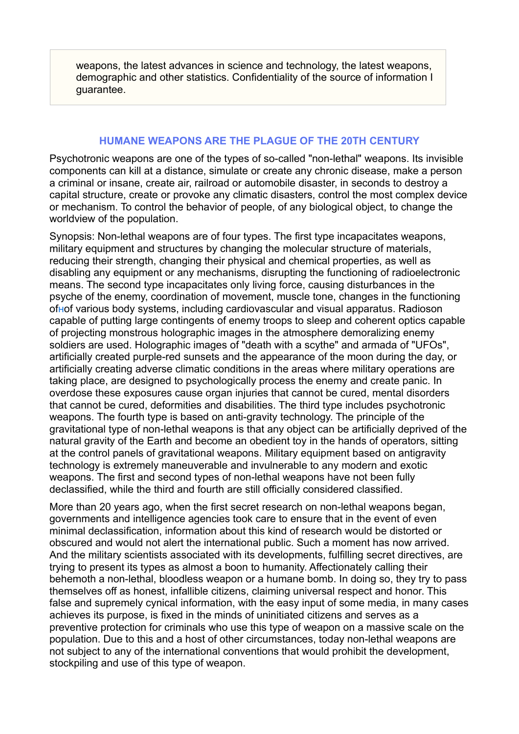weapons, the latest advances in science and technology, the latest weapons, demographic and other statistics. Confidentiality of the source of information I guarantee.

## HUMANE WEAPONS ARE THE PLAGUE OF THE 20TH CENTURY

Psychotronic weapons are one of the types of so-called "non-lethal" weapons. Its invisible components can kill at a distance, simulate or create any chronic disease, make a person a criminal or insane, create air, railroad or automobile disaster, in seconds to destroy a capital structure, create or provoke any climatic disasters, control the most complex device or mechanism. To control the behavior of people, of any biological object, to change the worldview of the population.

Synopsis: Non-lethal weapons are of four types. The first type incapacitates weapons, military equipment and structures by changing the molecular structure of materials, reducing their strength, changing their physical and chemical properties, as well as disabling any equipment or any mechanisms, disrupting the functioning of radioelectronic means. The second type incapacitates only living force, causing disturbances in the psyche of the enemy, coordination of movement, muscle tone, changes in the functioning ofнof various body systems, including cardiovascular and visual apparatus. Radioson capable of putting large contingents of enemy troops to sleep and coherent optics capable of projecting monstrous holographic images in the atmosphere demoralizing enemy soldiers are used. Holographic images of "death with a scythe" and armada of "UFOs", artificially created purple-red sunsets and the appearance of the moon during the day, or artificially creating adverse climatic conditions in the areas where military operations are taking place, are designed to psychologically process the enemy and create panic. In overdose these exposures cause organ injuries that cannot be cured, mental disorders that cannot be cured, deformities and disabilities. The third type includes psychotronic weapons. The fourth type is based on anti-gravity technology. The principle of the gravitational type of non-lethal weapons is that any object can be artificially deprived of the natural gravity of the Earth and become an obedient toy in the hands of operators, sitting at the control panels of gravitational weapons. Military equipment based on antigravity technology is extremely maneuverable and invulnerable to any modern and exotic weapons. The first and second types of non-lethal weapons have not been fully declassified, while the third and fourth are still officially considered classified.

More than 20 years ago, when the first secret research on non-lethal weapons began, governments and intelligence agencies took care to ensure that in the event of even minimal declassification, information about this kind of research would be distorted or obscured and would not alert the international public. Such a moment has now arrived. And the military scientists associated with its developments, fulfilling secret directives, are trying to present its types as almost a boon to humanity. Affectionately calling their behemoth a non-lethal, bloodless weapon or a humane bomb. In doing so, they try to pass themselves off as honest, infallible citizens, claiming universal respect and honor. This false and supremely cynical information, with the easy input of some media, in many cases achieves its purpose, is fixed in the minds of uninitiated citizens and serves as a preventive protection for criminals who use this type of weapon on a massive scale on the population. Due to this and a host of other circumstances, today non-lethal weapons are not subject to any of the international conventions that would prohibit the development, stockpiling and use of this type of weapon.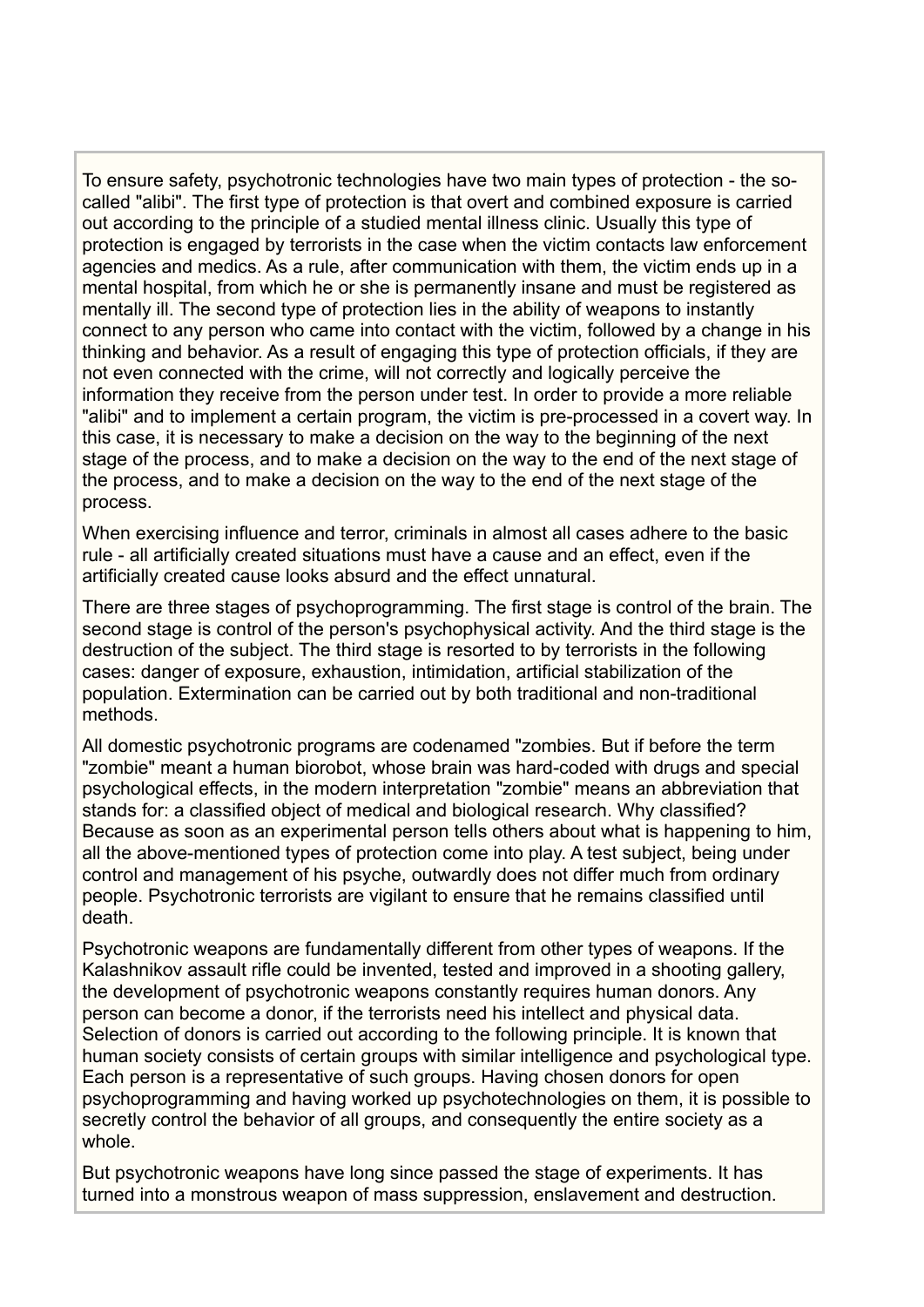To ensure safety, psychotronic technologies have two main types of protection - the so-called "alibi". The first type of protection is that overt and combined exposure is carried out according to the principle of a studied mental illness clinic. Usually this type of protection is engaged by terrorists in the case when the victim contacts law enforcement agencies and medics. As a rule, after communication with them, the victim ends up in a mental hospital, from which he or she is permanently insane and must be registered as mentally ill. The second type of protection lies in the ability of weapons to instantly connect to any person who came into contact with the victim, followed by a change in his thinking and behavior. As a result of engaging this type of protection officials, if they are not even connected with the crime, will not correctly and logically perceive the information they receive from the person under test. In order to provide a more reliable "alibi" and to implement a certain program, the victim is pre-processed in a covert way. In this case, it is necessary to make a decision on the way to the beginning of the next stage of the process, and to make a decision on the way to the end of the next stage of the process, and to make a decision on the way to the end of the next stage of the process.

When exercising influence and terror, criminals in almost all cases adhere to the basic rule - all artificially created situations must have a cause and an effect, even if the artificially created cause looks absurd and the effect unnatural.

There are three stages of psychoprogramming. The first stage is control of the brain. The second stage is control of the person's psychophysical activity. And the third stage is the destruction of the subject. The third stage is resorted to by terrorists in the following cases: danger of exposure, exhaustion, intimidation, artificial stabilization of the population. Extermination can be carried out by both traditional and non-traditional methods.

All domestic psychotronic programs are codenamed "zombies. But if before the term "zombie" meant a human biorobot, whose brain was hard-coded with drugs and special psychological effects, in the modern interpretation "zombie" means an abbreviation that stands for: a classified object of medical and biological research. Why classified? Because as soon as an experimental person tells others about what is happening to him, all the above-mentioned types of protection come into play. A test subject, being under control and management of his psyche, outwardly does not differ much from ordinary people. Psychotronic terrorists are vigilant to ensure that he remains classified until death.

Psychotronic weapons are fundamentally different from other types of weapons. If the Kalashnikov assault rifle could be invented, tested and improved in a shooting gallery, the development of psychotronic weapons constantly requires human donors. Any person can become a donor, if the terrorists need his intellect and physical data. Selection of donors is carried out according to the following principle. It is known that human society consists of certain groups with similar intelligence and psychological type. Each person is a representative of such groups. Having chosen donors for open psychoprogramming and having worked up psychotechnologies on them, it is possible to secretly control the behavior of all groups, and consequently the entire society as a whole.

But psychotronic weapons have long since passed the stage of experiments. It has turned into a monstrous weapon of mass suppression, enslavement and destruction.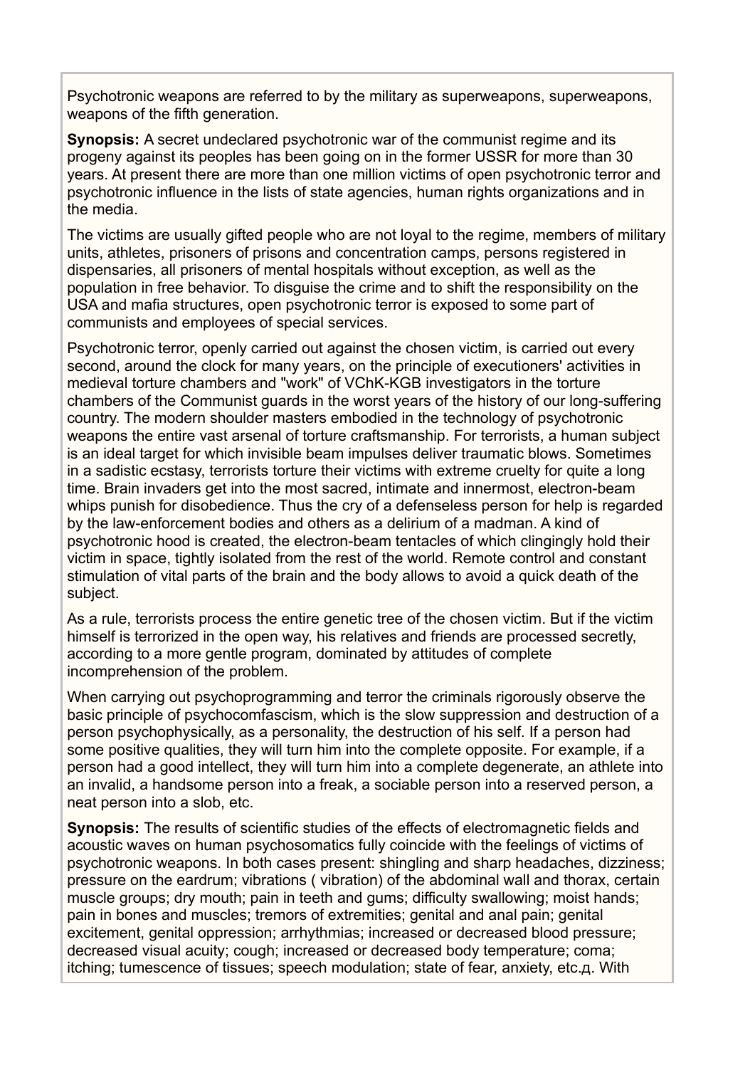Psychotronic weapons are referred to by the military as superweapons, superweapons, weapons of the fifth generation.

**Synopsis:** A secret undeclared psychotronic war of the communist regime and its progeny against its peoples has been going on in the former USSR for more than 30 years. At present there are more than one million victims of open psychotronic terror and psychotronic influence in the lists of state agencies, human rights organizations and in the media.

The victims are usually gifted people who are not loyal to the regime, members of military units, athletes, prisoners of prisons and concentration camps, persons registered in dispensaries, all prisoners of mental hospitals without exception, as well as the population in free behavior. To disguise the crime and to shift the responsibility on the USA and mafia structures, open psychotronic terror is exposed to some part of communists and employees of special services.

Psychotronic terror, openly carried out against the chosen victim, is carried out every second, around the clock for many years, on the principle of executioners' activities in medieval torture chambers and "work" of VChK-KGB investigators in the torture chambers of the Communist guards in the worst years of the history of our long-suffering country. The modern shoulder masters embodied in the technology of psychotronic weapons the entire vast arsenal of torture craftsmanship. For terrorists, a human subject is an ideal target for which invisible beam impulses deliver traumatic blows. Sometimes in a sadistic ecstasy, terrorists torture their victims with extreme cruelty for quite a long time. Brain invaders get into the most sacred, intimate and innermost, electron-beam whips punish for disobedience. Thus the cry of a defenseless person for help is regarded by the law-enforcement bodies and others as a delirium of a madman. A kind of psychotronic hood is created, the electron-beam tentacles of which clingingly hold their victim in space, tightly isolated from the rest of the world. Remote control and constant stimulation of vital parts of the brain and the body allows to avoid a quick death of the subject.

As a rule, terrorists process the entire genetic tree of the chosen victim. But if the victim himself is terrorized in the open way, his relatives and friends are processed secretly, according to a more gentle program, dominated by attitudes of complete incomprehension of the problem.

When carrying out psychoprogramming and terror the criminals rigorously observe the basic principle of psychocomfascism, which is the slow suppression and destruction of a person psychophysically, as a personality, the destruction of his self. If a person had some positive qualities, they will turn him into the complete opposite. For example, if a person had a good intellect, they will turn him into a complete degenerate, an athlete into an invalid, a handsome person into a freak, a sociable person into a reserved person, a neat person into a slob, etc.

**Synopsis:** The results of scientific studies of the effects of electromagnetic fields and acoustic waves on human psychosomatics fully coincide with the feelings of victims of psychotronic weapons. In both cases present: shingling and sharp headaches, dizziness; pressure on the eardrum; vibrations ( vibration) of the abdominal wall and thorax, certain muscle groups; dry mouth; pain in teeth and gums; difficulty swallowing; moist hands; pain in bones and muscles; tremors of extremities; genital and anal pain; genital excitement, genital oppression; arrhythmias; increased or decreased blood pressure; decreased visual acuity; cough; increased or decreased body temperature; coma; itching; tumescence of tissues; speech modulation; state of fear, anxiety, etc.д. With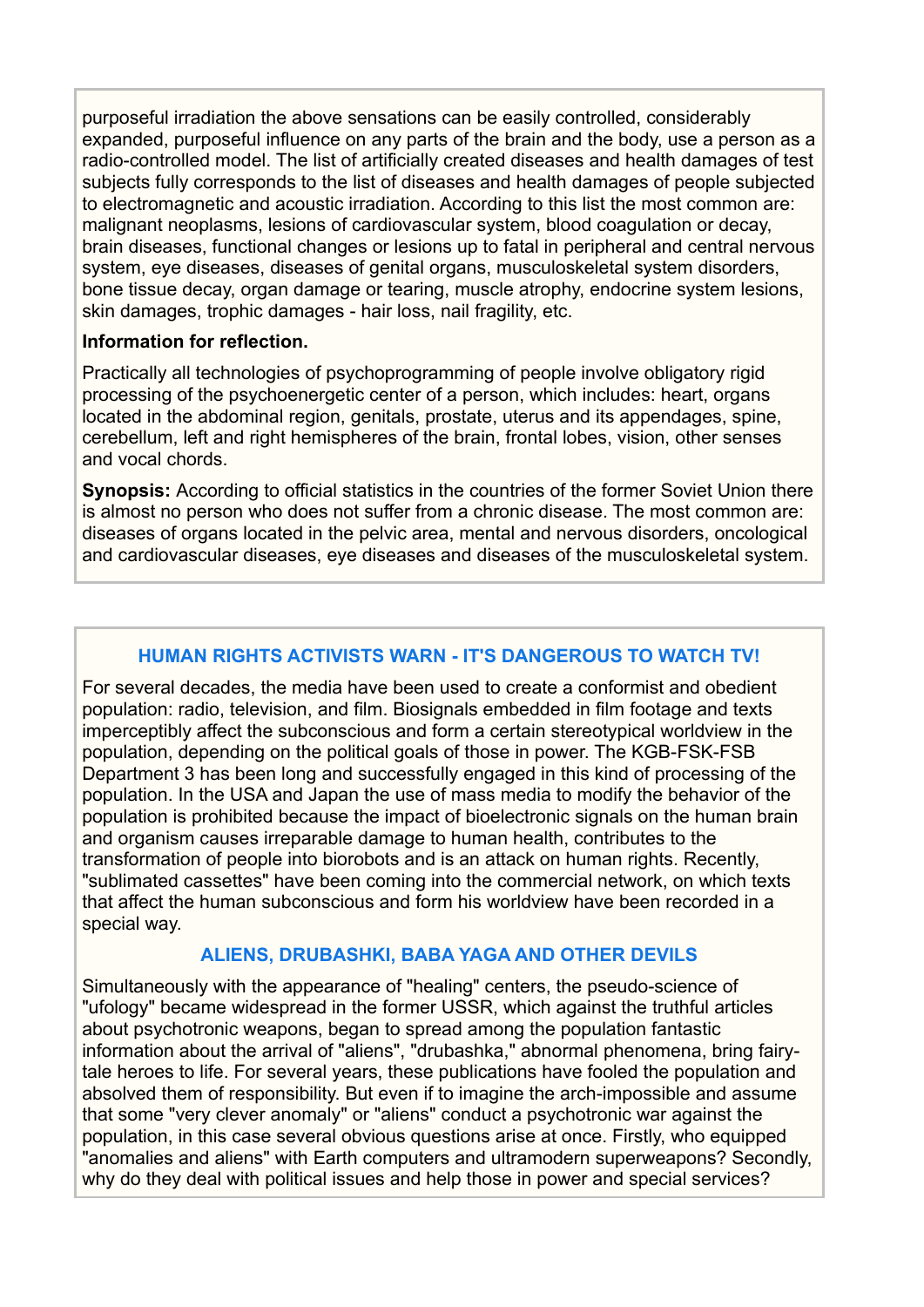purposeful irradiation the above sensations can be easily controlled, considerably expanded, purposeful influence on any parts of the brain and the body, use a person as a radio-controlled model. The list of artificially created diseases and health damages of test subjects fully corresponds to the list of diseases and health damages of people subjected to electromagnetic and acoustic irradiation. According to this list the most common are: malignant neoplasms, lesions of cardiovascular system, blood coagulation or decay, brain diseases, functional changes or lesions up to fatal in peripheral and central nervous system, eye diseases, diseases of genital organs, musculoskeletal system disorders, bone tissue decay, organ damage or tearing, muscle atrophy, endocrine system lesions, skin damages, trophic damages - hair loss, nail fragility, etc.

**Information for reflection.**

Practically all technologies of psychoprogramming of people involve obligatory rigid processing of the psychoenergetic center of a person, which includes: heart, organs located in the abdominal region, genitals, prostate, uterus and its appendages, spine, cerebellum, left and right hemispheres of the brain, frontal lobes, vision, other senses and vocal chords.

**Synopsis:** According to official statistics in the countries of the former Soviet Union there is almost no person who does not suffer from a chronic disease. The most common are: diseases of organs located in the pelvic area, mental and nervous disorders, oncological and cardiovascular diseases, eye diseases and diseases of the musculoskeletal system.

## HUMAN RIGHTS ACTIVISTS WARN - IT'S DANGEROUS TO WATCH TV!

For several decades, the media have been used to create a conformist and obedient population: radio, television, and film. Biosignals embedded in film footage and texts imperceptibly affect the subconscious and form a certain stereotypical worldview in the population, depending on the political goals of those in power. The KGB-FSK-FSB Department 3 has been long and successfully engaged in this kind of processing of the population. In the USA and Japan the use of mass media to modify the behavior of the population is prohibited because the impact of bioelectronic signals on the human brain and organism causes irreparable damage to human health, contributes to the transformation of people into biorobots and is an attack on human rights. Recently, "sublimated cassettes" have been coming into the commercial network, on which texts that affect the human subconscious and form his worldview have been recorded in a special way.

## ALIENS, DRUBASHKI, BABA YAGA AND OTHER DEVILS

Simultaneously with the appearance of "healing" centers, the pseudo-science of "ufology" became widespread in the former USSR, which against the truthful articles about psychotronic weapons, began to spread among the population fantastic information about the arrival of "aliens", "drubashka," abnormal phenomena, bring fairy-tale heroes to life. For several years, these publications have fooled the population and absolved them of responsibility. But even if to imagine the arch-impossible and assume that some "very clever anomaly" or "aliens" conduct a psychotronic war against the population, in this case several obvious questions arise at once. Firstly, who equipped "anomalies and aliens" with Earth computers and ultramodern superweapons? Secondly, why do they deal with political issues and help those in power and special services?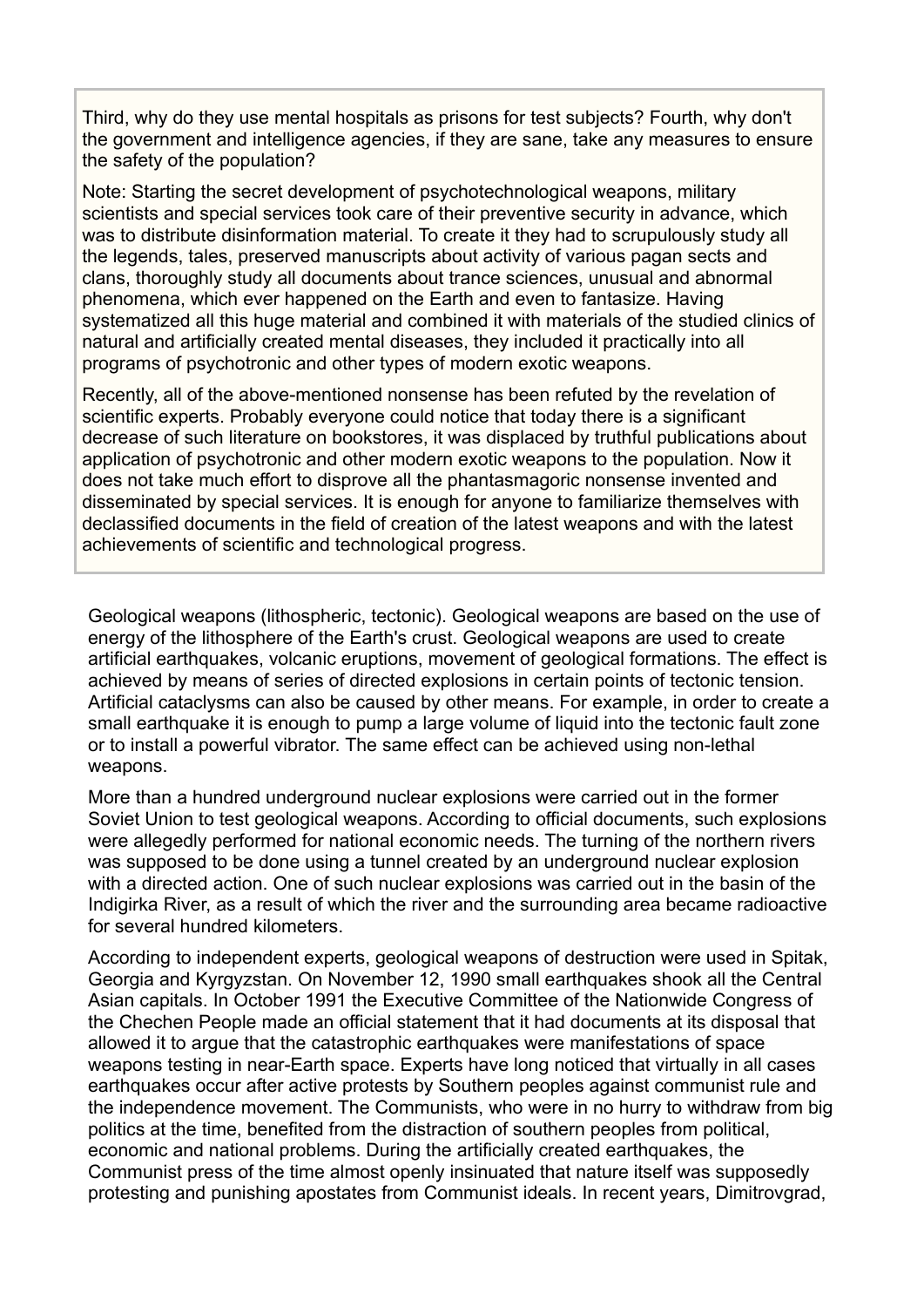Third, why do they use mental hospitals as prisons for test subjects? Fourth, why don't the government and intelligence agencies, if they are sane, take any measures to ensure the safety of the population?

Note: Starting the secret development of psychotechnological weapons, military scientists and special services took care of their preventive security in advance, which was to distribute disinformation material. To create it they had to scrupulously study all the legends, tales, preserved manuscripts about activity of various pagan sects and clans, thoroughly study all documents about trance sciences, unusual and abnormal phenomena, which ever happened on the Earth and even to fantasize. Having systematized all this huge material and combined it with materials of the studied clinics of natural and artificially created mental diseases, they included it practically into all programs of psychotronic and other types of modern exotic weapons.

Recently, all of the above-mentioned nonsense has been refuted by the revelation of scientific experts. Probably everyone could notice that today there is a significant decrease of such literature on bookstores, it was displaced by truthful publications about application of psychotronic and other modern exotic weapons to the population. Now it does not take much effort to disprove all the phantasmagoric nonsense invented and disseminated by special services. It is enough for anyone to familiarize themselves with declassified documents in the field of creation of the latest weapons and with the latest achievements of scientific and technological progress.

Geological weapons (lithospheric, tectonic). Geological weapons are based on the use of energy of the lithosphere of the Earth's crust. Geological weapons are used to create artificial earthquakes, volcanic eruptions, movement of geological formations. The effect is achieved by means of series of directed explosions in certain points of tectonic tension. Artificial cataclysms can also be caused by other means. For example, in order to create a small earthquake it is enough to pump a large volume of liquid into the tectonic fault zone or to install a powerful vibrator. The same effect can be achieved using non-lethal weapons.

More than a hundred underground nuclear explosions were carried out in the former Soviet Union to test geological weapons. According to official documents, such explosions were allegedly performed for national economic needs. The turning of the northern rivers was supposed to be done using a tunnel created by an underground nuclear explosion with a directed action. One of such nuclear explosions was carried out in the basin of the Indigirka River, as a result of which the river and the surrounding area became radioactive for several hundred kilometers.

According to independent experts, geological weapons of destruction were used in Spitak, Georgia and Kyrgyzstan. On November 12, 1990 small earthquakes shook all the Central Asian capitals. In October 1991 the Executive Committee of the Nationwide Congress of the Chechen People made an official statement that it had documents at its disposal that allowed it to argue that the catastrophic earthquakes were manifestations of space weapons testing in near-Earth space. Experts have long noticed that virtually in all cases earthquakes occur after active protests by Southern peoples against communist rule and the independence movement. The Communists, who were in no hurry to withdraw from big politics at the time, benefited from the distraction of southern peoples from political, economic and national problems. During the artificially created earthquakes, the Communist press of the time almost openly insinuated that nature itself was supposedly protesting and punishing apostates from Communist ideals. In recent years, Dimitrovgrad,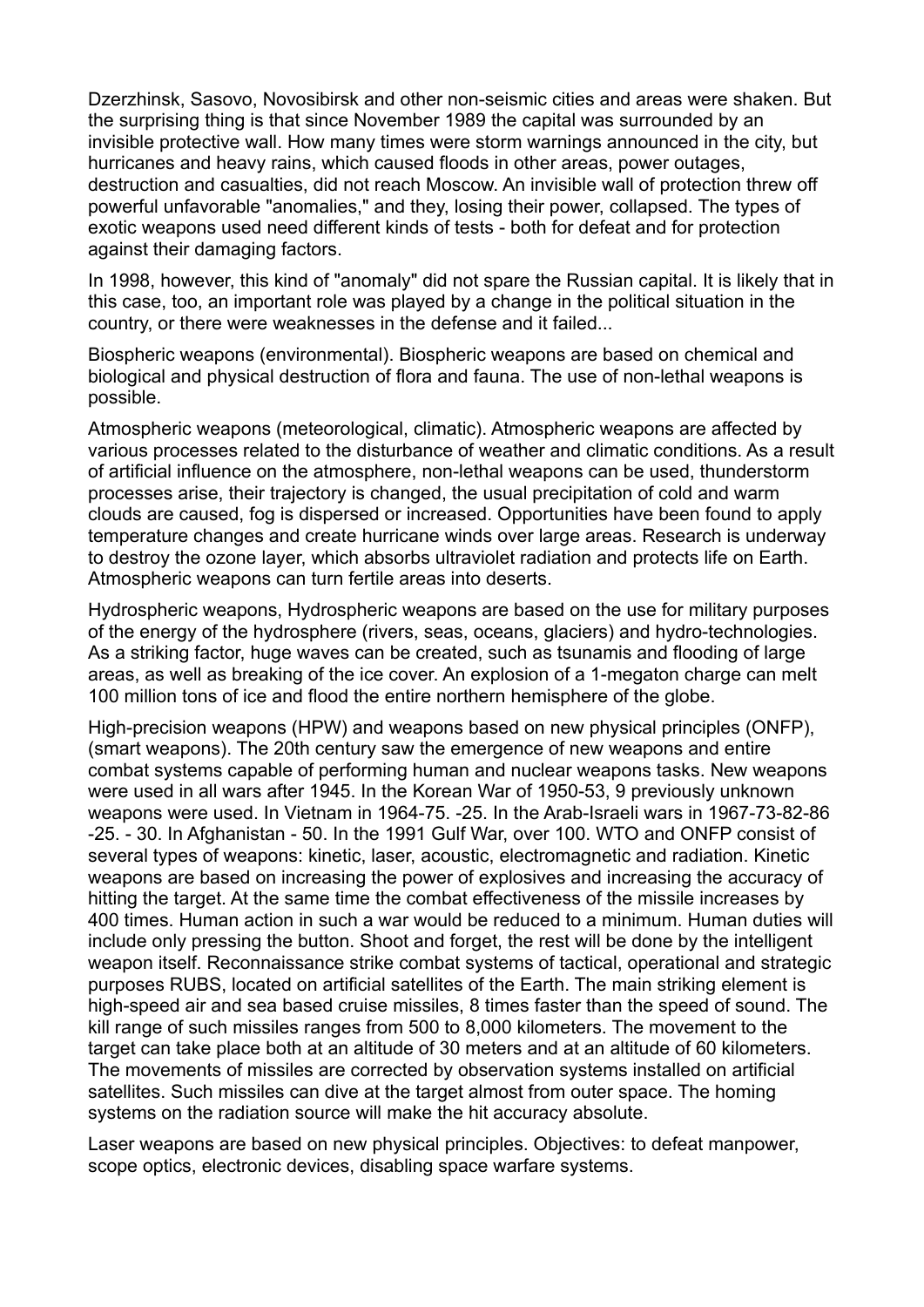Dzerzhinsk, Sasovo, Novosibirsk and other non-seismic cities and areas were shaken. But the surprising thing is that since November 1989 the capital was surrounded by an invisible protective wall. How many times were storm warnings announced in the city, but hurricanes and heavy rains, which caused floods in other areas, power outages, destruction and casualties, did not reach Moscow. An invisible wall of protection threw off powerful unfavorable "anomalies," and they, losing their power, collapsed. The types of exotic weapons used need different kinds of tests - both for defeat and for protection against their damaging factors.

In 1998, however, this kind of "anomaly" did not spare the Russian capital. It is likely that in this case, too, an important role was played by a change in the political situation in the country, or there were weaknesses in the defense and it failed...

Biospheric weapons (environmental). Biospheric weapons are based on chemical and biological and physical destruction of flora and fauna. The use of non-lethal weapons is possible.

Atmospheric weapons (meteorological, climatic). Atmospheric weapons are affected by various processes related to the disturbance of weather and climatic conditions. As a result of artificial influence on the atmosphere, non-lethal weapons can be used, thunderstorm processes arise, their trajectory is changed, the usual precipitation of cold and warm clouds are caused, fog is dispersed or increased. Opportunities have been found to apply temperature changes and create hurricane winds over large areas. Research is underway to destroy the ozone layer, which absorbs ultraviolet radiation and protects life on Earth. Atmospheric weapons can turn fertile areas into deserts.

Hydrospheric weapons, Hydrospheric weapons are based on the use for military purposes of the energy of the hydrosphere (rivers, seas, oceans, glaciers) and hydro-technologies. As a striking factor, huge waves can be created, such as tsunamis and flooding of large areas, as well as breaking of the ice cover. An explosion of a 1-megaton charge can melt 100 million tons of ice and flood the entire northern hemisphere of the globe.

High-precision weapons (HPW) and weapons based on new physical principles (ONFP), (smart weapons). The 20th century saw the emergence of new weapons and entire combat systems capable of performing human and nuclear weapons tasks. New weapons were used in all wars after 1945. In the Korean War of 1950-53, 9 previously unknown weapons were used. In Vietnam in 1964-75. -25. In the Arab-Israeli wars in 1967-73-82-86 -25. - 30. In Afghanistan - 50. In the 1991 Gulf War, over 100. WTO and ONFP consist of several types of weapons: kinetic, laser, acoustic, electromagnetic and radiation. Kinetic weapons are based on increasing the power of explosives and increasing the accuracy of hitting the target. At the same time the combat effectiveness of the missile increases by 400 times. Human action in such a war would be reduced to a minimum. Human duties will include only pressing the button. Shoot and forget, the rest will be done by the intelligent weapon itself. Reconnaissance strike combat systems of tactical, operational and strategic purposes RUBS, located on artificial satellites of the Earth. The main striking element is high-speed air and sea based cruise missiles, 8 times faster than the speed of sound. The kill range of such missiles ranges from 500 to 8,000 kilometers. The movement to the target can take place both at an altitude of 30 meters and at an altitude of 60 kilometers. The movements of missiles are corrected by observation systems installed on artificial satellites. Such missiles can dive at the target almost from outer space. The homing systems on the radiation source will make the hit accuracy absolute.

Laser weapons are based on new physical principles. Objectives: to defeat manpower, scope optics, electronic devices, disabling space warfare systems.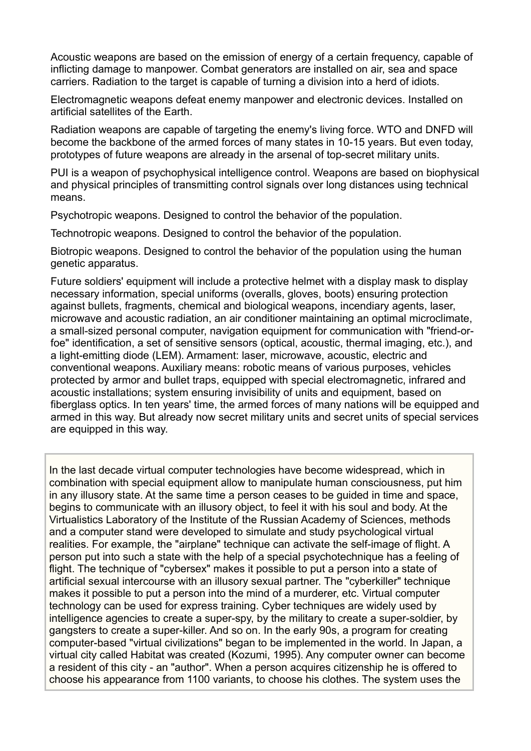Acoustic weapons are based on the emission of energy of a certain frequency, capable of inflicting damage to manpower. Combat generators are installed on air, sea and space carriers. Radiation to the target is capable of turning a division into a herd of idiots.

Electromagnetic weapons defeat enemy manpower and electronic devices. Installed on artificial satellites of the Earth.

Radiation weapons are capable of targeting the enemy's living force. WTO and DNFD will become the backbone of the armed forces of many states in 10-15 years. But even today, prototypes of future weapons are already in the arsenal of top-secret military units.

PUI is a weapon of psychophysical intelligence control. Weapons are based on biophysical and physical principles of transmitting control signals over long distances using technical means.

Psychotropic weapons. Designed to control the behavior of the population.

Technotropic weapons. Designed to control the behavior of the population.

Biotropic weapons. Designed to control the behavior of the population using the human genetic apparatus.

Future soldiers' equipment will include a protective helmet with a display mask to display necessary information, special uniforms (overalls, gloves, boots) ensuring protection against bullets, fragments, chemical and biological weapons, incendiary agents, laser, microwave and acoustic radiation, an air conditioner maintaining an optimal microclimate, a small-sized personal computer, navigation equipment for communication with "friend-or-foe" identification, a set of sensitive sensors (optical, acoustic, thermal imaging, etc.), and a light-emitting diode (LEM). Armament: laser, microwave, acoustic, electric and conventional weapons. Auxiliary means: robotic means of various purposes, vehicles protected by armor and bullet traps, equipped with special electromagnetic, infrared and acoustic installations; system ensuring invisibility of units and equipment, based on fiberglass optics. In ten years' time, the armed forces of many nations will be equipped and armed in this way. But already now secret military units and secret units of special services are equipped in this way.

In the last decade virtual computer technologies have become widespread, which in combination with special equipment allow to manipulate human consciousness, put him in any illusory state. At the same time a person ceases to be guided in time and space, begins to communicate with an illusory object, to feel it with his soul and body. At the Virtualistics Laboratory of the Institute of the Russian Academy of Sciences, methods and a computer stand were developed to simulate and study psychological virtual realities. For example, the "airplane" technique can activate the self-image of flight. A person put into such a state with the help of a special psychotechnique has a feeling of flight. The technique of "cybersex" makes it possible to put a person into a state of artificial sexual intercourse with an illusory sexual partner. The "cyberkiller" technique makes it possible to put a person into the mind of a murderer, etc. Virtual computer technology can be used for express training. Cyber techniques are widely used by intelligence agencies to create a super-spy, by the military to create a super-soldier, by gangsters to create a super-killer. And so on. In the early 90s, a program for creating computer-based "virtual civilizations" began to be implemented in the world. In Japan, a virtual city called Habitat was created (Kozumi, 1995). Any computer owner can become a resident of this city - an "author". When a person acquires citizenship he is offered to choose his appearance from 1100 variants, to choose his clothes. The system uses the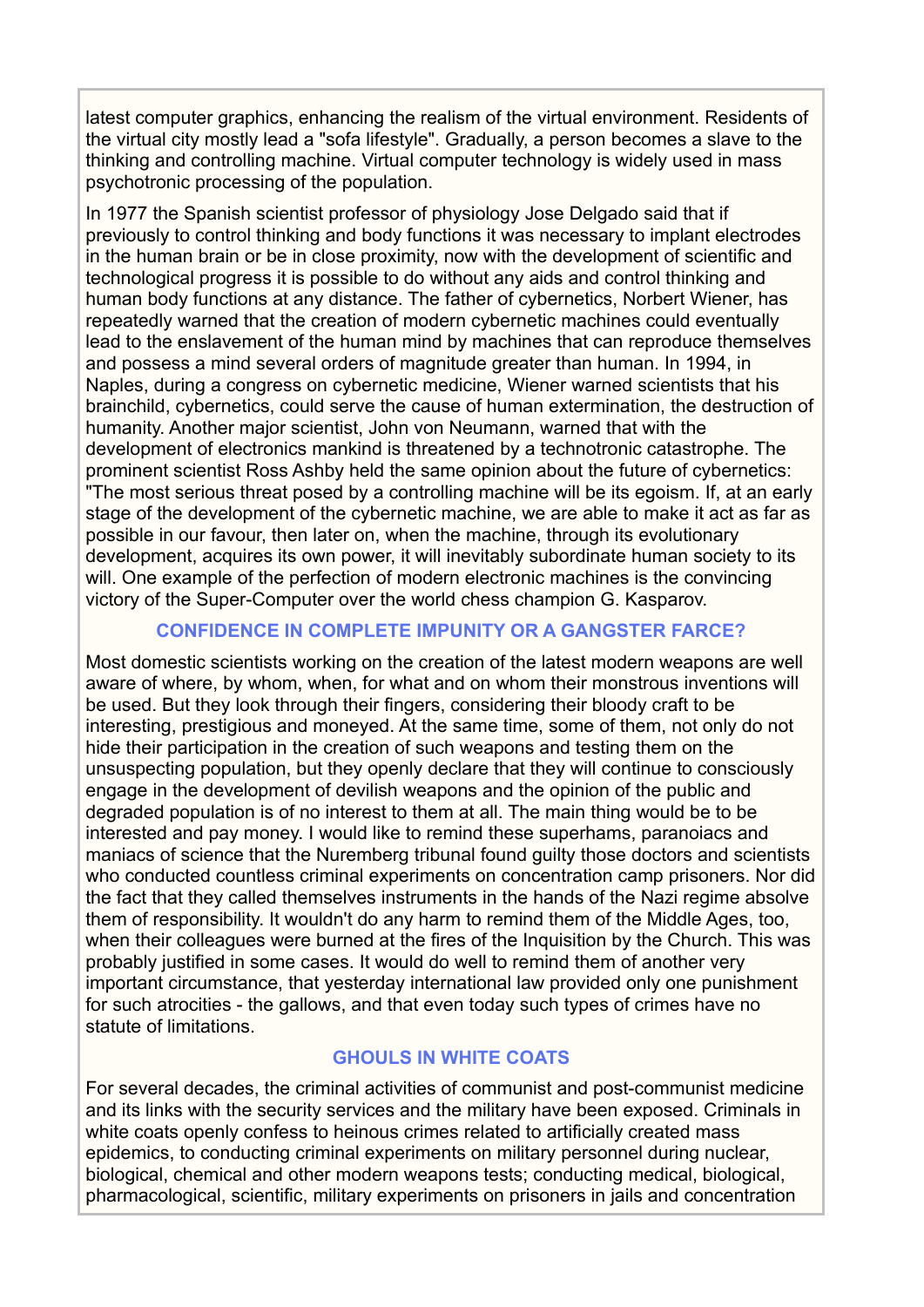latest computer graphics, enhancing the realism of the virtual environment. Residents of the virtual city mostly lead a "sofa lifestyle". Gradually, a person becomes a slave to the thinking and controlling machine. Virtual computer technology is widely used in mass psychotronic processing of the population.

In 1977 the Spanish scientist professor of physiology Jose Delgado said that if previously to control thinking and body functions it was necessary to implant electrodes in the human brain or be in close proximity, now with the development of scientific and technological progress it is possible to do without any aids and control thinking and human body functions at any distance. The father of cybernetics, Norbert Wiener, has repeatedly warned that the creation of modern cybernetic machines could eventually lead to the enslavement of the human mind by machines that can reproduce themselves and possess a mind several orders of magnitude greater than human. In 1994, in Naples, during a congress on cybernetic medicine, Wiener warned scientists that his brainchild, cybernetics, could serve the cause of human extermination, the destruction of humanity. Another major scientist, John von Neumann, warned that with the development of electronics mankind is threatened by a technotronic catastrophe. The prominent scientist Ross Ashby held the same opinion about the future of cybernetics: "The most serious threat posed by a controlling machine will be its egoism. If, at an early stage of the development of the cybernetic machine, we are able to make it act as far as possible in our favour, then later on, when the machine, through its evolutionary development, acquires its own power, it will inevitably subordinate human society to its will. One example of the perfection of modern electronic machines is the convincing victory of the Super-Computer over the world chess champion G. Kasparov.

## CONFIDENCE IN COMPLETE IMPUNITY OR A GANGSTER FARCE?

Most domestic scientists working on the creation of the latest modern weapons are well aware of where, by whom, when, for what and on whom their monstrous inventions will be used. But they look through their fingers, considering their bloody craft to be interesting, prestigious and moneyed. At the same time, some of them, not only do not hide their participation in the creation of such weapons and testing them on the unsuspecting population, but they openly declare that they will continue to consciously engage in the development of devilish weapons and the opinion of the public and degraded population is of no interest to them at all. The main thing would be to be interested and pay money. I would like to remind these superhams, paranoiacs and maniacs of science that the Nuremberg tribunal found guilty those doctors and scientists who conducted countless criminal experiments on concentration camp prisoners. Nor did the fact that they called themselves instruments in the hands of the Nazi regime absolve them of responsibility. It wouldn't do any harm to remind them of the Middle Ages, too, when their colleagues were burned at the fires of the Inquisition by the Church. This was probably justified in some cases. It would do well to remind them of another very important circumstance, that yesterday international law provided only one punishment for such atrocities - the gallows, and that even today such types of crimes have no statute of limitations.

## GHOULS IN WHITE COATS

For several decades, the criminal activities of communist and post-communist medicine and its links with the security services and the military have been exposed. Criminals in white coats openly confess to heinous crimes related to artificially created mass epidemics, to conducting criminal experiments on military personnel during nuclear, biological, chemical and other modern weapons tests; conducting medical, biological, pharmacological, scientific, military experiments on prisoners in jails and concentration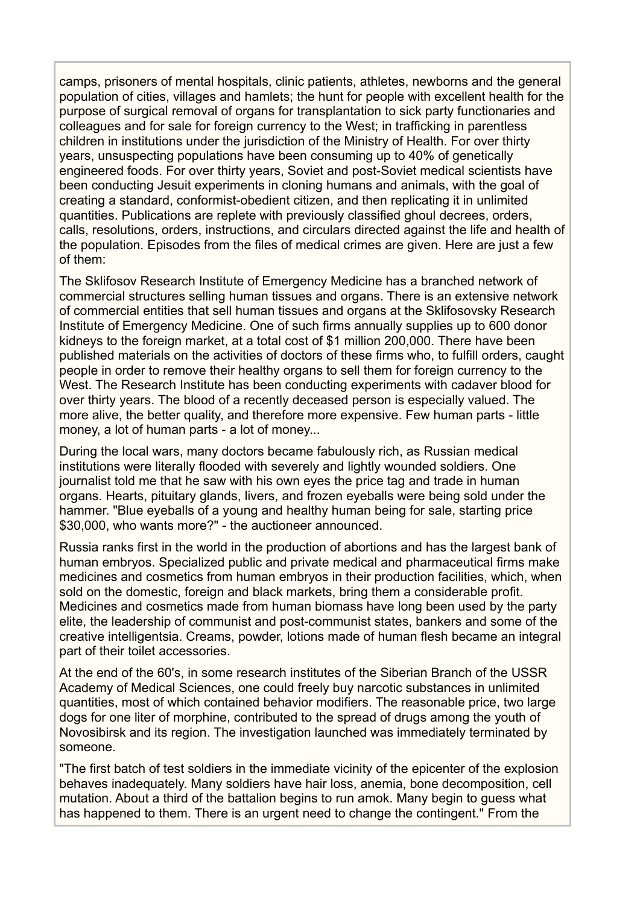camps, prisoners of mental hospitals, clinic patients, athletes, newborns and the general population of cities, villages and hamlets; the hunt for people with excellent health for the purpose of surgical removal of organs for transplantation to sick party functionaries and colleagues and for sale for foreign currency to the West; in trafficking in parentless children in institutions under the jurisdiction of the Ministry of Health. For over thirty years, unsuspecting populations have been consuming up to 40% of genetically engineered foods. For over thirty years, Soviet and post-Soviet medical scientists have been conducting Jesuit experiments in cloning humans and animals, with the goal of creating a standard, conformist-obedient citizen, and then replicating it in unlimited quantities. Publications are replete with previously classified ghoul decrees, orders, calls, resolutions, orders, instructions, and circulars directed against the life and health of the population. Episodes from the files of medical crimes are given. Here are just a few of them:

The Sklifosov Research Institute of Emergency Medicine has a branched network of commercial structures selling human tissues and organs. There is an extensive network of commercial entities that sell human tissues and organs at the Sklifosovsky Research Institute of Emergency Medicine. One of such firms annually supplies up to 600 donor kidneys to the foreign market, at a total cost of $1 million 200,000. There have been published materials on the activities of doctors of these firms who, to fulfill orders, caught people in order to remove their healthy organs to sell them for foreign currency to the West. The Research Institute has been conducting experiments with cadaver blood for over thirty years. The blood of a recently deceased person is especially valued. The more alive, the better quality, and therefore more expensive. Few human parts - little money, a lot of human parts - a lot of money...

During the local wars, many doctors became fabulously rich, as Russian medical institutions were literally flooded with severely and lightly wounded soldiers. One journalist told me that he saw with his own eyes the price tag and trade in human organs. Hearts, pituitary glands, livers, and frozen eyeballs were being sold under the hammer. "Blue eyeballs of a young and healthy human being for sale, starting price $30,000, who wants more?" - the auctioneer announced.

Russia ranks first in the world in the production of abortions and has the largest bank of human embryos. Specialized public and private medical and pharmaceutical firms make medicines and cosmetics from human embryos in their production facilities, which, when sold on the domestic, foreign and black markets, bring them a considerable profit. Medicines and cosmetics made from human biomass have long been used by the party elite, the leadership of communist and post-communist states, bankers and some of the creative intelligentsia. Creams, powder, lotions made of human flesh became an integral part of their toilet accessories.

At the end of the 60's, in some research institutes of the Siberian Branch of the USSR Academy of Medical Sciences, one could freely buy narcotic substances in unlimited quantities, most of which contained behavior modifiers. The reasonable price, two large dogs for one liter of morphine, contributed to the spread of drugs among the youth of Novosibirsk and its region. The investigation launched was immediately terminated by someone.

"The first batch of test soldiers in the immediate vicinity of the epicenter of the explosion behaves inadequately. Many soldiers have hair loss, anemia, bone decomposition, cell mutation. About a third of the battalion begins to run amok. Many begin to guess what has happened to them. There is an urgent need to change the contingent." From the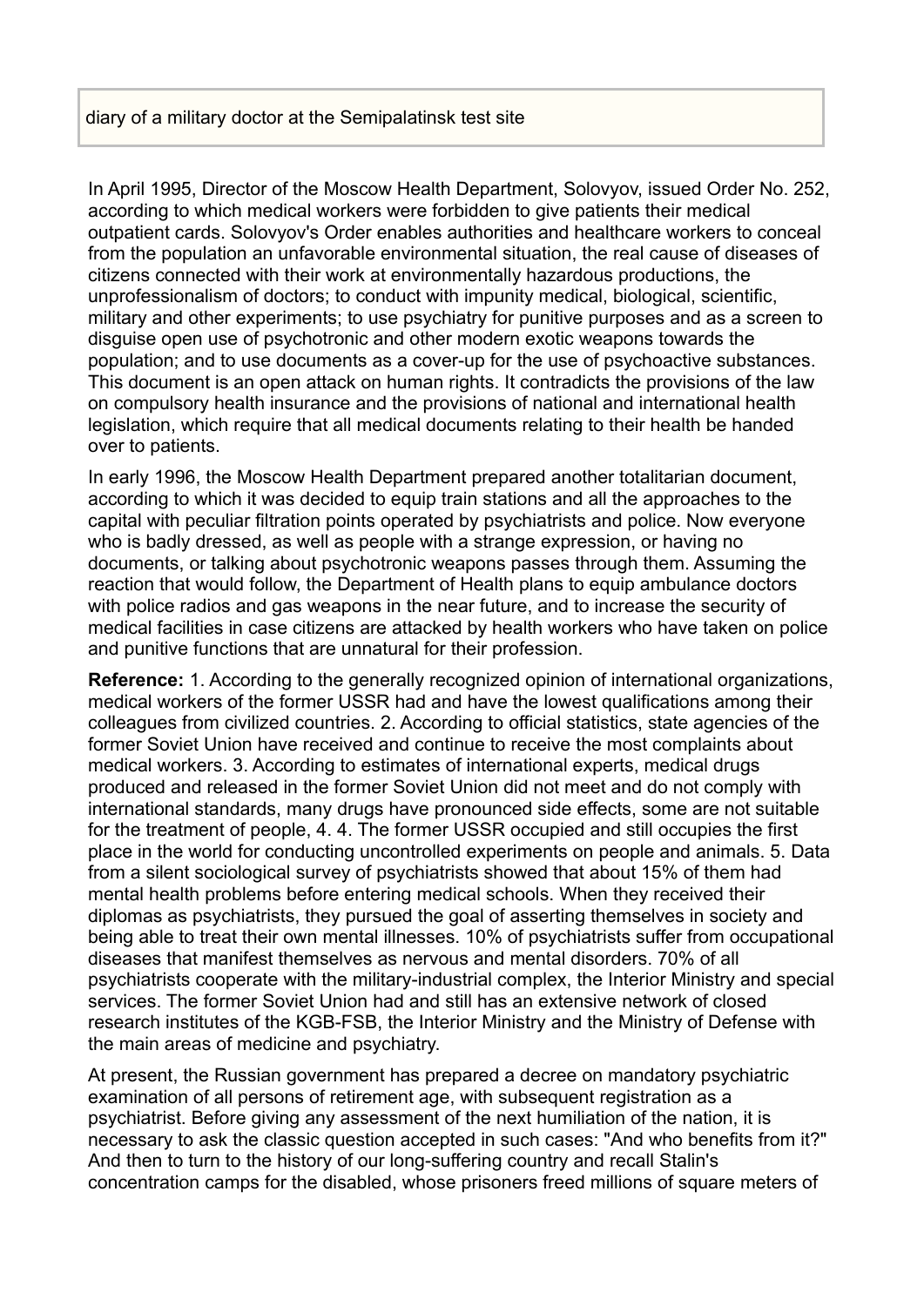diary of a military doctor at the Semipalatinsk test site

In April 1995, Director of the Moscow Health Department, Solovyov, issued Order No. 252, according to which medical workers were forbidden to give patients their medical outpatient cards. Solovyov's Order enables authorities and healthcare workers to conceal from the population an unfavorable environmental situation, the real cause of diseases of citizens connected with their work at environmentally hazardous productions, the unprofessionalism of doctors; to conduct with impunity medical, biological, scientific, military and other experiments; to use psychiatry for punitive purposes and as a screen to disguise open use of psychotronic and other modern exotic weapons towards the population; and to use documents as a cover-up for the use of psychoactive substances. This document is an open attack on human rights. It contradicts the provisions of the law on compulsory health insurance and the provisions of national and international health legislation, which require that all medical documents relating to their health be handed over to patients.

In early 1996, the Moscow Health Department prepared another totalitarian document, according to which it was decided to equip train stations and all the approaches to the capital with peculiar filtration points operated by psychiatrists and police. Now everyone who is badly dressed, as well as people with a strange expression, or having no documents, or talking about psychotronic weapons passes through them. Assuming the reaction that would follow, the Department of Health plans to equip ambulance doctors with police radios and gas weapons in the near future, and to increase the security of medical facilities in case citizens are attacked by health workers who have taken on police and punitive functions that are unnatural for their profession.

**Reference:** 1. According to the generally recognized opinion of international organizations, medical workers of the former USSR had and have the lowest qualifications among their colleagues from civilized countries. 2. According to official statistics, state agencies of the former Soviet Union have received and continue to receive the most complaints about medical workers. 3. According to estimates of international experts, medical drugs produced and released in the former Soviet Union did not meet and do not comply with international standards, many drugs have pronounced side effects, some are not suitable for the treatment of people, 4. 4. The former USSR occupied and still occupies the first place in the world for conducting uncontrolled experiments on people and animals. 5. Data from a silent sociological survey of psychiatrists showed that about 15% of them had mental health problems before entering medical schools. When they received their diplomas as psychiatrists, they pursued the goal of asserting themselves in society and being able to treat their own mental illnesses. 10% of psychiatrists suffer from occupational diseases that manifest themselves as nervous and mental disorders. 70% of all psychiatrists cooperate with the military-industrial complex, the Interior Ministry and special services. The former Soviet Union had and still has an extensive network of closed research institutes of the KGB-FSB, the Interior Ministry and the Ministry of Defense with the main areas of medicine and psychiatry.

At present, the Russian government has prepared a decree on mandatory psychiatric examination of all persons of retirement age, with subsequent registration as a psychiatrist. Before giving any assessment of the next humiliation of the nation, it is necessary to ask the classic question accepted in such cases: "And who benefits from it?" And then to turn to the history of our long-suffering country and recall Stalin's concentration camps for the disabled, whose prisoners freed millions of square meters of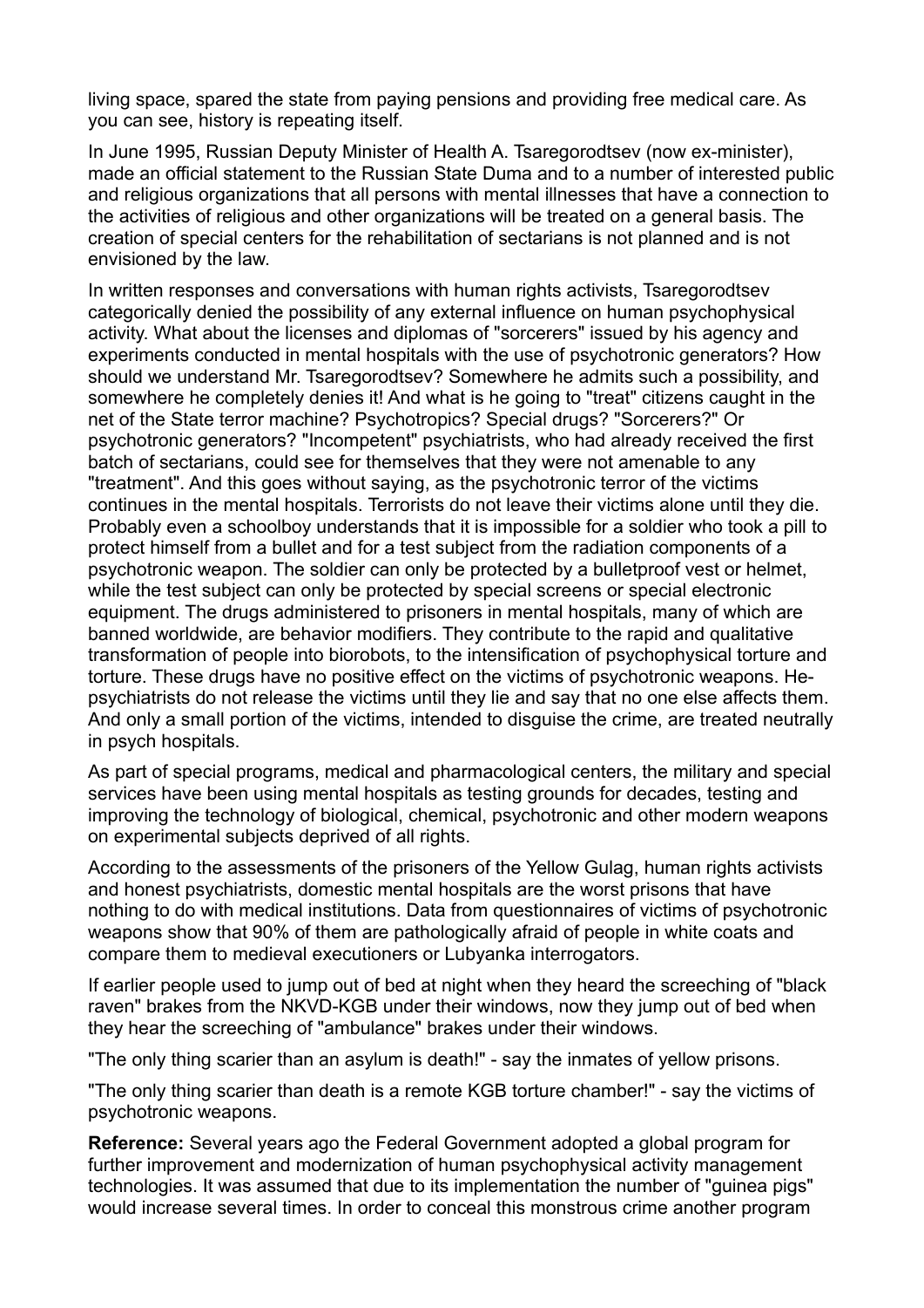living space, spared the state from paying pensions and providing free medical care. As you can see, history is repeating itself.

In June 1995, Russian Deputy Minister of Health A. Tsaregorodtsev (now ex-minister), made an official statement to the Russian State Duma and to a number of interested public and religious organizations that all persons with mental illnesses that have a connection to the activities of religious and other organizations will be treated on a general basis. The creation of special centers for the rehabilitation of sectarians is not planned and is not envisioned by the law.

In written responses and conversations with human rights activists, Tsaregorodtsev categorically denied the possibility of any external influence on human psychophysical activity. What about the licenses and diplomas of "sorcerers" issued by his agency and experiments conducted in mental hospitals with the use of psychotronic generators? How should we understand Mr. Tsaregorodtsev? Somewhere he admits such a possibility, and somewhere he completely denies it! And what is he going to "treat" citizens caught in the net of the State terror machine? Psychotropics? Special drugs? "Sorcerers?" Or psychotronic generators? "Incompetent" psychiatrists, who had already received the first batch of sectarians, could see for themselves that they were not amenable to any "treatment". And this goes without saying, as the psychotronic terror of the victims continues in the mental hospitals. Terrorists do not leave their victims alone until they die. Probably even a schoolboy understands that it is impossible for a soldier who took a pill to protect himself from a bullet and for a test subject from the radiation components of a psychotronic weapon. The soldier can only be protected by a bulletproof vest or helmet, while the test subject can only be protected by special screens or special electronic equipment. The drugs administered to prisoners in mental hospitals, many of which are banned worldwide, are behavior modifiers. They contribute to the rapid and qualitative transformation of people into biorobots, to the intensification of psychophysical torture and torture. These drugs have no positive effect on the victims of psychotronic weapons. He-psychiatrists do not release the victims until they lie and say that no one else affects them. And only a small portion of the victims, intended to disguise the crime, are treated neutrally in psych hospitals.

As part of special programs, medical and pharmacological centers, the military and special services have been using mental hospitals as testing grounds for decades, testing and improving the technology of biological, chemical, psychotronic and other modern weapons on experimental subjects deprived of all rights.

According to the assessments of the prisoners of the Yellow Gulag, human rights activists and honest psychiatrists, domestic mental hospitals are the worst prisons that have nothing to do with medical institutions. Data from questionnaires of victims of psychotronic weapons show that 90% of them are pathologically afraid of people in white coats and compare them to medieval executioners or Lubyanka interrogators.

If earlier people used to jump out of bed at night when they heard the screeching of "black raven" brakes from the NKVD-KGB under their windows, now they jump out of bed when they hear the screeching of "ambulance" brakes under their windows.

"The only thing scarier than an asylum is death!" - say the inmates of yellow prisons.

"The only thing scarier than death is a remote KGB torture chamber!" - say the victims of psychotronic weapons.

**Reference:** Several years ago the Federal Government adopted a global program for further improvement and modernization of human psychophysical activity management technologies. It was assumed that due to its implementation the number of "guinea pigs" would increase several times. In order to conceal this monstrous crime another program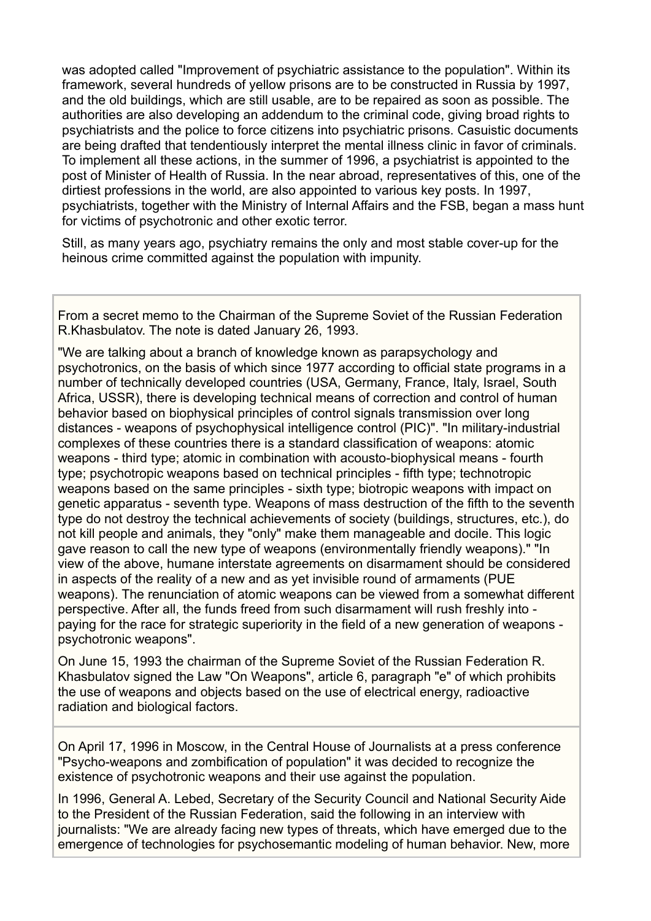was adopted called "Improvement of psychiatric assistance to the population". Within its framework, several hundreds of yellow prisons are to be constructed in Russia by 1997, and the old buildings, which are still usable, are to be repaired as soon as possible. The authorities are also developing an addendum to the criminal code, giving broad rights to psychiatrists and the police to force citizens into psychiatric prisons. Casuistic documents are being drafted that tendentiously interpret the mental illness clinic in favor of criminals. To implement all these actions, in the summer of 1996, a psychiatrist is appointed to the post of Minister of Health of Russia. In the near abroad, representatives of this, one of the dirtiest professions in the world, are also appointed to various key posts. In 1997, psychiatrists, together with the Ministry of Internal Affairs and the FSB, began a mass hunt for victims of psychotronic and other exotic terror.

Still, as many years ago, psychiatry remains the only and most stable cover-up for the heinous crime committed against the population with impunity.

From a secret memo to the Chairman of the Supreme Soviet of the Russian Federation R.Khasbulatov. The note is dated January 26, 1993.

"We are talking about a branch of knowledge known as parapsychology and psychotronics, on the basis of which since 1977 according to official state programs in a number of technically developed countries (USA, Germany, France, Italy, Israel, South Africa, USSR), there is developing technical means of correction and control of human behavior based on biophysical principles of control signals transmission over long distances - weapons of psychophysical intelligence control (PIC)". "In military-industrial complexes of these countries there is a standard classification of weapons: atomic weapons - third type; atomic in combination with acousto-biophysical means - fourth type; psychotropic weapons based on technical principles - fifth type; technotropic weapons based on the same principles - sixth type; biotropic weapons with impact on genetic apparatus - seventh type. Weapons of mass destruction of the fifth to the seventh type do not destroy the technical achievements of society (buildings, structures, etc.), do not kill people and animals, they "only" make them manageable and docile. This logic gave reason to call the new type of weapons (environmentally friendly weapons)." "In view of the above, humane interstate agreements on disarmament should be considered in aspects of the reality of a new and as yet invisible round of armaments (PUE weapons). The renunciation of atomic weapons can be viewed from a somewhat different perspective. After all, the funds freed from such disarmament will rush freshly into - paying for the race for strategic superiority in the field of a new generation of weapons - psychotronic weapons".

On June 15, 1993 the chairman of the Supreme Soviet of the Russian Federation R. Khasbulatov signed the Law "On Weapons", article 6, paragraph "e" of which prohibits the use of weapons and objects based on the use of electrical energy, radioactive radiation and biological factors.

On April 17, 1996 in Moscow, in the Central House of Journalists at a press conference "Psycho-weapons and zombification of population" it was decided to recognize the existence of psychotronic weapons and their use against the population.

In 1996, General A. Lebed, Secretary of the Security Council and National Security Aide to the President of the Russian Federation, said the following in an interview with journalists: "We are already facing new types of threats, which have emerged due to the emergence of technologies for psychosemantic modeling of human behavior. New, more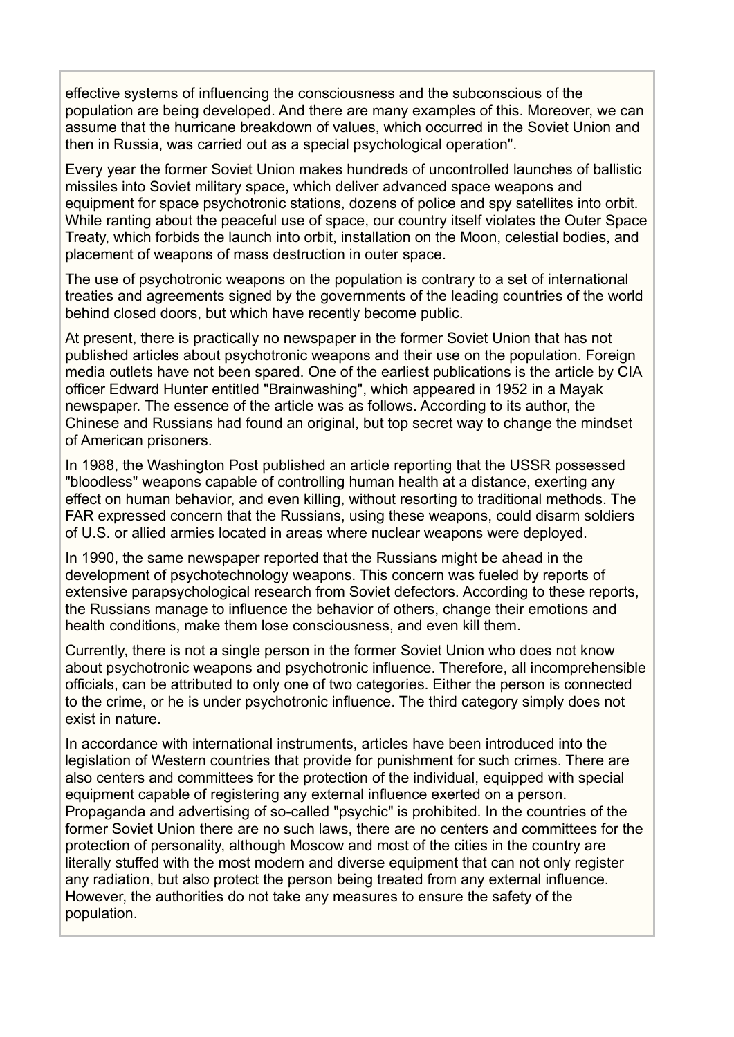effective systems of influencing the consciousness and the subconscious of the population are being developed. And there are many examples of this. Moreover, we can assume that the hurricane breakdown of values, which occurred in the Soviet Union and then in Russia, was carried out as a special psychological operation".

Every year the former Soviet Union makes hundreds of uncontrolled launches of ballistic missiles into Soviet military space, which deliver advanced space weapons and equipment for space psychotronic stations, dozens of police and spy satellites into orbit. While ranting about the peaceful use of space, our country itself violates the Outer Space Treaty, which forbids the launch into orbit, installation on the Moon, celestial bodies, and placement of weapons of mass destruction in outer space.

The use of psychotronic weapons on the population is contrary to a set of international treaties and agreements signed by the governments of the leading countries of the world behind closed doors, but which have recently become public.

At present, there is practically no newspaper in the former Soviet Union that has not published articles about psychotronic weapons and their use on the population. Foreign media outlets have not been spared. One of the earliest publications is the article by CIA officer Edward Hunter entitled "Brainwashing", which appeared in 1952 in a Mayak newspaper. The essence of the article was as follows. According to its author, the Chinese and Russians had found an original, but top secret way to change the mindset of American prisoners.

In 1988, the Washington Post published an article reporting that the USSR possessed "bloodless" weapons capable of controlling human health at a distance, exerting any effect on human behavior, and even killing, without resorting to traditional methods. The FAR expressed concern that the Russians, using these weapons, could disarm soldiers of U.S. or allied armies located in areas where nuclear weapons were deployed.

In 1990, the same newspaper reported that the Russians might be ahead in the development of psychotechnology weapons. This concern was fueled by reports of extensive parapsychological research from Soviet defectors. According to these reports, the Russians manage to influence the behavior of others, change their emotions and health conditions, make them lose consciousness, and even kill them.

Currently, there is not a single person in the former Soviet Union who does not know about psychotronic weapons and psychotronic influence. Therefore, all incomprehensible officials, can be attributed to only one of two categories. Either the person is connected to the crime, or he is under psychotronic influence. The third category simply does not exist in nature.

In accordance with international instruments, articles have been introduced into the legislation of Western countries that provide for punishment for such crimes. There are also centers and committees for the protection of the individual, equipped with special equipment capable of registering any external influence exerted on a person. Propaganda and advertising of so-called "psychic" is prohibited. In the countries of the former Soviet Union there are no such laws, there are no centers and committees for the protection of personality, although Moscow and most of the cities in the country are literally stuffed with the most modern and diverse equipment that can not only register any radiation, but also protect the person being treated from any external influence. However, the authorities do not take any measures to ensure the safety of the population.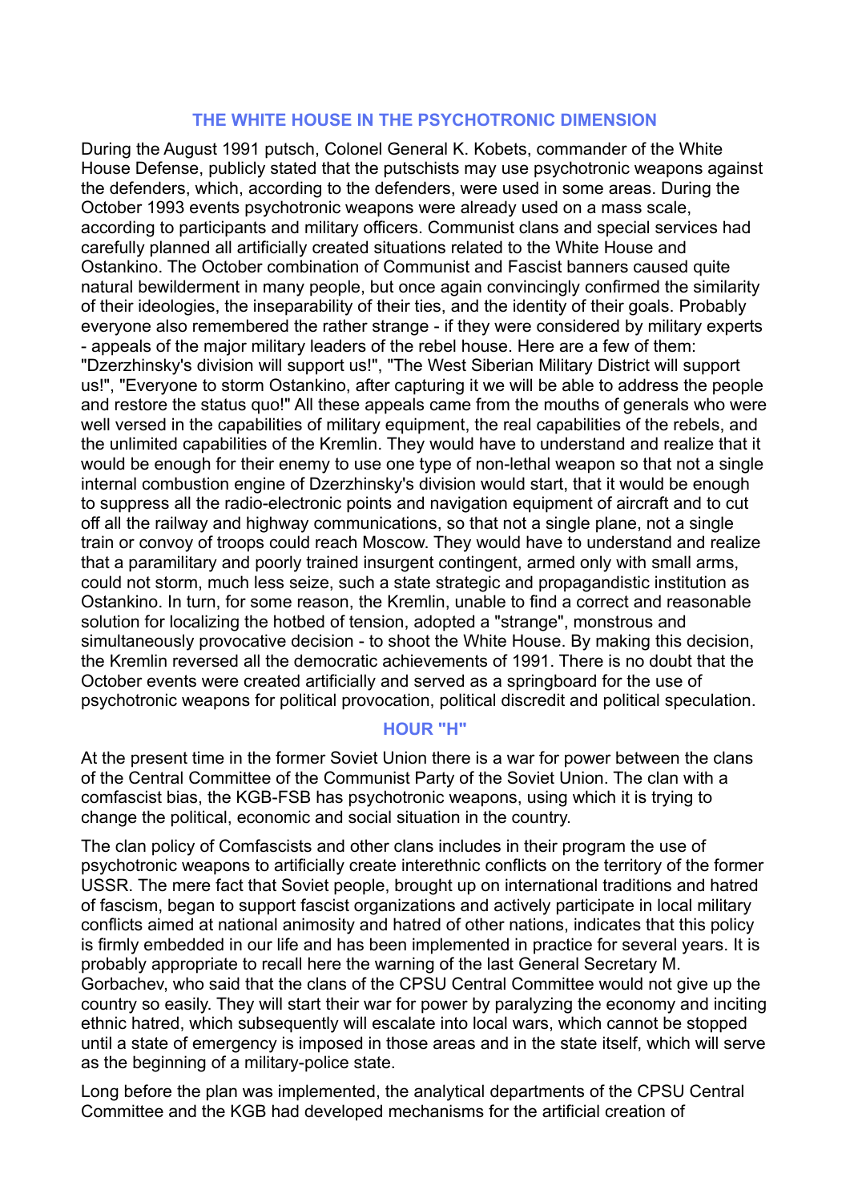## THE WHITE HOUSE IN THE PSYCHOTRONIC DIMENSION

During the August 1991 putsch, Colonel General K. Kobets, commander of the White House Defense, publicly stated that the putschists may use psychotronic weapons against the defenders, which, according to the defenders, were used in some areas. During the October 1993 events psychotronic weapons were already used on a mass scale, according to participants and military officers. Communist clans and special services had carefully planned all artificially created situations related to the White House and Ostankino. The October combination of Communist and Fascist banners caused quite natural bewilderment in many people, but once again convincingly confirmed the similarity of their ideologies, the inseparability of their ties, and the identity of their goals. Probably everyone also remembered the rather strange - if they were considered by military experts - appeals of the major military leaders of the rebel house. Here are a few of them: "Dzerzhinsky's division will support us!", "The West Siberian Military District will support us!", "Everyone to storm Ostankino, after capturing it we will be able to address the people and restore the status quo!" All these appeals came from the mouths of generals who were well versed in the capabilities of military equipment, the real capabilities of the rebels, and the unlimited capabilities of the Kremlin. They would have to understand and realize that it would be enough for their enemy to use one type of non-lethal weapon so that not a single internal combustion engine of Dzerzhinsky's division would start, that it would be enough to suppress all the radio-electronic points and navigation equipment of aircraft and to cut off all the railway and highway communications, so that not a single plane, not a single train or convoy of troops could reach Moscow. They would have to understand and realize that a paramilitary and poorly trained insurgent contingent, armed only with small arms, could not storm, much less seize, such a state strategic and propagandistic institution as Ostankino. In turn, for some reason, the Kremlin, unable to find a correct and reasonable solution for localizing the hotbed of tension, adopted a "strange", monstrous and simultaneously provocative decision - to shoot the White House. By making this decision, the Kremlin reversed all the democratic achievements of 1991. There is no doubt that the October events were created artificially and served as a springboard for the use of psychotronic weapons for political provocation, political discredit and political speculation.

## HOUR "H"

At the present time in the former Soviet Union there is a war for power between the clans of the Central Committee of the Communist Party of the Soviet Union. The clan with a comfascist bias, the KGB-FSB has psychotronic weapons, using which it is trying to change the political, economic and social situation in the country.

The clan policy of Comfascists and other clans includes in their program the use of psychotronic weapons to artificially create interethnic conflicts on the territory of the former USSR. The mere fact that Soviet people, brought up on international traditions and hatred of fascism, began to support fascist organizations and actively participate in local military conflicts aimed at national animosity and hatred of other nations, indicates that this policy is firmly embedded in our life and has been implemented in practice for several years. It is probably appropriate to recall here the warning of the last General Secretary M. Gorbachev, who said that the clans of the CPSU Central Committee would not give up the country so easily. They will start their war for power by paralyzing the economy and inciting ethnic hatred, which subsequently will escalate into local wars, which cannot be stopped until a state of emergency is imposed in those areas and in the state itself, which will serve as the beginning of a military-police state.

Long before the plan was implemented, the analytical departments of the CPSU Central Committee and the KGB had developed mechanisms for the artificial creation of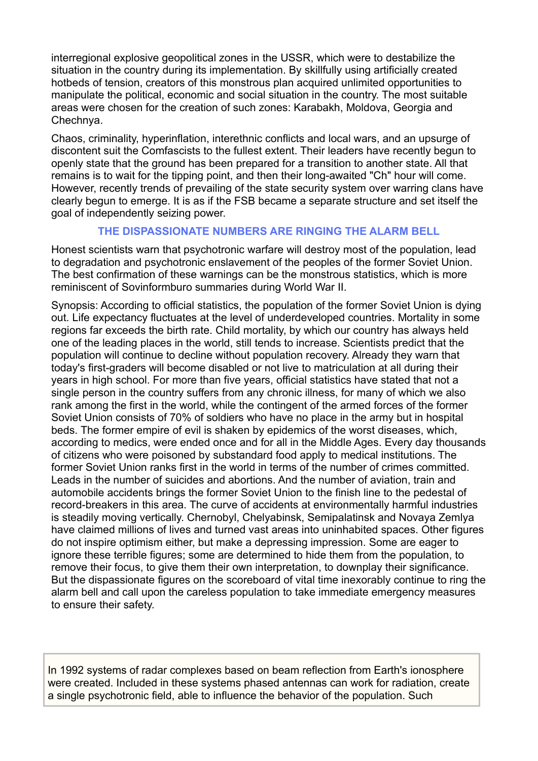interregional explosive geopolitical zones in the USSR, which were to destabilize the situation in the country during its implementation. By skillfully using artificially created hotbeds of tension, creators of this monstrous plan acquired unlimited opportunities to manipulate the political, economic and social situation in the country. The most suitable areas were chosen for the creation of such zones: Karabakh, Moldova, Georgia and Chechnya.

Chaos, criminality, hyperinflation, interethnic conflicts and local wars, and an upsurge of discontent suit the Comfascists to the fullest extent. Their leaders have recently begun to openly state that the ground has been prepared for a transition to another state. All that remains is to wait for the tipping point, and then their long-awaited "Ch" hour will come. However, recently trends of prevailing of the state security system over warring clans have clearly begun to emerge. It is as if the FSB became a separate structure and set itself the goal of independently seizing power.

## THE DISPASSIONATE NUMBERS ARE RINGING THE ALARM BELL

Honest scientists warn that psychotronic warfare will destroy most of the population, lead to degradation and psychotronic enslavement of the peoples of the former Soviet Union. The best confirmation of these warnings can be the monstrous statistics, which is more reminiscent of Sovinformburo summaries during World War II.

Synopsis: According to official statistics, the population of the former Soviet Union is dying out. Life expectancy fluctuates at the level of underdeveloped countries. Mortality in some regions far exceeds the birth rate. Child mortality, by which our country has always held one of the leading places in the world, still tends to increase. Scientists predict that the population will continue to decline without population recovery. Already they warn that today's first-graders will become disabled or not live to matriculation at all during their years in high school. For more than five years, official statistics have stated that not a single person in the country suffers from any chronic illness, for many of which we also rank among the first in the world, while the contingent of the armed forces of the former Soviet Union consists of 70% of soldiers who have no place in the army but in hospital beds. The former empire of evil is shaken by epidemics of the worst diseases, which, according to medics, were ended once and for all in the Middle Ages. Every day thousands of citizens who were poisoned by substandard food apply to medical institutions. The former Soviet Union ranks first in the world in terms of the number of crimes committed. Leads in the number of suicides and abortions. And the number of aviation, train and automobile accidents brings the former Soviet Union to the finish line to the pedestal of record-breakers in this area. The curve of accidents at environmentally harmful industries is steadily moving vertically. Chernobyl, Chelyabinsk, Semipalatinsk and Novaya Zemlya have claimed millions of lives and turned vast areas into uninhabited spaces. Other figures do not inspire optimism either, but make a depressing impression. Some are eager to ignore these terrible figures; some are determined to hide them from the population, to remove their focus, to give them their own interpretation, to downplay their significance. But the dispassionate figures on the scoreboard of vital time inexorably continue to ring the alarm bell and call upon the careless population to take immediate emergency measures to ensure their safety.

In 1992 systems of radar complexes based on beam reflection from Earth's ionosphere were created. Included in these systems phased antennas can work for radiation, create a single psychotronic field, able to influence the behavior of the population. Such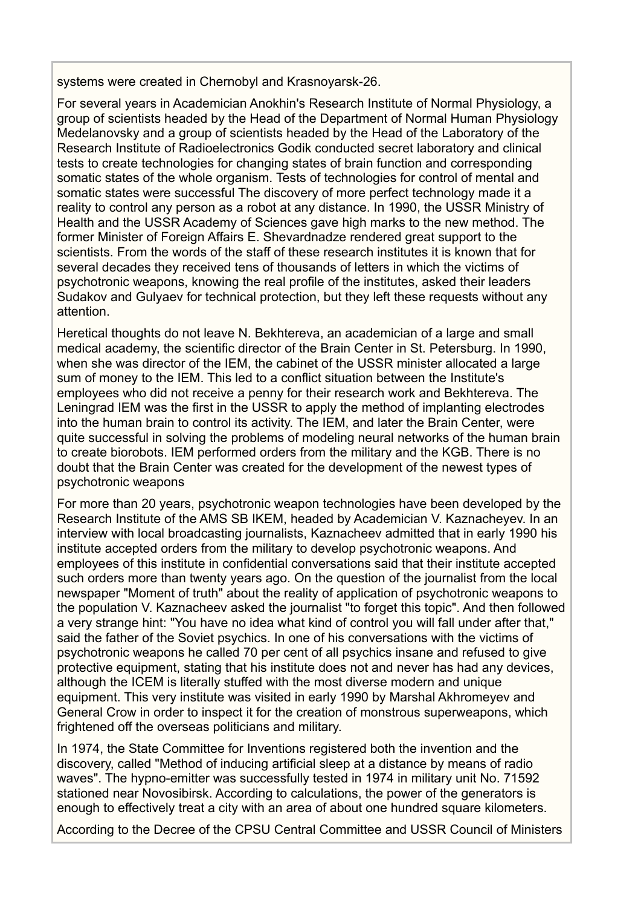systems were created in Chernobyl and Krasnoyarsk-26.

For several years in Academician Anokhin's Research Institute of Normal Physiology, a group of scientists headed by the Head of the Department of Normal Human Physiology Medelanovsky and a group of scientists headed by the Head of the Laboratory of the Research Institute of Radioelectronics Godik conducted secret laboratory and clinical tests to create technologies for changing states of brain function and corresponding somatic states of the whole organism. Tests of technologies for control of mental and somatic states were successful The discovery of more perfect technology made it a reality to control any person as a robot at any distance. In 1990, the USSR Ministry of Health and the USSR Academy of Sciences gave high marks to the new method. The former Minister of Foreign Affairs E. Shevardnadze rendered great support to the scientists. From the words of the staff of these research institutes it is known that for several decades they received tens of thousands of letters in which the victims of psychotronic weapons, knowing the real profile of the institutes, asked their leaders Sudakov and Gulyaev for technical protection, but they left these requests without any attention.

Heretical thoughts do not leave N. Bekhtereva, an academician of a large and small medical academy, the scientific director of the Brain Center in St. Petersburg. In 1990, when she was director of the IEM, the cabinet of the USSR minister allocated a large sum of money to the IEM. This led to a conflict situation between the Institute's employees who did not receive a penny for their research work and Bekhtereva. The Leningrad IEM was the first in the USSR to apply the method of implanting electrodes into the human brain to control its activity. The IEM, and later the Brain Center, were quite successful in solving the problems of modeling neural networks of the human brain to create biorobots. IEM performed orders from the military and the KGB. There is no doubt that the Brain Center was created for the development of the newest types of psychotronic weapons

For more than 20 years, psychotronic weapon technologies have been developed by the Research Institute of the AMS SB IKEM, headed by Academician V. Kaznacheyev. In an interview with local broadcasting journalists, Kaznacheev admitted that in early 1990 his institute accepted orders from the military to develop psychotronic weapons. And employees of this institute in confidential conversations said that their institute accepted such orders more than twenty years ago. On the question of the journalist from the local newspaper "Moment of truth" about the reality of application of psychotronic weapons to the population V. Kaznacheev asked the journalist "to forget this topic". And then followed a very strange hint: "You have no idea what kind of control you will fall under after that," said the father of the Soviet psychics. In one of his conversations with the victims of psychotronic weapons he called 70 per cent of all psychics insane and refused to give protective equipment, stating that his institute does not and never has had any devices, although the ICEM is literally stuffed with the most diverse modern and unique equipment. This very institute was visited in early 1990 by Marshal Akhromeyev and General Crow in order to inspect it for the creation of monstrous superweapons, which frightened off the overseas politicians and military.

In 1974, the State Committee for Inventions registered both the invention and the discovery, called "Method of inducing artificial sleep at a distance by means of radio waves". The hypno-emitter was successfully tested in 1974 in military unit No. 71592 stationed near Novosibirsk. According to calculations, the power of the generators is enough to effectively treat a city with an area of about one hundred square kilometers.

According to the Decree of the CPSU Central Committee and USSR Council of Ministers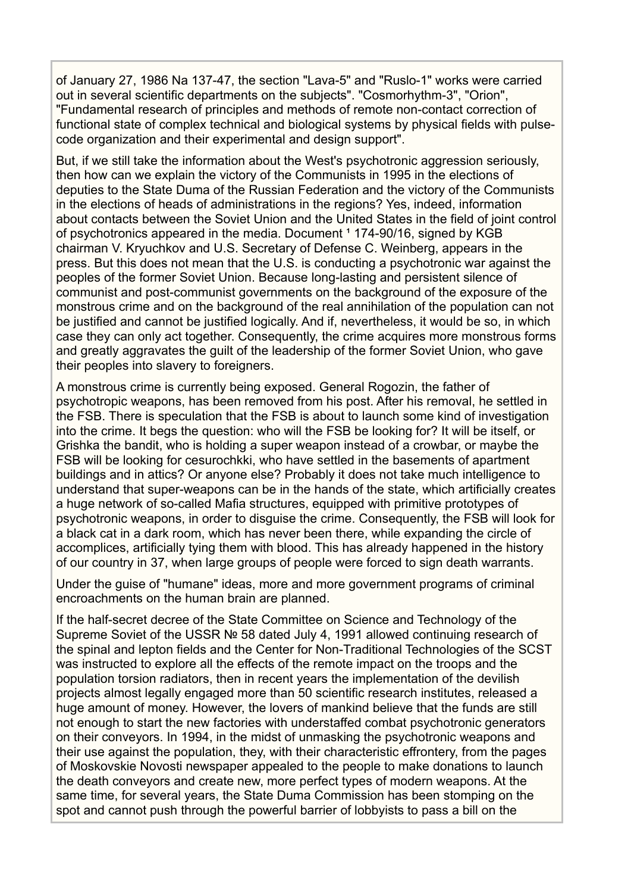of January 27, 1986 Na 137-47, the section "Lava-5" and "Ruslo-1" works were carried out in several scientific departments on the subjects". "Cosmorhythm-3", "Orion", "Fundamental research of principles and methods of remote non-contact correction of functional state of complex technical and biological systems by physical fields with pulse-code organization and their experimental and design support".

But, if we still take the information about the West's psychotronic aggression seriously, then how can we explain the victory of the Communists in 1995 in the elections of deputies to the State Duma of the Russian Federation and the victory of the Communists in the elections of heads of administrations in the regions? Yes, indeed, information about contacts between the Soviet Union and the United States in the field of joint control of psychotronics appeared in the media. Document ¹ 174-90/16, signed by KGB chairman V. Kryuchkov and U.S. Secretary of Defense C. Weinberg, appears in the press. But this does not mean that the U.S. is conducting a psychotronic war against the peoples of the former Soviet Union. Because long-lasting and persistent silence of communist and post-communist governments on the background of the exposure of the monstrous crime and on the background of the real annihilation of the population can not be justified and cannot be justified logically. And if, nevertheless, it would be so, in which case they can only act together. Consequently, the crime acquires more monstrous forms and greatly aggravates the guilt of the leadership of the former Soviet Union, who gave their peoples into slavery to foreigners.

A monstrous crime is currently being exposed. General Rogozin, the father of psychotropic weapons, has been removed from his post. After his removal, he settled in the FSB. There is speculation that the FSB is about to launch some kind of investigation into the crime. It begs the question: who will the FSB be looking for? It will be itself, or Grishka the bandit, who is holding a super weapon instead of a crowbar, or maybe the FSB will be looking for cesurochkki, who have settled in the basements of apartment buildings and in attics? Or anyone else? Probably it does not take much intelligence to understand that super-weapons can be in the hands of the state, which artificially creates a huge network of so-called Mafia structures, equipped with primitive prototypes of psychotronic weapons, in order to disguise the crime. Consequently, the FSB will look for a black cat in a dark room, which has never been there, while expanding the circle of accomplices, artificially tying them with blood. This has already happened in the history of our country in 37, when large groups of people were forced to sign death warrants.

Under the guise of "humane" ideas, more and more government programs of criminal encroachments on the human brain are planned.

If the half-secret decree of the State Committee on Science and Technology of the Supreme Soviet of the USSR № 58 dated July 4, 1991 allowed continuing research of the spinal and lepton fields and the Center for Non-Traditional Technologies of the SCST was instructed to explore all the effects of the remote impact on the troops and the population torsion radiators, then in recent years the implementation of the devilish projects almost legally engaged more than 50 scientific research institutes, released a huge amount of money. However, the lovers of mankind believe that the funds are still not enough to start the new factories with understaffed combat psychotronic generators on their conveyors. In 1994, in the midst of unmasking the psychotronic weapons and their use against the population, they, with their characteristic effrontery, from the pages of Moskovskie Novosti newspaper appealed to the people to make donations to launch the death conveyors and create new, more perfect types of modern weapons. At the same time, for several years, the State Duma Commission has been stomping on the spot and cannot push through the powerful barrier of lobbyists to pass a bill on the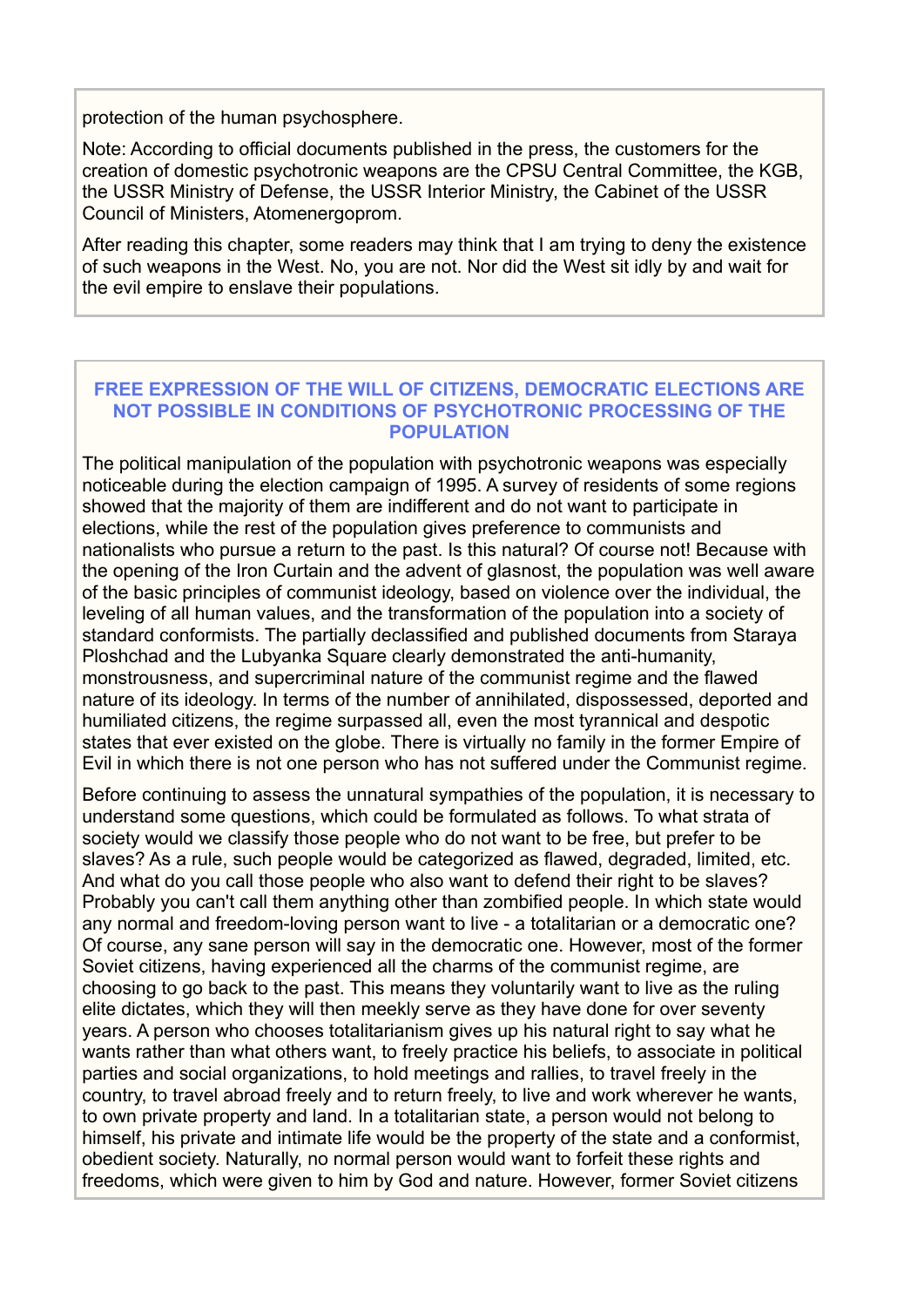protection of the human psychosphere.

Note: According to official documents published in the press, the customers for the creation of domestic psychotronic weapons are the CPSU Central Committee, the KGB, the USSR Ministry of Defense, the USSR Interior Ministry, the Cabinet of the USSR Council of Ministers, Atomenergoprom.

After reading this chapter, some readers may think that I am trying to deny the existence of such weapons in the West. No, you are not. Nor did the West sit idly by and wait for the evil empire to enslave their populations.

## FREE EXPRESSION OF THE WILL OF CITIZENS, DEMOCRATIC ELECTIONS ARE NOT POSSIBLE IN CONDITIONS OF PSYCHOTRONIC PROCESSING OF THE POPULATION

The political manipulation of the population with psychotronic weapons was especially noticeable during the election campaign of 1995. A survey of residents of some regions showed that the majority of them are indifferent and do not want to participate in elections, while the rest of the population gives preference to communists and nationalists who pursue a return to the past. Is this natural? Of course not! Because with the opening of the Iron Curtain and the advent of glasnost, the population was well aware of the basic principles of communist ideology, based on violence over the individual, the leveling of all human values, and the transformation of the population into a society of standard conformists. The partially declassified and published documents from Staraya Ploshchad and the Lubyanka Square clearly demonstrated the anti-humanity, monstrousness, and supercriminal nature of the communist regime and the flawed nature of its ideology. In terms of the number of annihilated, dispossessed, deported and humiliated citizens, the regime surpassed all, even the most tyrannical and despotic states that ever existed on the globe. There is virtually no family in the former Empire of Evil in which there is not one person who has not suffered under the Communist regime.

Before continuing to assess the unnatural sympathies of the population, it is necessary to understand some questions, which could be formulated as follows. To what strata of society would we classify those people who do not want to be free, but prefer to be slaves? As a rule, such people would be categorized as flawed, degraded, limited, etc. And what do you call those people who also want to defend their right to be slaves? Probably you can't call them anything other than zombified people. In which state would any normal and freedom-loving person want to live - a totalitarian or a democratic one? Of course, any sane person will say in the democratic one. However, most of the former Soviet citizens, having experienced all the charms of the communist regime, are choosing to go back to the past. This means they voluntarily want to live as the ruling elite dictates, which they will then meekly serve as they have done for over seventy years. A person who chooses totalitarianism gives up his natural right to say what he wants rather than what others want, to freely practice his beliefs, to associate in political parties and social organizations, to hold meetings and rallies, to travel freely in the country, to travel abroad freely and to return freely, to live and work wherever he wants, to own private property and land. In a totalitarian state, a person would not belong to himself, his private and intimate life would be the property of the state and a conformist, obedient society. Naturally, no normal person would want to forfeit these rights and freedoms, which were given to him by God and nature. However, former Soviet citizens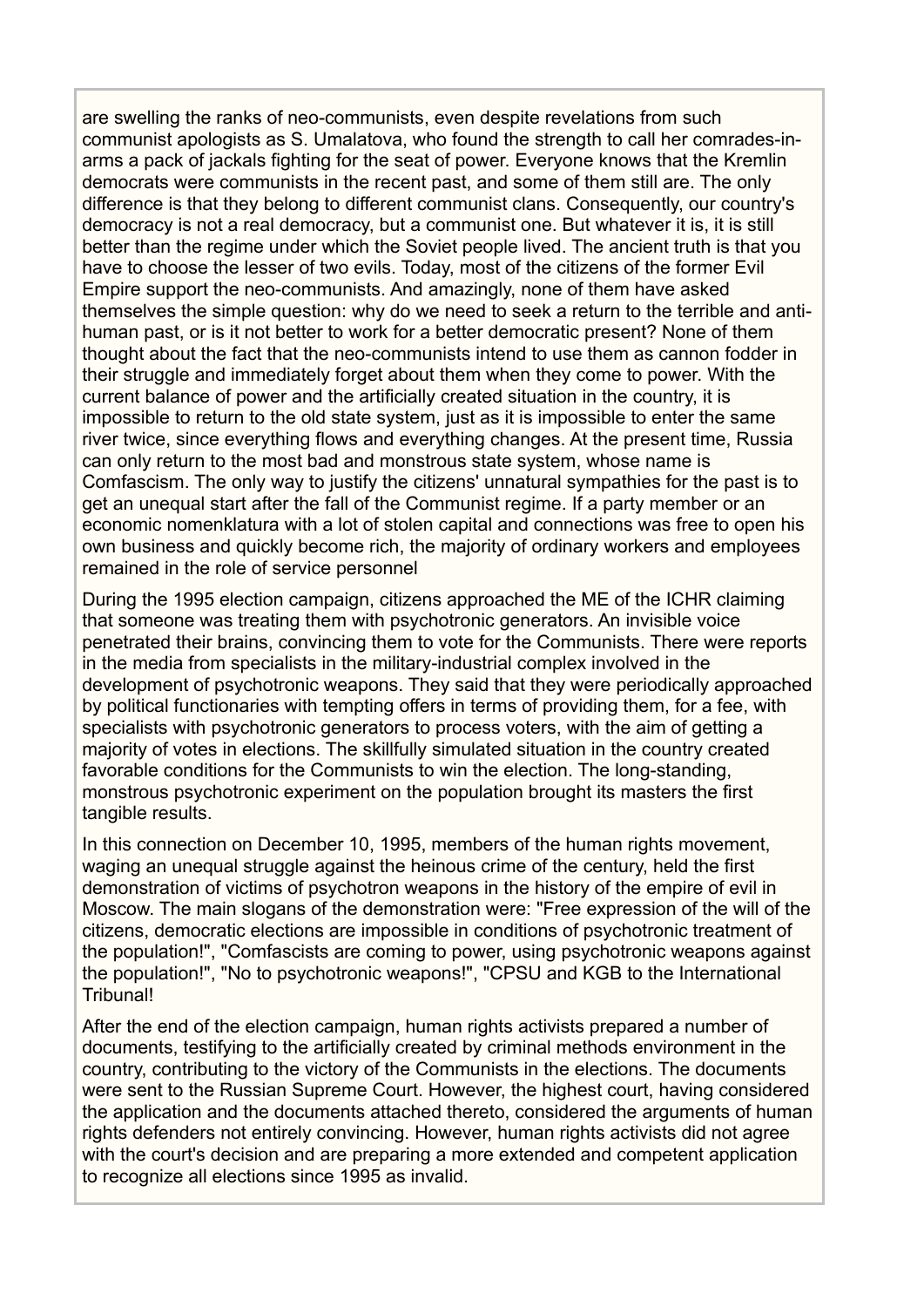are swelling the ranks of neo-communists, even despite revelations from such communist apologists as S. Umalatova, who found the strength to call her comrades-in-arms a pack of jackals fighting for the seat of power. Everyone knows that the Kremlin democrats were communists in the recent past, and some of them still are. The only difference is that they belong to different communist clans. Consequently, our country's democracy is not a real democracy, but a communist one. But whatever it is, it is still better than the regime under which the Soviet people lived. The ancient truth is that you have to choose the lesser of two evils. Today, most of the citizens of the former Evil Empire support the neo-communists. And amazingly, none of them have asked themselves the simple question: why do we need to seek a return to the terrible and anti-human past, or is it not better to work for a better democratic present? None of them thought about the fact that the neo-communists intend to use them as cannon fodder in their struggle and immediately forget about them when they come to power. With the current balance of power and the artificially created situation in the country, it is impossible to return to the old state system, just as it is impossible to enter the same river twice, since everything flows and everything changes. At the present time, Russia can only return to the most bad and monstrous state system, whose name is Comfascism. The only way to justify the citizens' unnatural sympathies for the past is to get an unequal start after the fall of the Communist regime. If a party member or an economic nomenklatura with a lot of stolen capital and connections was free to open his own business and quickly become rich, the majority of ordinary workers and employees remained in the role of service personnel

During the 1995 election campaign, citizens approached the ME of the ICHR claiming that someone was treating them with psychotronic generators. An invisible voice penetrated their brains, convincing them to vote for the Communists. There were reports in the media from specialists in the military-industrial complex involved in the development of psychotronic weapons. They said that they were periodically approached by political functionaries with tempting offers in terms of providing them, for a fee, with specialists with psychotronic generators to process voters, with the aim of getting a majority of votes in elections. The skillfully simulated situation in the country created favorable conditions for the Communists to win the election. The long-standing, monstrous psychotronic experiment on the population brought its masters the first tangible results.

In this connection on December 10, 1995, members of the human rights movement, waging an unequal struggle against the heinous crime of the century, held the first demonstration of victims of psychotron weapons in the history of the empire of evil in Moscow. The main slogans of the demonstration were: "Free expression of the will of the citizens, democratic elections are impossible in conditions of psychotronic treatment of the population!", "Comfascists are coming to power, using psychotronic weapons against the population!", "No to psychotronic weapons!", "CPSU and KGB to the International Tribunal!

After the end of the election campaign, human rights activists prepared a number of documents, testifying to the artificially created by criminal methods environment in the country, contributing to the victory of the Communists in the elections. The documents were sent to the Russian Supreme Court. However, the highest court, having considered the application and the documents attached thereto, considered the arguments of human rights defenders not entirely convincing. However, human rights activists did not agree with the court's decision and are preparing a more extended and competent application to recognize all elections since 1995 as invalid.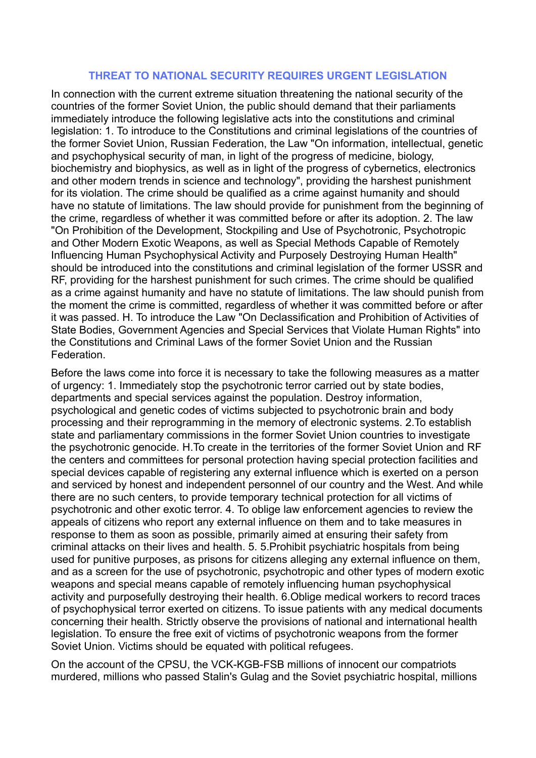## THREAT TO NATIONAL SECURITY REQUIRES URGENT LEGISLATION

In connection with the current extreme situation threatening the national security of the countries of the former Soviet Union, the public should demand that their parliaments immediately introduce the following legislative acts into the constitutions and criminal legislation: 1. To introduce to the Constitutions and criminal legislations of the countries of the former Soviet Union, Russian Federation, the Law "On information, intellectual, genetic and psychophysical security of man, in light of the progress of medicine, biology, biochemistry and biophysics, as well as in light of the progress of cybernetics, electronics and other modern trends in science and technology", providing the harshest punishment for its violation. The crime should be qualified as a crime against humanity and should have no statute of limitations. The law should provide for punishment from the beginning of the crime, regardless of whether it was committed before or after its adoption. 2. The law "On Prohibition of the Development, Stockpiling and Use of Psychotronic, Psychotropic and Other Modern Exotic Weapons, as well as Special Methods Capable of Remotely Influencing Human Psychophysical Activity and Purposely Destroying Human Health" should be introduced into the constitutions and criminal legislation of the former USSR and RF, providing for the harshest punishment for such crimes. The crime should be qualified as a crime against humanity and have no statute of limitations. The law should punish from the moment the crime is committed, regardless of whether it was committed before or after it was passed. H. To introduce the Law "On Declassification and Prohibition of Activities of State Bodies, Government Agencies and Special Services that Violate Human Rights" into the Constitutions and Criminal Laws of the former Soviet Union and the Russian Federation.

Before the laws come into force it is necessary to take the following measures as a matter of urgency: 1. Immediately stop the psychotronic terror carried out by state bodies, departments and special services against the population. Destroy information, psychological and genetic codes of victims subjected to psychotronic brain and body processing and their reprogramming in the memory of electronic systems. 2.To establish state and parliamentary commissions in the former Soviet Union countries to investigate the psychotronic genocide. H.To create in the territories of the former Soviet Union and RF the centers and committees for personal protection having special protection facilities and special devices capable of registering any external influence which is exerted on a person and serviced by honest and independent personnel of our country and the West. And while there are no such centers, to provide temporary technical protection for all victims of psychotronic and other exotic terror. 4. To oblige law enforcement agencies to review the appeals of citizens who report any external influence on them and to take measures in response to them as soon as possible, primarily aimed at ensuring their safety from criminal attacks on their lives and health. 5. 5.Prohibit psychiatric hospitals from being used for punitive purposes, as prisons for citizens alleging any external influence on them, and as a screen for the use of psychotronic, psychotropic and other types of modern exotic weapons and special means capable of remotely influencing human psychophysical activity and purposefully destroying their health. 6.Oblige medical workers to record traces of psychophysical terror exerted on citizens. To issue patients with any medical documents concerning their health. Strictly observe the provisions of national and international health legislation. To ensure the free exit of victims of psychotronic weapons from the former Soviet Union. Victims should be equated with political refugees.

On the account of the CPSU, the VCK-KGB-FSB millions of innocent our compatriots murdered, millions who passed Stalin's Gulag and the Soviet psychiatric hospital, millions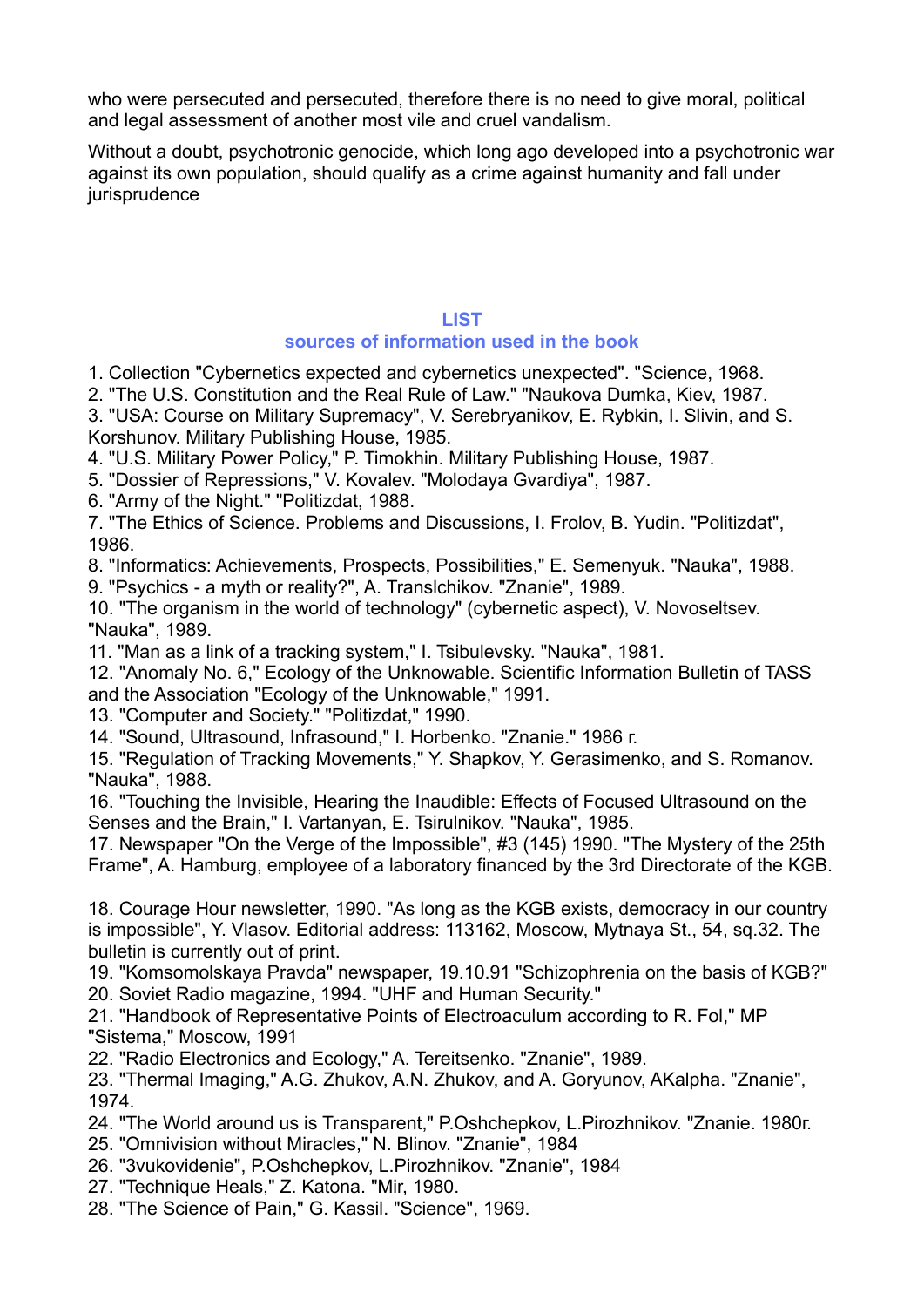who were persecuted and persecuted, therefore there is no need to give moral, political and legal assessment of another most vile and cruel vandalism.

Without a doubt, psychotronic genocide, which long ago developed into a psychotronic war against its own population, should qualify as a crime against humanity and fall under jurisprudence

## LIST
## sources of information used in the book

1. Collection "Cybernetics expected and cybernetics unexpected". "Science, 1968.
2. "The U.S. Constitution and the Real Rule of Law." "Naukova Dumka, Kiev, 1987.
3. "USA: Course on Military Supremacy", V. Serebryanikov, E. Rybkin, I. Slivin, and S. Korshunov. Military Publishing House, 1985.
4. "U.S. Military Power Policy," P. Timokhin. Military Publishing House, 1987.
5. "Dossier of Repressions," V. Kovalev. "Molodaya Gvardiya", 1987.
6. "Army of the Night." "Politizdat, 1988.
7. "The Ethics of Science. Problems and Discussions, I. Frolov, B. Yudin. "Politizdat", 1986.
8. "Informatics: Achievements, Prospects, Possibilities," E. Semenyuk. "Nauka", 1988.
9. "Psychics - a myth or reality?", A. Translchikov. "Znanie", 1989.
10. "The organism in the world of technology" (cybernetic aspect), V. Novoseltsev. "Nauka", 1989.
11. "Man as a link of a tracking system," I. Tsibulevsky. "Nauka", 1981.
12. "Anomaly No. 6," Ecology of the Unknowable. Scientific Information Bulletin of TASS and the Association "Ecology of the Unknowable," 1991.
13. "Computer and Society." "Politizdat," 1990.
14. "Sound, Ultrasound, Infrasound," I. Horbenko. "Znanie." 1986 r.
15. "Regulation of Tracking Movements," Y. Shapkov, Y. Gerasimenko, and S. Romanov. "Nauka", 1988.
16. "Touching the Invisible, Hearing the Inaudible: Effects of Focused Ultrasound on the Senses and the Brain," I. Vartanyan, E. Tsirulnikov. "Nauka", 1985.
17. Newspaper "On the Verge of the Impossible", #3 (145) 1990. "The Mystery of the 25th Frame", A. Hamburg, employee of a laboratory financed by the 3rd Directorate of the KGB.
18. Courage Hour newsletter, 1990. "As long as the KGB exists, democracy in our country is impossible", Y. Vlasov. Editorial address: 113162, Moscow, Mytnaya St., 54, sq.32. The bulletin is currently out of print.
19. "Komsomolskaya Pravda" newspaper, 19.10.91 "Schizophrenia on the basis of KGB?"
20. Soviet Radio magazine, 1994. "UHF and Human Security."
21. "Handbook of Representative Points of Electroaculum according to R. Fol," MP "Sistema," Moscow, 1991
22. "Radio Electronics and Ecology," A. Tereitsenko. "Znanie", 1989.
23. "Thermal Imaging," A.G. Zhukov, A.N. Zhukov, and A. Goryunov, AKalpha. "Znanie", 1974.
24. "The World around us is Transparent," P.Oshchepkov, L.Pirozhnikov. "Znanie. 1980r.
25. "Omnivision without Miracles," N. Blinov. "Znanie", 1984
26. "3vukovidenie", P.Oshchepkov, L.Pirozhnikov. "Znanie", 1984
27. "Technique Heals," Z. Katona. "Mir, 1980.
28. "The Science of Pain," G. Kassil. "Science", 1969.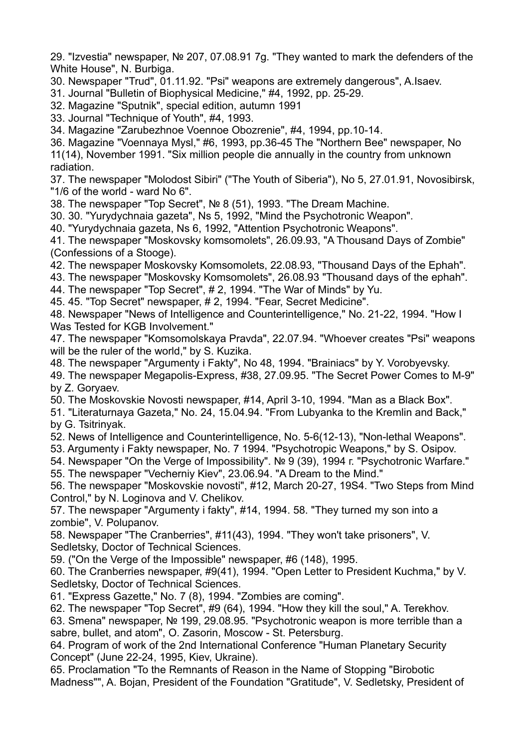29. "Izvestia" newspaper, № 207, 07.08.91 7g. "They wanted to mark the defenders of the White House", N. Burbiga.

30. Newspaper "Trud", 01.11.92. "Psi" weapons are extremely dangerous", A.Isaev.

31. Journal "Bulletin of Biophysical Medicine," #4, 1992, pp. 25-29.

32. Magazine "Sputnik", special edition, autumn 1991

33. Journal "Technique of Youth", #4, 1993.

34. Magazine "Zarubezhnoe Voennoe Obozrenie", #4, 1994, pp.10-14.

36. Magazine "Voennaya Mysl," #6, 1993, pp.36-45 The "Northern Bee" newspaper, No 11(14), November 1991. "Six million people die annually in the country from unknown radiation.

37. The newspaper "Molodost Sibiri" ("The Youth of Siberia"), No 5, 27.01.91, Novosibirsk, "1/6 of the world - ward No 6".

38. The newspaper "Top Secret", № 8 (51), 1993. "The Dream Machine.

30. 30. "Yurydychnaia gazeta", Ns 5, 1992, "Mind the Psychotronic Weapon".

40. "Yurydychnaia gazeta, Ns 6, 1992, "Attention Psychotronic Weapons".

41. The newspaper "Moskovsky komsomolets", 26.09.93, "A Thousand Days of Zombie" (Confessions of a Stooge).

42. The newspaper Moskovsky Komsomolets, 22.08.93, "Thousand Days of the Ephah".

43. The newspaper "Moskovsky Komsomolets", 26.08.93 "Thousand days of the ephah".

44. The newspaper "Top Secret", # 2, 1994. "The War of Minds" by Yu.

45. 45. "Top Secret" newspaper, # 2, 1994. "Fear, Secret Medicine".

48. Newspaper "News of Intelligence and Counterintelligence," No. 21-22, 1994. "How I Was Tested for KGB Involvement."

47. The newspaper "Komsomolskaya Pravda", 22.07.94. "Whoever creates "Psi" weapons will be the ruler of the world," by S. Kuzika.

48. The newspaper "Argumenty i Fakty", No 48, 1994. "Brainiacs" by Y. Vorobyevsky.

49. The newspaper Megapolis-Express, #38, 27.09.95. "The Secret Power Comes to M-9" by Z. Goryaev.

50. The Moskovskie Novosti newspaper, #14, April 3-10, 1994. "Man as a Black Box".

51. "Literaturnaya Gazeta," No. 24, 15.04.94. "From Lubyanka to the Kremlin and Back," by G. Tsitrinyak.

52. News of Intelligence and Counterintelligence, No. 5-6(12-13), "Non-lethal Weapons".

53. Argumenty i Fakty newspaper, No. 7 1994. "Psychotropic Weapons," by S. Osipov.

54. Newspaper "On the Verge of Impossibility". № 9 (39), 1994 г. "Psychotronic Warfare."

55. The newspaper "Vecherniy Kiev", 23.06.94. "A Dream to the Mind."

56. The newspaper "Moskovskie novosti", #12, March 20-27, 19S4. "Two Steps from Mind Control," by N. Loginova and V. Chelikov.

57. The newspaper "Argumenty i fakty", #14, 1994. 58. "They turned my son into a zombie", V. Polupanov.

58. Newspaper "The Cranberries", #11(43), 1994. "They won't take prisoners", V. Sedletsky, Doctor of Technical Sciences.

59. ("On the Verge of the Impossible" newspaper, #6 (148), 1995.

60. The Cranberries newspaper, #9(41), 1994. "Open Letter to President Kuchma," by V. Sedletsky, Doctor of Technical Sciences.

61. "Express Gazette," No. 7 (8), 1994. "Zombies are coming".

62. The newspaper "Top Secret", #9 (64), 1994. "How they kill the soul," A. Terekhov.

63. Smena" newspaper, № 199, 29.08.95. "Psychotronic weapon is more terrible than a sabre, bullet, and atom", O. Zasorin, Moscow - St. Petersburg.

64. Program of work of the 2nd International Conference "Human Planetary Security Concept" (June 22-24, 1995, Kiev, Ukraine).

65. Proclamation "To the Remnants of Reason in the Name of Stopping "Birobotic Madness"", A. Bojan, President of the Foundation "Gratitude", V. Sedletsky, President of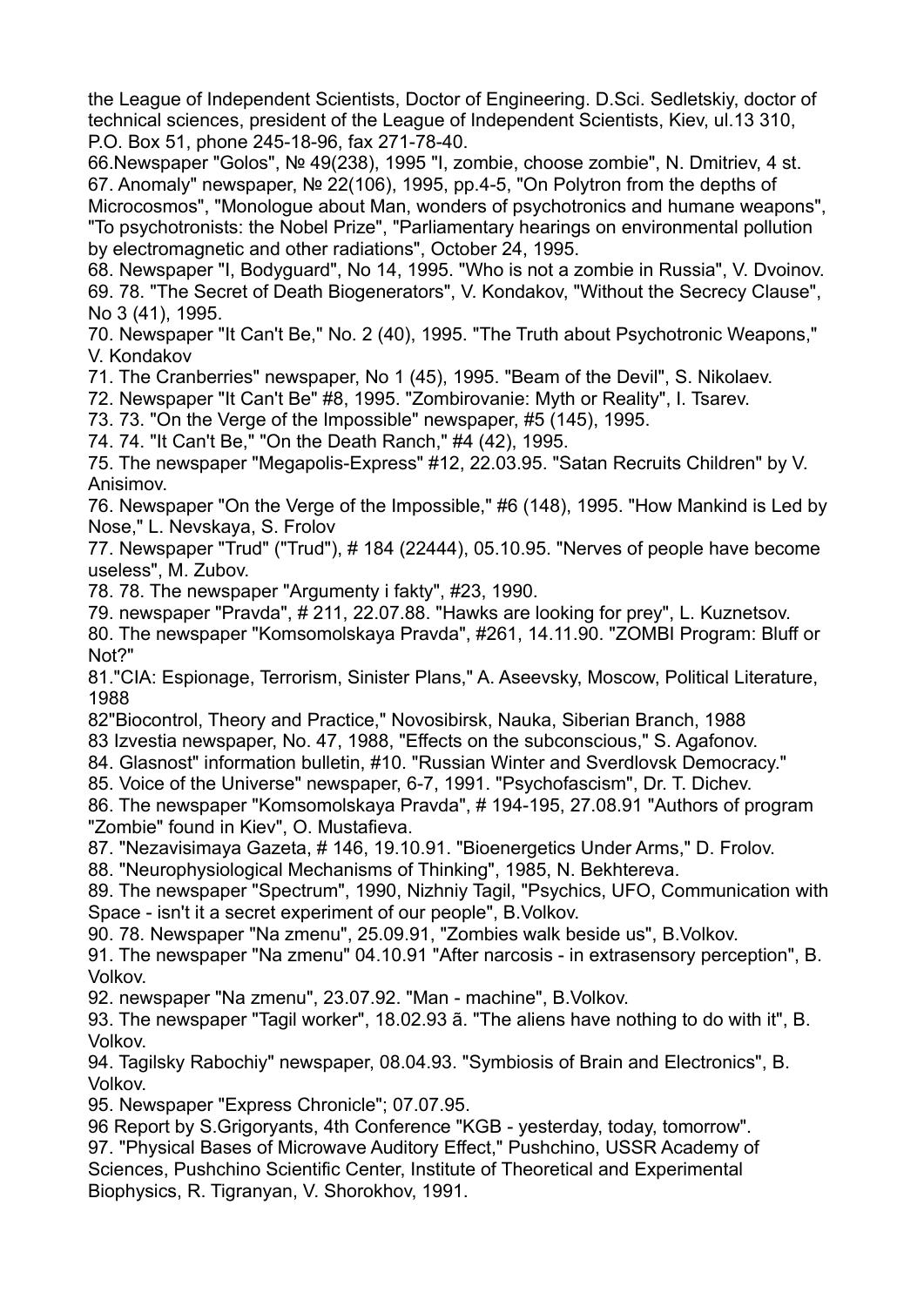the League of Independent Scientists, Doctor of Engineering. D.Sci. Sedletskiy, doctor of technical sciences, president of the League of Independent Scientists, Kiev, ul.13 310, P.O. Box 51, phone 245-18-96, fax 271-78-40.

66.Newspaper "Golos", № 49(238), 1995 "I, zombie, choose zombie", N. Dmitriev, 4 st.

67. Anomaly" newspaper, № 22(106), 1995, pp.4-5, "On Polytron from the depths of Microcosmos", "Monologue about Man, wonders of psychotronics and humane weapons", "To psychotronists: the Nobel Prize", "Parliamentary hearings on environmental pollution by electromagnetic and other radiations", October 24, 1995.

68. Newspaper "I, Bodyguard", No 14, 1995. "Who is not a zombie in Russia", V. Dvoinov.

69. 78. "The Secret of Death Biogenerators", V. Kondakov, "Without the Secrecy Clause", No 3 (41), 1995.

70. Newspaper "It Can't Be," No. 2 (40), 1995. "The Truth about Psychotronic Weapons," V. Kondakov

71. The Cranberries" newspaper, No 1 (45), 1995. "Beam of the Devil", S. Nikolaev.

72. Newspaper "It Can't Be" #8, 1995. "Zombirovanie: Myth or Reality", I. Tsarev.

73. 73. "On the Verge of the Impossible" newspaper, #5 (145), 1995.

74. 74. "It Can't Be," "On the Death Ranch," #4 (42), 1995.

75. The newspaper "Megapolis-Express" #12, 22.03.95. "Satan Recruits Children" by V. Anisimov.

76. Newspaper "On the Verge of the Impossible," #6 (148), 1995. "How Mankind is Led by Nose," L. Nevskaya, S. Frolov

77. Newspaper "Trud" ("Trud"), # 184 (22444), 05.10.95. "Nerves of people have become useless", M. Zubov.

78. 78. The newspaper "Argumenty i fakty", #23, 1990.

79. newspaper "Pravda", # 211, 22.07.88. "Hawks are looking for prey", L. Kuznetsov.

80. The newspaper "Komsomolskaya Pravda", #261, 14.11.90. "ZOMBI Program: Bluff or Not?"

81."CIA: Espionage, Terrorism, Sinister Plans," A. Aseevsky, Moscow, Political Literature, 1988

82"Biocontrol, Theory and Practice," Novosibirsk, Nauka, Siberian Branch, 1988

83 Izvestia newspaper, No. 47, 1988, "Effects on the subconscious," S. Agafonov.

84. Glasnost" information bulletin, #10. "Russian Winter and Sverdlovsk Democracy."

85. Voice of the Universe" newspaper, 6-7, 1991. "Psychofascism", Dr. T. Dichev.

86. The newspaper "Komsomolskaya Pravda", # 194-195, 27.08.91 "Authors of program "Zombie" found in Kiev", O. Mustafieva.

87. "Nezavisimaya Gazeta, # 146, 19.10.91. "Bioenergetics Under Arms," D. Frolov.

88. "Neurophysiological Mechanisms of Thinking", 1985, N. Bekhtereva.

89. The newspaper "Spectrum", 1990, Nizhniy Tagil, "Psychics, UFO, Communication with Space - isn't it a secret experiment of our people", B.Volkov.

90. 78. Newspaper "Na zmenu", 25.09.91, "Zombies walk beside us", B.Volkov.

91. The newspaper "Na zmenu" 04.10.91 "After narcosis - in extrasensory perception", B. Volkov.

92. newspaper "Na zmenu", 23.07.92. "Man - machine", B.Volkov.

93. The newspaper "Tagil worker", 18.02.93 ã. "The aliens have nothing to do with it", B. Volkov.

94. Tagilsky Rabochiy" newspaper, 08.04.93. "Symbiosis of Brain and Electronics", B. Volkov.

95. Newspaper "Express Chronicle"; 07.07.95.

96 Report by S.Grigoryants, 4th Conference "KGB - yesterday, today, tomorrow".

97. "Physical Bases of Microwave Auditory Effect," Pushchino, USSR Academy of Sciences, Pushchino Scientific Center, Institute of Theoretical and Experimental Biophysics, R. Tigranyan, V. Shorokhov, 1991.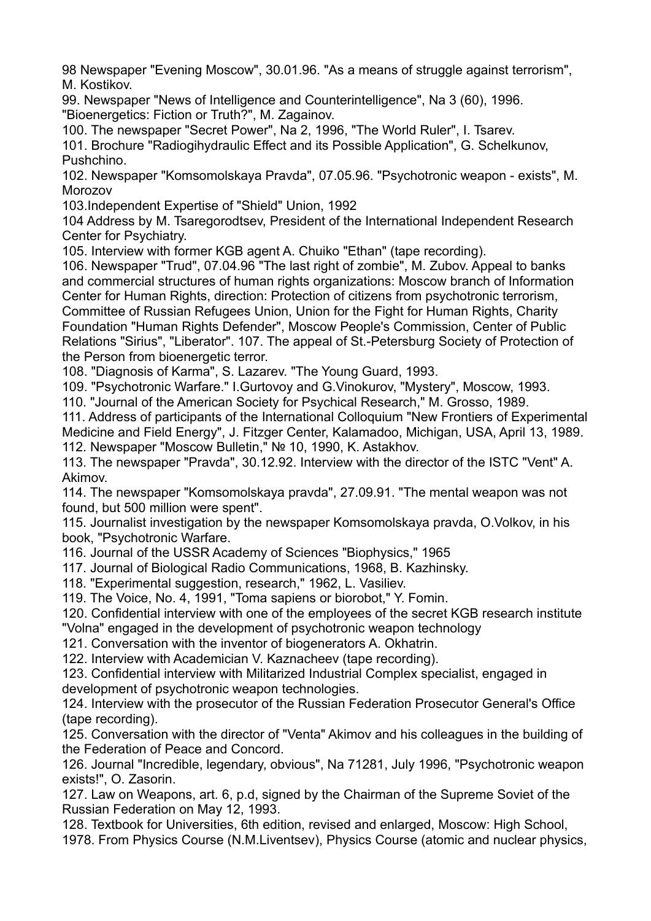98 Newspaper "Evening Moscow", 30.01.96. "As a means of struggle against terrorism", M. Kostikov.

99. Newspaper "News of Intelligence and Counterintelligence", Na 3 (60), 1996. "Bioenergetics: Fiction or Truth?", M. Zagainov.

100. The newspaper "Secret Power", Na 2, 1996, "The World Ruler", I. Tsarev.

101. Brochure "Radiogihydraulic Effect and its Possible Application", G. Schelkunov, Pushchino.

102. Newspaper "Komsomolskaya Pravda", 07.05.96. "Psychotronic weapon - exists", M. Morozov

103.Independent Expertise of "Shield" Union, 1992

104 Address by M. Tsaregorodtsev, President of the International Independent Research Center for Psychiatry.

105. Interview with former KGB agent A. Chuiko "Ethan" (tape recording).

106. Newspaper "Trud", 07.04.96 "The last right of zombie", M. Zubov. Appeal to banks and commercial structures of human rights organizations: Moscow branch of Information Center for Human Rights, direction: Protection of citizens from psychotronic terrorism, Committee of Russian Refugees Union, Union for the Fight for Human Rights, Charity Foundation "Human Rights Defender", Moscow People's Commission, Center of Public Relations "Sirius", "Liberator". 107. The appeal of St.-Petersburg Society of Protection of the Person from bioenergetic terror.

108. "Diagnosis of Karma", S. Lazarev. "The Young Guard, 1993.

109. "Psychotronic Warfare." I.Gurtovoy and G.Vinokurov, "Mystery", Moscow, 1993.

110. "Journal of the American Society for Psychical Research," M. Grosso, 1989.

111. Address of participants of the International Colloquium "New Frontiers of Experimental Medicine and Field Energy", J. Fitzger Center, Kalamadoo, Michigan, USA, April 13, 1989.

112. Newspaper "Moscow Bulletin," № 10, 1990, K. Astakhov.

113. The newspaper "Pravda", 30.12.92. Interview with the director of the ISTC "Vent" A. Akimov.

114. The newspaper "Komsomolskaya pravda", 27.09.91. "The mental weapon was not found, but 500 million were spent".

115. Journalist investigation by the newspaper Komsomolskaya pravda, O.Volkov, in his book, "Psychotronic Warfare.

116. Journal of the USSR Academy of Sciences "Biophysics," 1965

117. Journal of Biological Radio Communications, 1968, B. Kazhinsky.

118. "Experimental suggestion, research," 1962, L. Vasiliev.

119. The Voice, No. 4, 1991, "Toma sapiens or biorobot," Y. Fomin.

120. Confidential interview with one of the employees of the secret KGB research institute "Volna" engaged in the development of psychotronic weapon technology

121. Conversation with the inventor of biogenerators A. Okhatrin.

122. Interview with Academician V. Kaznacheev (tape recording).

123. Confidential interview with Militarized Industrial Complex specialist, engaged in development of psychotronic weapon technologies.

124. Interview with the prosecutor of the Russian Federation Prosecutor General's Office (tape recording).

125. Conversation with the director of "Venta" Akimov and his colleagues in the building of the Federation of Peace and Concord.

126. Journal "Incredible, legendary, obvious", Na 71281, July 1996, "Psychotronic weapon exists!", O. Zasorin.

127. Law on Weapons, art. 6, p.d, signed by the Chairman of the Supreme Soviet of the Russian Federation on May 12, 1993.

128. Textbook for Universities, 6th edition, revised and enlarged, Moscow: High School, 1978. From Physics Course (N.M.Liventsev), Physics Course (atomic and nuclear physics,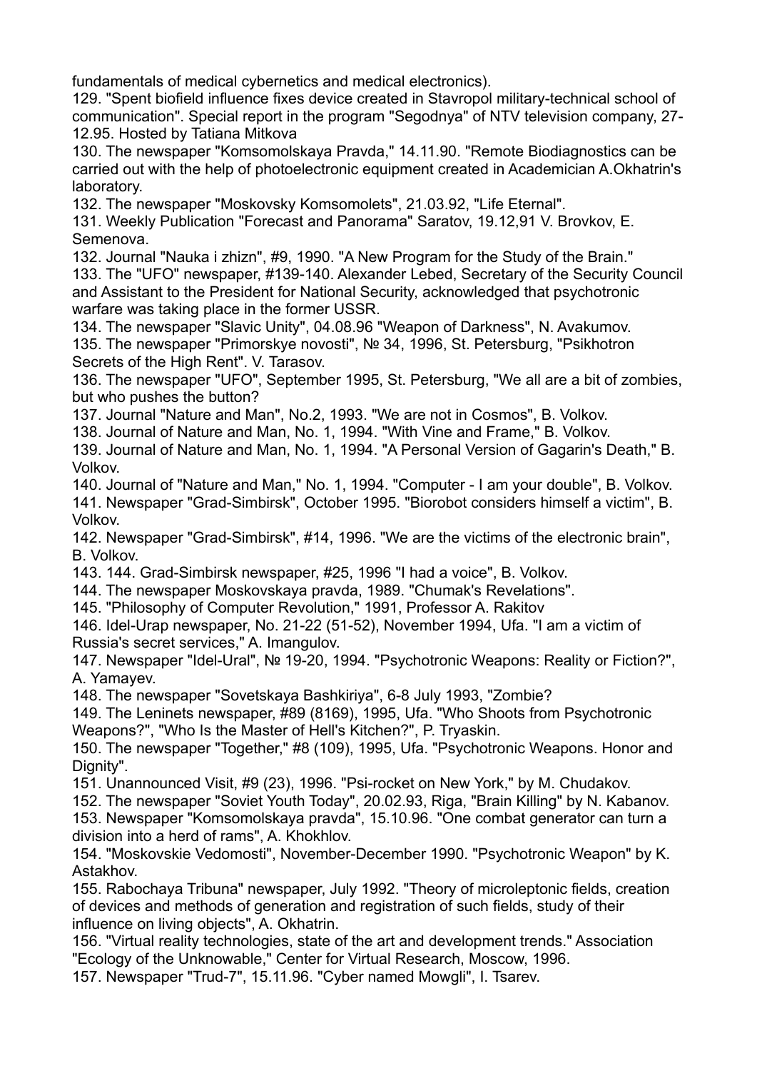fundamentals of medical cybernetics and medical electronics).

129. "Spent biofield influence fixes device created in Stavropol military-technical school of communication". Special report in the program "Segodnya" of NTV television company, 27-12.95. Hosted by Tatiana Mitkova

130. The newspaper "Komsomolskaya Pravda," 14.11.90. "Remote Biodiagnostics can be carried out with the help of photoelectronic equipment created in Academician A.Okhatrin's laboratory.

132. The newspaper "Moskovsky Komsomolets", 21.03.92, "Life Eternal".

131. Weekly Publication "Forecast and Panorama" Saratov, 19.12,91 V. Brovkov, E. Semenova.

132. Journal "Nauka i zhizn", #9, 1990. "A New Program for the Study of the Brain."

133. The "UFO" newspaper, #139-140. Alexander Lebed, Secretary of the Security Council and Assistant to the President for National Security, acknowledged that psychotronic warfare was taking place in the former USSR.

134. The newspaper "Slavic Unity", 04.08.96 "Weapon of Darkness", N. Avakumov.

135. The newspaper "Primorskye novosti", № 34, 1996, St. Petersburg, "Psikhotron Secrets of the High Rent". V. Tarasov.

136. The newspaper "UFO", September 1995, St. Petersburg, "We all are a bit of zombies, but who pushes the button?

137. Journal "Nature and Man", No.2, 1993. "We are not in Cosmos", B. Volkov.

138. Journal of Nature and Man, No. 1, 1994. "With Vine and Frame," B. Volkov.

139. Journal of Nature and Man, No. 1, 1994. "A Personal Version of Gagarin's Death," B. Volkov.

140. Journal of "Nature and Man," No. 1, 1994. "Computer - I am your double", B. Volkov.

141. Newspaper "Grad-Simbirsk", October 1995. "Biorobot considers himself a victim", B. Volkov.

142. Newspaper "Grad-Simbirsk", #14, 1996. "We are the victims of the electronic brain", B. Volkov.

143. 144. Grad-Simbirsk newspaper, #25, 1996 "I had a voice", B. Volkov.

144. The newspaper Moskovskaya pravda, 1989. "Chumak's Revelations".

145. "Philosophy of Computer Revolution," 1991, Professor A. Rakitov

146. Idel-Urap newspaper, No. 21-22 (51-52), November 1994, Ufa. "I am a victim of Russia's secret services," A. Imangulov.

147. Newspaper "Idel-Ural", № 19-20, 1994. "Psychotronic Weapons: Reality or Fiction?", A. Yamayev.

148. The newspaper "Sovetskaya Bashkiriya", 6-8 July 1993, "Zombie?

149. The Leninets newspaper, #89 (8169), 1995, Ufa. "Who Shoots from Psychotronic Weapons?", "Who Is the Master of Hell's Kitchen?", P. Tryaskin.

150. The newspaper "Together," #8 (109), 1995, Ufa. "Psychotronic Weapons. Honor and Dignity".

151. Unannounced Visit, #9 (23), 1996. "Psi-rocket on New York," by M. Chudakov.

152. The newspaper "Soviet Youth Today", 20.02.93, Riga, "Brain Killing" by N. Kabanov.

153. Newspaper "Komsomolskaya pravda", 15.10.96. "One combat generator can turn a division into a herd of rams", A. Khokhlov.

154. "Moskovskie Vedomosti", November-December 1990. "Psychotronic Weapon" by K. Astakhov.

155. Rabochaya Tribuna" newspaper, July 1992. "Theory of microleptonic fields, creation of devices and methods of generation and registration of such fields, study of their influence on living objects", A. Okhatrin.

156. "Virtual reality technologies, state of the art and development trends." Association "Ecology of the Unknowable," Center for Virtual Research, Moscow, 1996.

157. Newspaper "Trud-7", 15.11.96. "Cyber named Mowgli", I. Tsarev.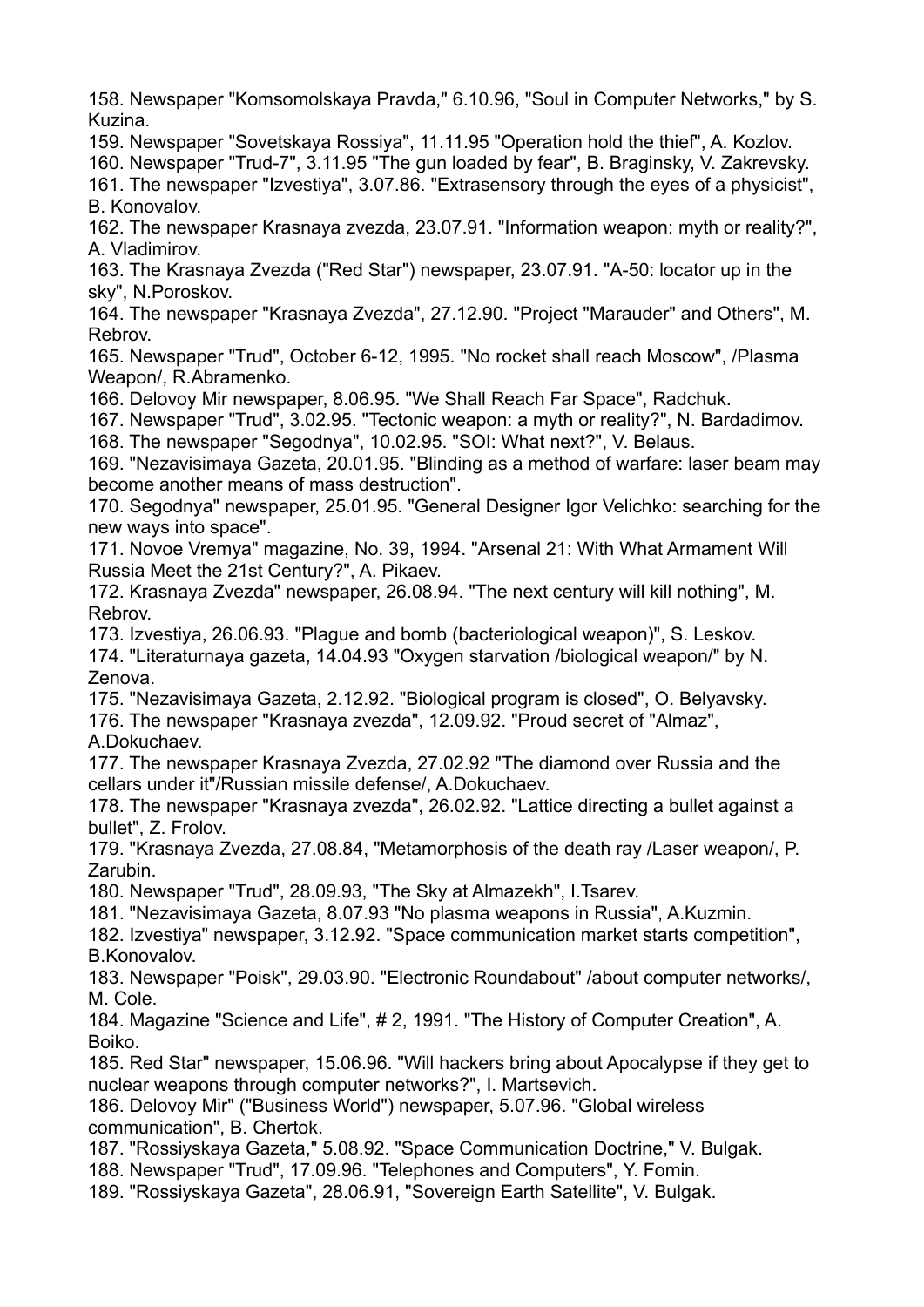158. Newspaper "Komsomolskaya Pravda," 6.10.96, "Soul in Computer Networks," by S. Kuzina.

159. Newspaper "Sovetskaya Rossiya", 11.11.95 "Operation hold the thief", A. Kozlov.

160. Newspaper "Trud-7", 3.11.95 "The gun loaded by fear", B. Braginsky, V. Zakrevsky.

161. The newspaper "Izvestiya", 3.07.86. "Extrasensory through the eyes of a physicist", B. Konovalov.

162. The newspaper Krasnaya zvezda, 23.07.91. "Information weapon: myth or reality?", A. Vladimirov.

163. The Krasnaya Zvezda ("Red Star") newspaper, 23.07.91. "A-50: locator up in the sky", N.Poroskov.

164. The newspaper "Krasnaya Zvezda", 27.12.90. "Project "Marauder" and Others", M. Rebrov.

165. Newspaper "Trud", October 6-12, 1995. "No rocket shall reach Moscow", /Plasma Weapon/, R.Abramenko.

166. Delovoy Mir newspaper, 8.06.95. "We Shall Reach Far Space", Radchuk.

167. Newspaper "Trud", 3.02.95. "Tectonic weapon: a myth or reality?", N. Bardadimov.

168. The newspaper "Segodnya", 10.02.95. "SOI: What next?", V. Belaus.

169. "Nezavisimaya Gazeta, 20.01.95. "Blinding as a method of warfare: laser beam may become another means of mass destruction".

170. Segodnya" newspaper, 25.01.95. "General Designer Igor Velichko: searching for the new ways into space".

171. Novoe Vremya" magazine, No. 39, 1994. "Arsenal 21: With What Armament Will Russia Meet the 21st Century?", A. Pikaev.

172. Krasnaya Zvezda" newspaper, 26.08.94. "The next century will kill nothing", M. Rebrov.

173. Izvestiya, 26.06.93. "Plague and bomb (bacteriological weapon)", S. Leskov.

174. "Literaturnaya gazeta, 14.04.93 "Oxygen starvation /biological weapon/" by N. Zenova.

175. "Nezavisimaya Gazeta, 2.12.92. "Biological program is closed", O. Belyavsky.

176. The newspaper "Krasnaya zvezda", 12.09.92. "Proud secret of "Almaz", A.Dokuchaev.

177. The newspaper Krasnaya Zvezda, 27.02.92 "The diamond over Russia and the cellars under it"/Russian missile defense/, A.Dokuchaev.

178. The newspaper "Krasnaya zvezda", 26.02.92. "Lattice directing a bullet against a bullet", Z. Frolov.

179. "Krasnaya Zvezda, 27.08.84, "Metamorphosis of the death ray /Laser weapon/, P. Zarubin.

180. Newspaper "Trud", 28.09.93, "The Sky at Almazekh", I.Tsarev.

181. "Nezavisimaya Gazeta, 8.07.93 "No plasma weapons in Russia", A.Kuzmin.

182. Izvestiya" newspaper, 3.12.92. "Space communication market starts competition", B.Konovalov.

183. Newspaper "Poisk", 29.03.90. "Electronic Roundabout" /about computer networks/, M. Cole.

184. Magazine "Science and Life", # 2, 1991. "The History of Computer Creation", A. Boiko.

185. Red Star" newspaper, 15.06.96. "Will hackers bring about Apocalypse if they get to nuclear weapons through computer networks?", I. Martsevich.

186. Delovoy Mir" ("Business World") newspaper, 5.07.96. "Global wireless communication", B. Chertok.

187. "Rossiyskaya Gazeta," 5.08.92. "Space Communication Doctrine," V. Bulgak.

188. Newspaper "Trud", 17.09.96. "Telephones and Computers", Y. Fomin.

189. "Rossiyskaya Gazeta", 28.06.91, "Sovereign Earth Satellite", V. Bulgak.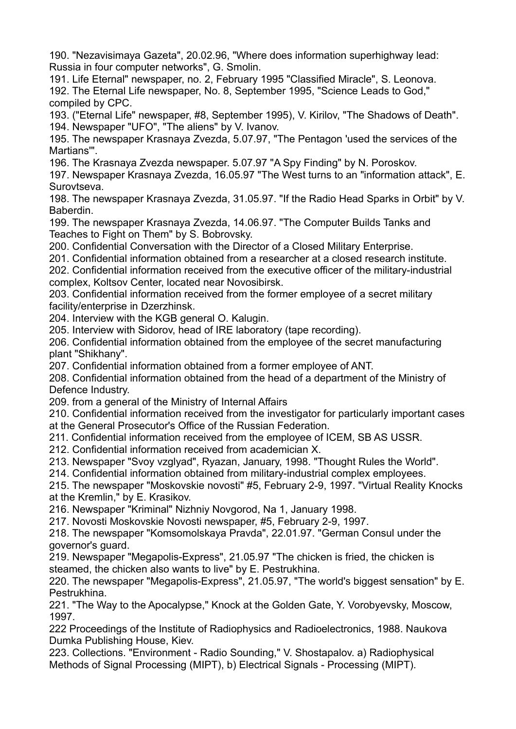190. "Nezavisimaya Gazeta", 20.02.96, "Where does information superhighway lead: Russia in four computer networks", G. Smolin.

191. Life Eternal" newspaper, no. 2, February 1995 "Classified Miracle", S. Leonova.

192. The Eternal Life newspaper, No. 8, September 1995, "Science Leads to God," compiled by CPC.

193. ("Eternal Life" newspaper, #8, September 1995), V. Kirilov, "The Shadows of Death".

194. Newspaper "UFO", "The aliens" by V. Ivanov.

195. The newspaper Krasnaya Zvezda, 5.07.97, "The Pentagon 'used the services of the Martians'".

196. The Krasnaya Zvezda newspaper. 5.07.97 "A Spy Finding" by N. Poroskov.

197. Newspaper Krasnaya Zvezda, 16.05.97 "The West turns to an "information attack", E. Surovtseva.

198. The newspaper Krasnaya Zvezda, 31.05.97. "If the Radio Head Sparks in Orbit" by V. Baberdin.

199. The newspaper Krasnaya Zvezda, 14.06.97. "The Computer Builds Tanks and Teaches to Fight on Them" by S. Bobrovsky.

200. Confidential Conversation with the Director of a Closed Military Enterprise.

201. Confidential information obtained from a researcher at a closed research institute.

202. Confidential information received from the executive officer of the military-industrial complex, Koltsov Center, located near Novosibirsk.

203. Confidential information received from the former employee of a secret military facility/enterprise in Dzerzhinsk.

204. Interview with the KGB general O. Kalugin.

205. Interview with Sidorov, head of IRE laboratory (tape recording).

206. Confidential information obtained from the employee of the secret manufacturing plant "Shikhany".

207. Confidential information obtained from a former employee of ANT.

208. Confidential information obtained from the head of a department of the Ministry of Defence Industry.

209. from a general of the Ministry of Internal Affairs

210. Confidential information received from the investigator for particularly important cases at the General Prosecutor's Office of the Russian Federation.

211. Confidential information received from the employee of ICEM, SB AS USSR.

212. Confidential information received from academician X.

213. Newspaper "Svoy vzglyad", Ryazan, January, 1998. "Thought Rules the World".

214. Confidential information obtained from military-industrial complex employees.

215. The newspaper "Moskovskie novosti" #5, February 2-9, 1997. "Virtual Reality Knocks at the Kremlin," by E. Krasikov.

216. Newspaper "Kriminal" Nizhniy Novgorod, Na 1, January 1998.

217. Novosti Moskovskie Novosti newspaper, #5, February 2-9, 1997.

218. The newspaper "Komsomolskaya Pravda", 22.01.97. "German Consul under the governor's guard.

219. Newspaper "Megapolis-Express", 21.05.97 "The chicken is fried, the chicken is steamed, the chicken also wants to live" by E. Pestrukhina.

220. The newspaper "Megapolis-Express", 21.05.97, "The world's biggest sensation" by E. Pestrukhina.

221. "The Way to the Apocalypse," Knock at the Golden Gate, Y. Vorobyevsky, Moscow, 1997.

222 Proceedings of the Institute of Radiophysics and Radioelectronics, 1988. Naukova Dumka Publishing House, Kiev.

223. Collections. "Environment - Radio Sounding," V. Shostapalov. a) Radiophysical Methods of Signal Processing (MIPT), b) Electrical Signals - Processing (MIPT).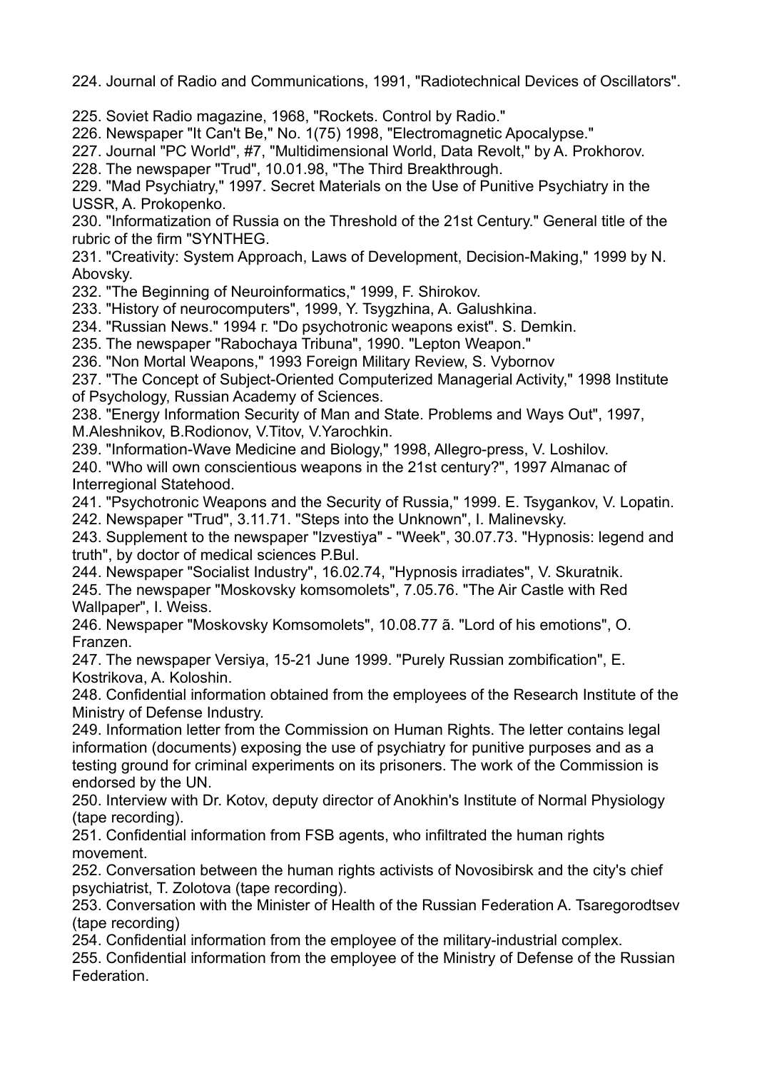224. Journal of Radio and Communications, 1991, "Radiotechnical Devices of Oscillators".

225. Soviet Radio magazine, 1968, "Rockets. Control by Radio."
226. Newspaper "It Can't Be," No. 1(75) 1998, "Electromagnetic Apocalypse."
227. Journal "PC World", #7, "Multidimensional World, Data Revolt," by A. Prokhorov.
228. The newspaper "Trud", 10.01.98, "The Third Breakthrough.
229. "Mad Psychiatry," 1997. Secret Materials on the Use of Punitive Psychiatry in the USSR, A. Prokopenko.
230. "Informatization of Russia on the Threshold of the 21st Century." General title of the rubric of the firm "SYNTHEG.
231. "Creativity: System Approach, Laws of Development, Decision-Making," 1999 by N. Abovsky.
232. "The Beginning of Neuroinformatics," 1999, F. Shirokov.
233. "History of neurocomputers", 1999, Y. Tsygzhina, A. Galushkina.
234. "Russian News." 1994 г. "Do psychotronic weapons exist". S. Demkin.
235. The newspaper "Rabochaya Tribuna", 1990. "Lepton Weapon."
236. "Non Mortal Weapons," 1993 Foreign Military Review, S. Vybornov
237. "The Concept of Subject-Oriented Computerized Managerial Activity," 1998 Institute of Psychology, Russian Academy of Sciences.
238. "Energy Information Security of Man and State. Problems and Ways Out", 1997, M.Aleshnikov, B.Rodionov, V.Titov, V.Yarochkin.
239. "Information-Wave Medicine and Biology," 1998, Allegro-press, V. Loshilov.
240. "Who will own conscientious weapons in the 21st century?", 1997 Almanac of Interregional Statehood.
241. "Psychotronic Weapons and the Security of Russia," 1999. E. Tsygankov, V. Lopatin.
242. Newspaper "Trud", 3.11.71. "Steps into the Unknown", I. Malinevsky.
243. Supplement to the newspaper "Izvestiya" - "Week", 30.07.73. "Hypnosis: legend and truth", by doctor of medical sciences P.Bul.
244. Newspaper "Socialist Industry", 16.02.74, "Hypnosis irradiates", V. Skuratnik.
245. The newspaper "Moskovsky komsomolets", 7.05.76. "The Air Castle with Red Wallpaper", I. Weiss.
246. Newspaper "Moskovsky Komsomolets", 10.08.77 ã. "Lord of his emotions", O. Franzen.
247. The newspaper Versiya, 15-21 June 1999. "Purely Russian zombification", E. Kostrikova, A. Koloshin.
248. Confidential information obtained from the employees of the Research Institute of the Ministry of Defense Industry.
249. Information letter from the Commission on Human Rights. The letter contains legal information (documents) exposing the use of psychiatry for punitive purposes and as a testing ground for criminal experiments on its prisoners. The work of the Commission is endorsed by the UN.
250. Interview with Dr. Kotov, deputy director of Anokhin's Institute of Normal Physiology (tape recording).
251. Confidential information from FSB agents, who infiltrated the human rights movement.
252. Conversation between the human rights activists of Novosibirsk and the city's chief psychiatrist, T. Zolotova (tape recording).
253. Conversation with the Minister of Health of the Russian Federation A. Tsaregorodtsev (tape recording)
254. Confidential information from the employee of the military-industrial complex.
255. Confidential information from the employee of the Ministry of Defense of the Russian Federation.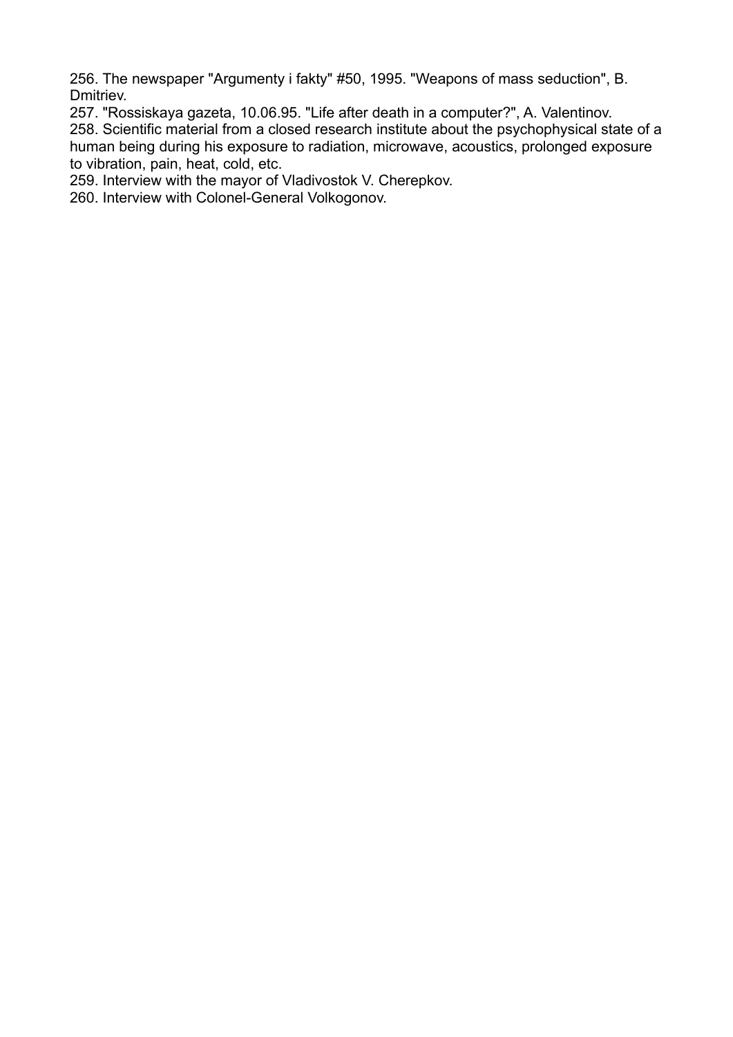256. The newspaper "Argumenty i fakty" #50, 1995. "Weapons of mass seduction", B. Dmitriev.
257. "Rossiskaya gazeta, 10.06.95. "Life after death in a computer?", A. Valentinov.
258. Scientific material from a closed research institute about the psychophysical state of a human being during his exposure to radiation, microwave, acoustics, prolonged exposure to vibration, pain, heat, cold, etc.
259. Interview with the mayor of Vladivostok V. Cherepkov.
260. Interview with Colonel-General Volkogonov.